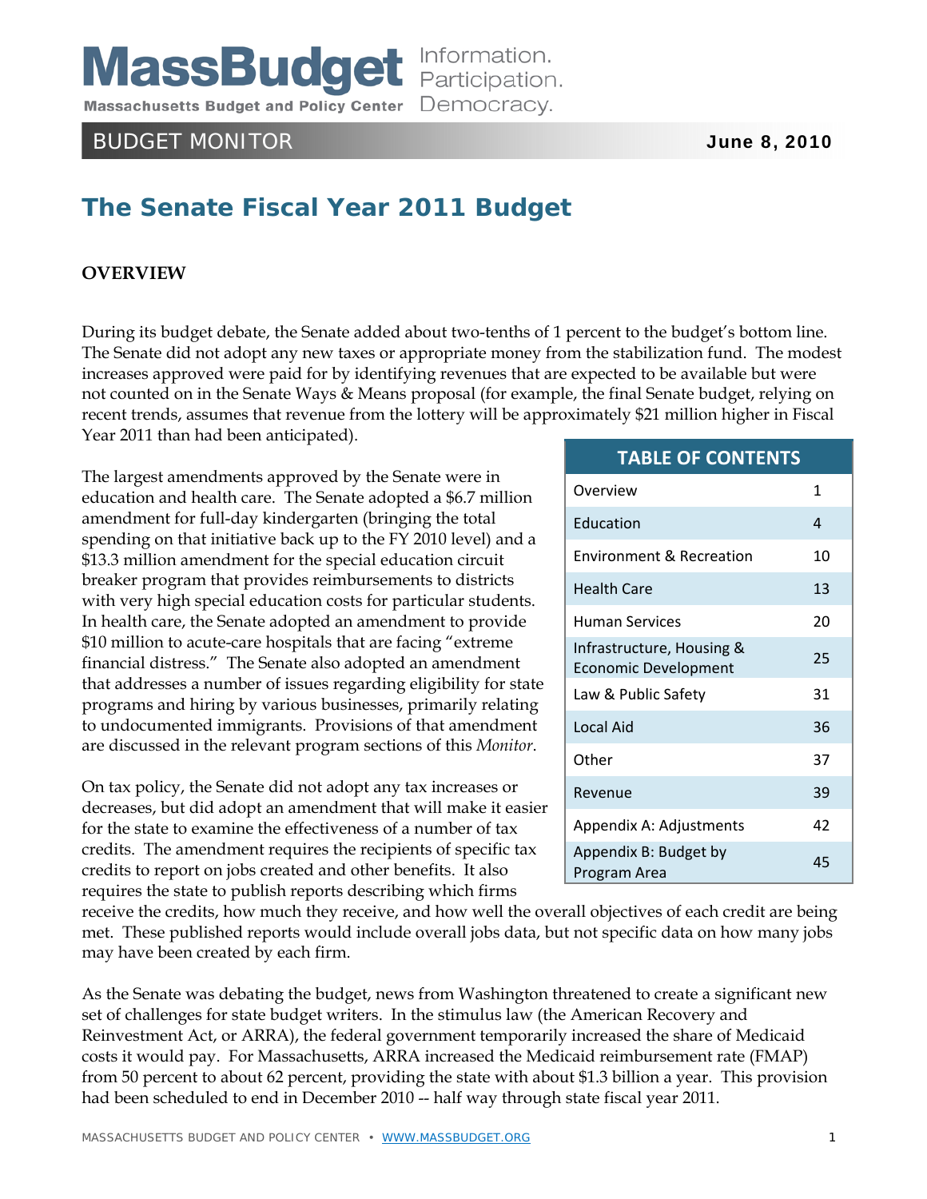MassBudget Information. Participation. Democracy.
Massachusetts Budget and Policy Center

BUDGET MONITOR **June 8, 2010**

# The Senate Fiscal Year 2011 Budget

## OVERVIEW

During its budget debate, the Senate added about two-tenths of 1 percent to the budget's bottom line. The Senate did not adopt any new taxes or appropriate money from the stabilization fund. The modest increases approved were paid for by identifying revenues that are expected to be available but were not counted on in the Senate Ways & Means proposal (for example, the final Senate budget, relying on recent trends, assumes that revenue from the lottery will be approximately $21 million higher in Fiscal Year 2011 than had been anticipated).

| TABLE OF CONTENTS | |
|---|---|
| Overview | 1 |
| Education | 4 |
| Environment & Recreation | 10 |
| Health Care | 13 |
| Human Services | 20 |
| Infrastructure, Housing & Economic Development | 25 |
| Law & Public Safety | 31 |
| Local Aid | 36 |
| Other | 37 |
| Revenue | 39 |
| Appendix A: Adjustments | 42 |
| Appendix B: Budget by Program Area | 45 |

The largest amendments approved by the Senate were in education and health care. The Senate adopted a $6.7 million amendment for full-day kindergarten (bringing the total spending on that initiative back up to the FY 2010 level) and a $13.3 million amendment for the special education circuit breaker program that provides reimbursements to districts with very high special education costs for particular students. In health care, the Senate adopted an amendment to provide $10 million to acute-care hospitals that are facing "extreme financial distress." The Senate also adopted an amendment that addresses a number of issues regarding eligibility for state programs and hiring by various businesses, primarily relating to undocumented immigrants. Provisions of that amendment are discussed in the relevant program sections of this *Monitor*.

On tax policy, the Senate did not adopt any tax increases or decreases, but did adopt an amendment that will make it easier for the state to examine the effectiveness of a number of tax credits. The amendment requires the recipients of specific tax credits to report on jobs created and other benefits. It also requires the state to publish reports describing which firms receive the credits, how much they receive, and how well the overall objectives of each credit are being met. These published reports would include overall jobs data, but not specific data on how many jobs may have been created by each firm.

As the Senate was debating the budget, news from Washington threatened to create a significant new set of challenges for state budget writers. In the stimulus law (the American Recovery and Reinvestment Act, or ARRA), the federal government temporarily increased the share of Medicaid costs it would pay. For Massachusetts, ARRA increased the Medicaid reimbursement rate (FMAP) from 50 percent to about 62 percent, providing the state with about $1.3 billion a year. This provision had been scheduled to end in December 2010 -- half way through state fiscal year 2011.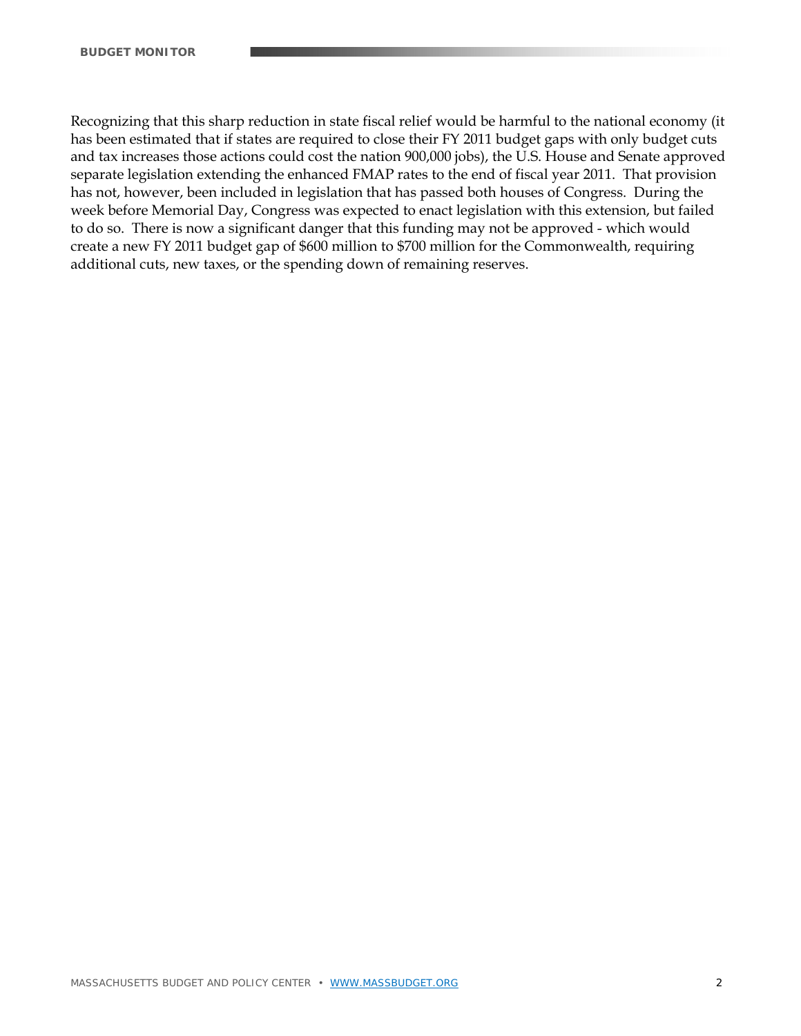Recognizing that this sharp reduction in state fiscal relief would be harmful to the national economy (it has been estimated that if states are required to close their FY 2011 budget gaps with only budget cuts and tax increases those actions could cost the nation 900,000 jobs), the U.S. House and Senate approved separate legislation extending the enhanced FMAP rates to the end of fiscal year 2011. That provision has not, however, been included in legislation that has passed both houses of Congress. During the week before Memorial Day, Congress was expected to enact legislation with this extension, but failed to do so. There is now a significant danger that this funding may not be approved - which would create a new FY 2011 budget gap of $600 million to $700 million for the Commonwealth, requiring additional cuts, new taxes, or the spending down of remaining reserves.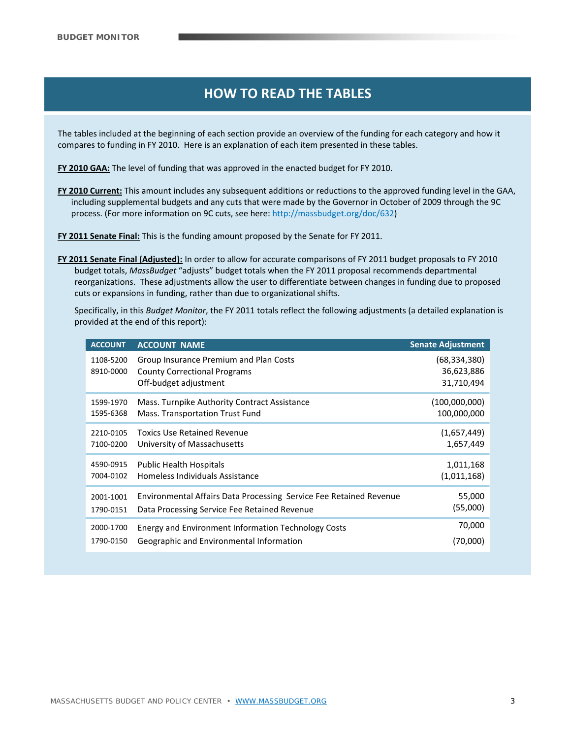# HOW TO READ THE TABLES

The tables included at the beginning of each section provide an overview of the funding for each category and how it compares to funding in FY 2010. Here is an explanation of each item presented in these tables.

**FY 2010 GAA:** The level of funding that was approved in the enacted budget for FY 2010.

**FY 2010 Current:** This amount includes any subsequent additions or reductions to the approved funding level in the GAA, including supplemental budgets and any cuts that were made by the Governor in October of 2009 through the 9C process. (For more information on 9C cuts, see here: http://massbudget.org/doc/632)

**FY 2011 Senate Final:** This is the funding amount proposed by the Senate for FY 2011.

**FY 2011 Senate Final (Adjusted):** In order to allow for accurate comparisons of FY 2011 budget proposals to FY 2010 budget totals, *MassBudget* "adjusts" budget totals when the FY 2011 proposal recommends departmental reorganizations. These adjustments allow the user to differentiate between changes in funding due to proposed cuts or expansions in funding, rather than due to organizational shifts.

Specifically, in this *Budget Monitor*, the FY 2011 totals reflect the following adjustments (a detailed explanation is provided at the end of this report):

| ACCOUNT | ACCOUNT NAME | Senate Adjustment |
|---|---|---|
| 1108-5200 | Group Insurance Premium and Plan Costs | (68,334,380) |
| 8910-0000 | County Correctional Programs | 36,623,886 |
| | Off-budget adjustment | 31,710,494 |
| 1599-1970 | Mass. Turnpike Authority Contract Assistance | (100,000,000) |
| 1595-6368 | Mass. Transportation Trust Fund | 100,000,000 |
| 2210-0105 | Toxics Use Retained Revenue | (1,657,449) |
| 7100-0200 | University of Massachusetts | 1,657,449 |
| 4590-0915 | Public Health Hospitals | 1,011,168 |
| 7004-0102 | Homeless Individuals Assistance | (1,011,168) |
| 2001-1001 | Environmental Affairs Data Processing Service Fee Retained Revenue | 55,000 |
| 1790-0151 | Data Processing Service Fee Retained Revenue | (55,000) |
| 2000-1700 | Energy and Environment Information Technology Costs | 70,000 |
| 1790-0150 | Geographic and Environmental Information | (70,000) |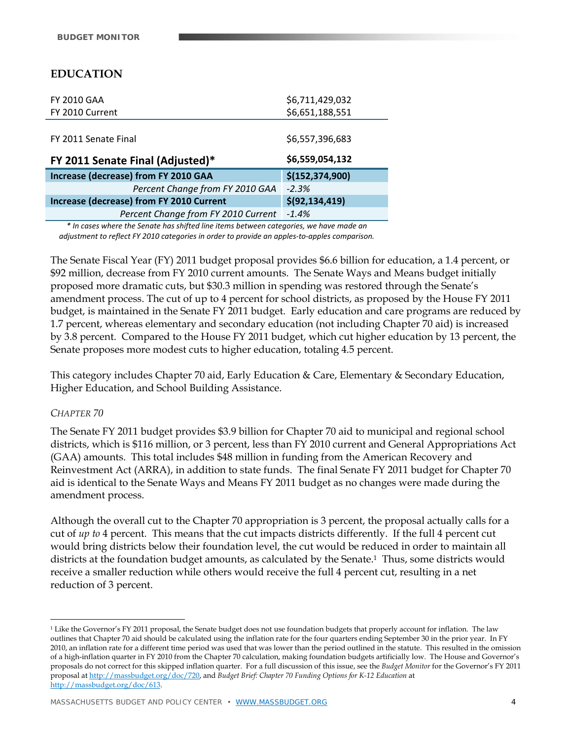## EDUCATION

| | |
|---|---|
| FY 2010 GAA | $6,711,429,032 |
| FY 2010 Current | $6,651,188,551 |
| FY 2011 Senate Final | $6,557,396,683 |
| **FY 2011 Senate Final (Adjusted)*** | **$6,559,054,132** |
| **Increase (decrease) from FY 2010 GAA** | **$(152,374,900)** |
| *Percent Change from FY 2010 GAA* | *-2.3%* |
| **Increase (decrease) from FY 2010 Current** | **$(92,134,419)** |
| *Percent Change from FY 2010 Current* | *-1.4%* |

*\* In cases where the Senate has shifted line items between categories, we have made an adjustment to reflect FY 2010 categories in order to provide an apples-to-apples comparison.*

The Senate Fiscal Year (FY) 2011 budget proposal provides $6.6 billion for education, a 1.4 percent, or $92 million, decrease from FY 2010 current amounts. The Senate Ways and Means budget initially proposed more dramatic cuts, but $30.3 million in spending was restored through the Senate's amendment process. The cut of up to 4 percent for school districts, as proposed by the House FY 2011 budget, is maintained in the Senate FY 2011 budget. Early education and care programs are reduced by 1.7 percent, whereas elementary and secondary education (not including Chapter 70 aid) is increased by 3.8 percent. Compared to the House FY 2011 budget, which cut higher education by 13 percent, the Senate proposes more modest cuts to higher education, totaling 4.5 percent.

This category includes Chapter 70 aid, Early Education & Care, Elementary & Secondary Education, Higher Education, and School Building Assistance.

*CHAPTER 70*

The Senate FY 2011 budget provides $3.9 billion for Chapter 70 aid to municipal and regional school districts, which is $116 million, or 3 percent, less than FY 2010 current and General Appropriations Act (GAA) amounts. This total includes $48 million in funding from the American Recovery and Reinvestment Act (ARRA), in addition to state funds. The final Senate FY 2011 budget for Chapter 70 aid is identical to the Senate Ways and Means FY 2011 budget as no changes were made during the amendment process.

Although the overall cut to the Chapter 70 appropriation is 3 percent, the proposal actually calls for a cut of *up to* 4 percent. This means that the cut impacts districts differently. If the full 4 percent cut would bring districts below their foundation level, the cut would be reduced in order to maintain all districts at the foundation budget amounts, as calculated by the Senate.[1] Thus, some districts would receive a smaller reduction while others would receive the full 4 percent cut, resulting in a net reduction of 3 percent.

---

[1] Like the Governor's FY 2011 proposal, the Senate budget does not use foundation budgets that properly account for inflation. The law outlines that Chapter 70 aid should be calculated using the inflation rate for the four quarters ending September 30 in the prior year. In FY 2010, an inflation rate for a different time period was used that was lower than the period outlined in the statute. This resulted in the omission of a high-inflation quarter in FY 2010 from the Chapter 70 calculation, making foundation budgets artificially low. The House and Governor's proposals do not correct for this skipped inflation quarter. For a full discussion of this issue, see the *Budget Monitor* for the Governor's FY 2011 proposal at http://massbudget.org/doc/720, and *Budget Brief: Chapter 70 Funding Options for K-12 Education* at http://massbudget.org/doc/613.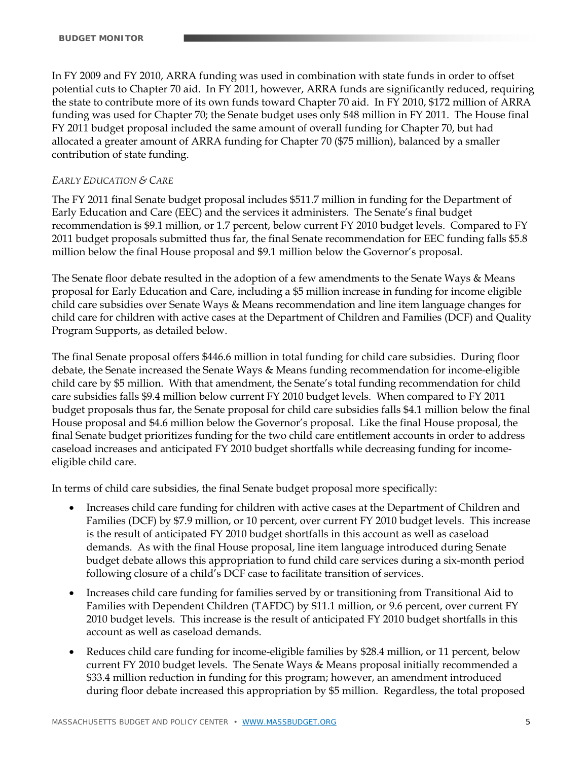In FY 2009 and FY 2010, ARRA funding was used in combination with state funds in order to offset potential cuts to Chapter 70 aid. In FY 2011, however, ARRA funds are significantly reduced, requiring the state to contribute more of its own funds toward Chapter 70 aid. In FY 2010, $172 million of ARRA funding was used for Chapter 70; the Senate budget uses only $48 million in FY 2011. The House final FY 2011 budget proposal included the same amount of overall funding for Chapter 70, but had allocated a greater amount of ARRA funding for Chapter 70 ($75 million), balanced by a smaller contribution of state funding.

*EARLY EDUCATION & CARE*

The FY 2011 final Senate budget proposal includes $511.7 million in funding for the Department of Early Education and Care (EEC) and the services it administers. The Senate's final budget recommendation is $9.1 million, or 1.7 percent, below current FY 2010 budget levels. Compared to FY 2011 budget proposals submitted thus far, the final Senate recommendation for EEC funding falls $5.8 million below the final House proposal and $9.1 million below the Governor's proposal.

The Senate floor debate resulted in the adoption of a few amendments to the Senate Ways & Means proposal for Early Education and Care, including a $5 million increase in funding for income eligible child care subsidies over Senate Ways & Means recommendation and line item language changes for child care for children with active cases at the Department of Children and Families (DCF) and Quality Program Supports, as detailed below.

The final Senate proposal offers $446.6 million in total funding for child care subsidies. During floor debate, the Senate increased the Senate Ways & Means funding recommendation for income-eligible child care by $5 million. With that amendment, the Senate's total funding recommendation for child care subsidies falls $9.4 million below current FY 2010 budget levels. When compared to FY 2011 budget proposals thus far, the Senate proposal for child care subsidies falls $4.1 million below the final House proposal and $4.6 million below the Governor's proposal. Like the final House proposal, the final Senate budget prioritizes funding for the two child care entitlement accounts in order to address caseload increases and anticipated FY 2010 budget shortfalls while decreasing funding for income-eligible child care.

In terms of child care subsidies, the final Senate budget proposal more specifically:

- Increases child care funding for children with active cases at the Department of Children and Families (DCF) by $7.9 million, or 10 percent, over current FY 2010 budget levels. This increase is the result of anticipated FY 2010 budget shortfalls in this account as well as caseload demands. As with the final House proposal, line item language introduced during Senate budget debate allows this appropriation to fund child care services during a six-month period following closure of a child's DCF case to facilitate transition of services.
- Increases child care funding for families served by or transitioning from Transitional Aid to Families with Dependent Children (TAFDC) by $11.1 million, or 9.6 percent, over current FY 2010 budget levels. This increase is the result of anticipated FY 2010 budget shortfalls in this account as well as caseload demands.
- Reduces child care funding for income-eligible families by $28.4 million, or 11 percent, below current FY 2010 budget levels. The Senate Ways & Means proposal initially recommended a $33.4 million reduction in funding for this program; however, an amendment introduced during floor debate increased this appropriation by $5 million. Regardless, the total proposed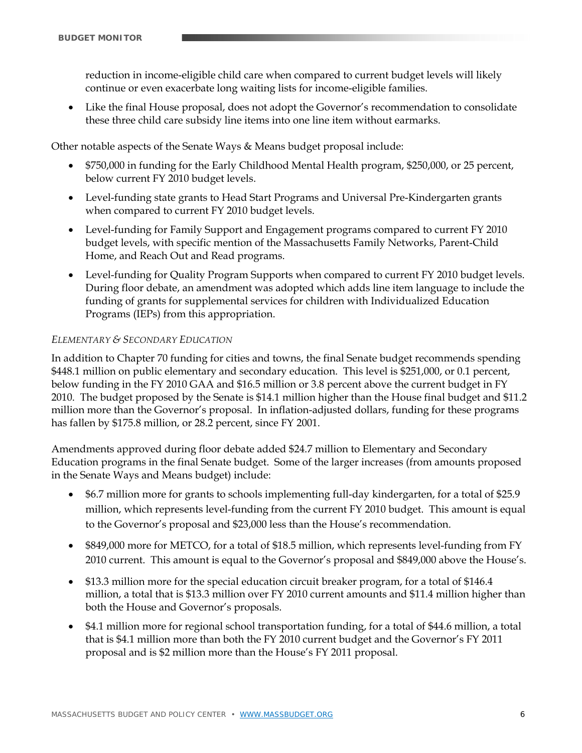reduction in income-eligible child care when compared to current budget levels will likely continue or even exacerbate long waiting lists for income-eligible families.

- Like the final House proposal, does not adopt the Governor's recommendation to consolidate these three child care subsidy line items into one line item without earmarks.

Other notable aspects of the Senate Ways & Means budget proposal include:

- $750,000 in funding for the Early Childhood Mental Health program, $250,000, or 25 percent, below current FY 2010 budget levels.
- Level-funding state grants to Head Start Programs and Universal Pre-Kindergarten grants when compared to current FY 2010 budget levels.
- Level-funding for Family Support and Engagement programs compared to current FY 2010 budget levels, with specific mention of the Massachusetts Family Networks, Parent-Child Home, and Reach Out and Read programs.
- Level-funding for Quality Program Supports when compared to current FY 2010 budget levels. During floor debate, an amendment was adopted which adds line item language to include the funding of grants for supplemental services for children with Individualized Education Programs (IEPs) from this appropriation.

*ELEMENTARY & SECONDARY EDUCATION*

In addition to Chapter 70 funding for cities and towns, the final Senate budget recommends spending $448.1 million on public elementary and secondary education. This level is $251,000, or 0.1 percent, below funding in the FY 2010 GAA and $16.5 million or 3.8 percent above the current budget in FY 2010. The budget proposed by the Senate is $14.1 million higher than the House final budget and $11.2 million more than the Governor's proposal. In inflation-adjusted dollars, funding for these programs has fallen by $175.8 million, or 28.2 percent, since FY 2001.

Amendments approved during floor debate added $24.7 million to Elementary and Secondary Education programs in the final Senate budget. Some of the larger increases (from amounts proposed in the Senate Ways and Means budget) include:

- $6.7 million more for grants to schools implementing full-day kindergarten, for a total of $25.9 million, which represents level-funding from the current FY 2010 budget. This amount is equal to the Governor's proposal and $23,000 less than the House's recommendation.
- $849,000 more for METCO, for a total of $18.5 million, which represents level-funding from FY 2010 current. This amount is equal to the Governor's proposal and $849,000 above the House's.
- $13.3 million more for the special education circuit breaker program, for a total of $146.4 million, a total that is $13.3 million over FY 2010 current amounts and $11.4 million higher than both the House and Governor's proposals.
- $4.1 million more for regional school transportation funding, for a total of $44.6 million, a total that is $4.1 million more than both the FY 2010 current budget and the Governor's FY 2011 proposal and is $2 million more than the House's FY 2011 proposal.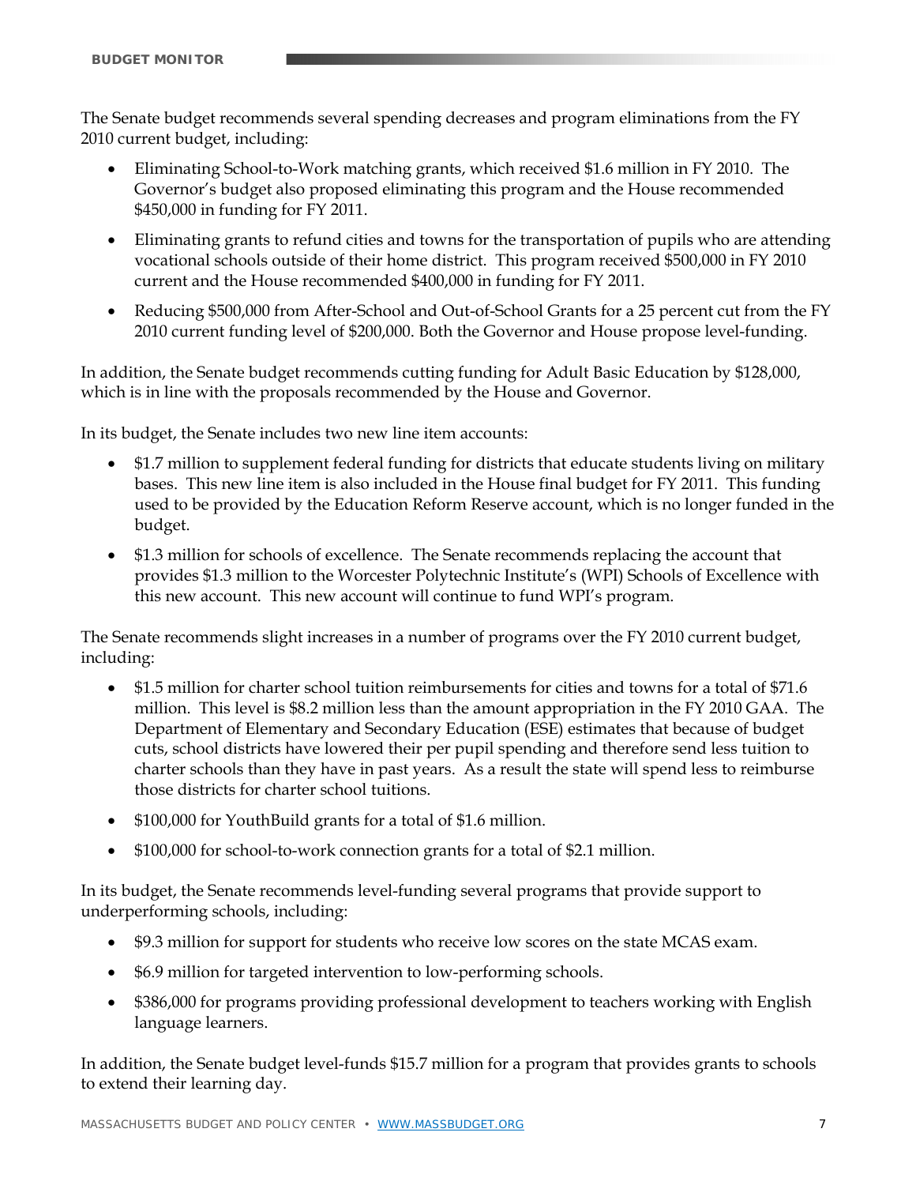The Senate budget recommends several spending decreases and program eliminations from the FY 2010 current budget, including:

- Eliminating School-to-Work matching grants, which received $1.6 million in FY 2010. The Governor's budget also proposed eliminating this program and the House recommended $450,000 in funding for FY 2011.
- Eliminating grants to refund cities and towns for the transportation of pupils who are attending vocational schools outside of their home district. This program received $500,000 in FY 2010 current and the House recommended $400,000 in funding for FY 2011.
- Reducing $500,000 from After-School and Out-of-School Grants for a 25 percent cut from the FY 2010 current funding level of $200,000. Both the Governor and House propose level-funding.

In addition, the Senate budget recommends cutting funding for Adult Basic Education by $128,000, which is in line with the proposals recommended by the House and Governor.

In its budget, the Senate includes two new line item accounts:

- $1.7 million to supplement federal funding for districts that educate students living on military bases. This new line item is also included in the House final budget for FY 2011. This funding used to be provided by the Education Reform Reserve account, which is no longer funded in the budget.
- $1.3 million for schools of excellence. The Senate recommends replacing the account that provides $1.3 million to the Worcester Polytechnic Institute's (WPI) Schools of Excellence with this new account. This new account will continue to fund WPI's program.

The Senate recommends slight increases in a number of programs over the FY 2010 current budget, including:

- $1.5 million for charter school tuition reimbursements for cities and towns for a total of $71.6 million. This level is $8.2 million less than the amount appropriation in the FY 2010 GAA. The Department of Elementary and Secondary Education (ESE) estimates that because of budget cuts, school districts have lowered their per pupil spending and therefore send less tuition to charter schools than they have in past years. As a result the state will spend less to reimburse those districts for charter school tuitions.
- $100,000 for YouthBuild grants for a total of $1.6 million.
- $100,000 for school-to-work connection grants for a total of $2.1 million.

In its budget, the Senate recommends level-funding several programs that provide support to underperforming schools, including:

- $9.3 million for support for students who receive low scores on the state MCAS exam.
- $6.9 million for targeted intervention to low-performing schools.
- $386,000 for programs providing professional development to teachers working with English language learners.

In addition, the Senate budget level-funds $15.7 million for a program that provides grants to schools to extend their learning day.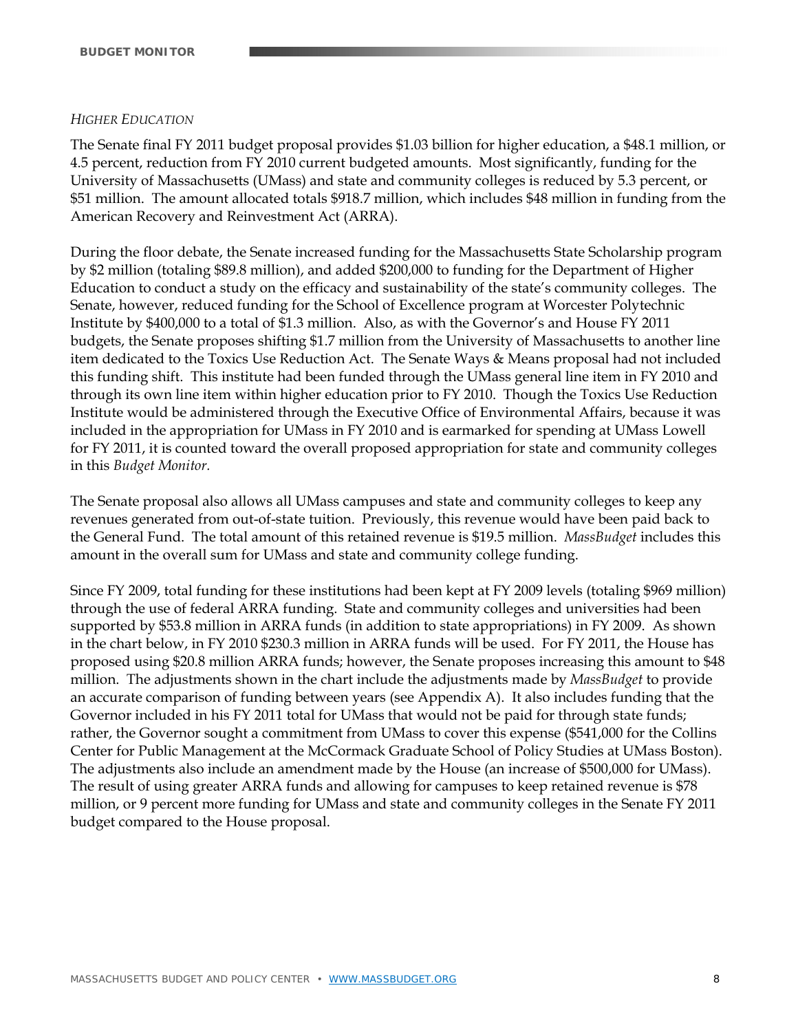*HIGHER EDUCATION*

The Senate final FY 2011 budget proposal provides $1.03 billion for higher education, a $48.1 million, or 4.5 percent, reduction from FY 2010 current budgeted amounts. Most significantly, funding for the University of Massachusetts (UMass) and state and community colleges is reduced by 5.3 percent, or $51 million. The amount allocated totals $918.7 million, which includes $48 million in funding from the American Recovery and Reinvestment Act (ARRA).

During the floor debate, the Senate increased funding for the Massachusetts State Scholarship program by $2 million (totaling $89.8 million), and added $200,000 to funding for the Department of Higher Education to conduct a study on the efficacy and sustainability of the state's community colleges. The Senate, however, reduced funding for the School of Excellence program at Worcester Polytechnic Institute by $400,000 to a total of $1.3 million. Also, as with the Governor's and House FY 2011 budgets, the Senate proposes shifting $1.7 million from the University of Massachusetts to another line item dedicated to the Toxics Use Reduction Act. The Senate Ways & Means proposal had not included this funding shift. This institute had been funded through the UMass general line item in FY 2010 and through its own line item within higher education prior to FY 2010. Though the Toxics Use Reduction Institute would be administered through the Executive Office of Environmental Affairs, because it was included in the appropriation for UMass in FY 2010 and is earmarked for spending at UMass Lowell for FY 2011, it is counted toward the overall proposed appropriation for state and community colleges in this *Budget Monitor.*

The Senate proposal also allows all UMass campuses and state and community colleges to keep any revenues generated from out-of-state tuition. Previously, this revenue would have been paid back to the General Fund. The total amount of this retained revenue is $19.5 million. *MassBudget* includes this amount in the overall sum for UMass and state and community college funding.

Since FY 2009, total funding for these institutions had been kept at FY 2009 levels (totaling $969 million) through the use of federal ARRA funding. State and community colleges and universities had been supported by $53.8 million in ARRA funds (in addition to state appropriations) in FY 2009. As shown in the chart below, in FY 2010 $230.3 million in ARRA funds will be used. For FY 2011, the House has proposed using $20.8 million ARRA funds; however, the Senate proposes increasing this amount to $48 million. The adjustments shown in the chart include the adjustments made by *MassBudget* to provide an accurate comparison of funding between years (see Appendix A). It also includes funding that the Governor included in his FY 2011 total for UMass that would not be paid for through state funds; rather, the Governor sought a commitment from UMass to cover this expense ($541,000 for the Collins Center for Public Management at the McCormack Graduate School of Policy Studies at UMass Boston). The adjustments also include an amendment made by the House (an increase of $500,000 for UMass). The result of using greater ARRA funds and allowing for campuses to keep retained revenue is $78 million, or 9 percent more funding for UMass and state and community colleges in the Senate FY 2011 budget compared to the House proposal.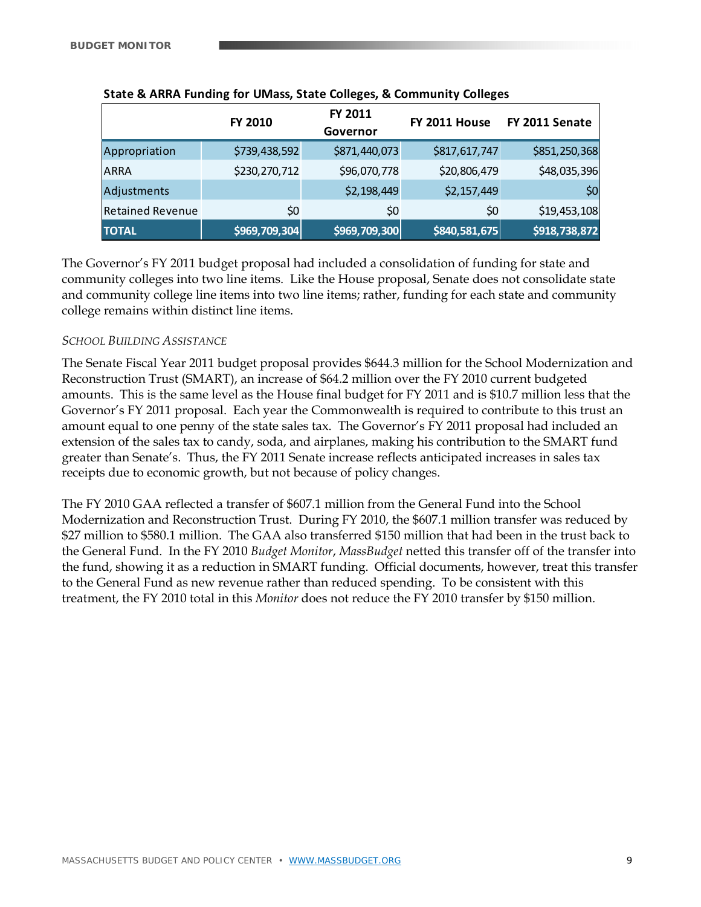**State & ARRA Funding for UMass, State Colleges, & Community Colleges**

| | FY 2010 | FY 2011 Governor | FY 2011 House | FY 2011 Senate |
|---|---|---|---|---|
| Appropriation | $739,438,592 | $871,440,073 | $817,617,747 | $851,250,368 |
| ARRA | $230,270,712 | $96,070,778 | $20,806,479 | $48,035,396 |
| Adjustments | | $2,198,449 | $2,157,449 | $0 |
| Retained Revenue | $0 | $0 | $0 | $19,453,108 |
| **TOTAL** | **$969,709,304** | **$969,709,300** | **$840,581,675** | **$918,738,872** |

The Governor's FY 2011 budget proposal had included a consolidation of funding for state and community colleges into two line items. Like the House proposal, Senate does not consolidate state and community college line items into two line items; rather, funding for each state and community college remains within distinct line items.

*SCHOOL BUILDING ASSISTANCE*

The Senate Fiscal Year 2011 budget proposal provides $644.3 million for the School Modernization and Reconstruction Trust (SMART), an increase of $64.2 million over the FY 2010 current budgeted amounts. This is the same level as the House final budget for FY 2011 and is $10.7 million less that the Governor's FY 2011 proposal. Each year the Commonwealth is required to contribute to this trust an amount equal to one penny of the state sales tax. The Governor's FY 2011 proposal had included an extension of the sales tax to candy, soda, and airplanes, making his contribution to the SMART fund greater than Senate's. Thus, the FY 2011 Senate increase reflects anticipated increases in sales tax receipts due to economic growth, but not because of policy changes.

The FY 2010 GAA reflected a transfer of $607.1 million from the General Fund into the School Modernization and Reconstruction Trust. During FY 2010, the $607.1 million transfer was reduced by $27 million to $580.1 million. The GAA also transferred $150 million that had been in the trust back to the General Fund. In the FY 2010 *Budget Monitor*, *MassBudget* netted this transfer off of the transfer into the fund, showing it as a reduction in SMART funding. Official documents, however, treat this transfer to the General Fund as new revenue rather than reduced spending. To be consistent with this treatment, the FY 2010 total in this *Monitor* does not reduce the FY 2010 transfer by $150 million.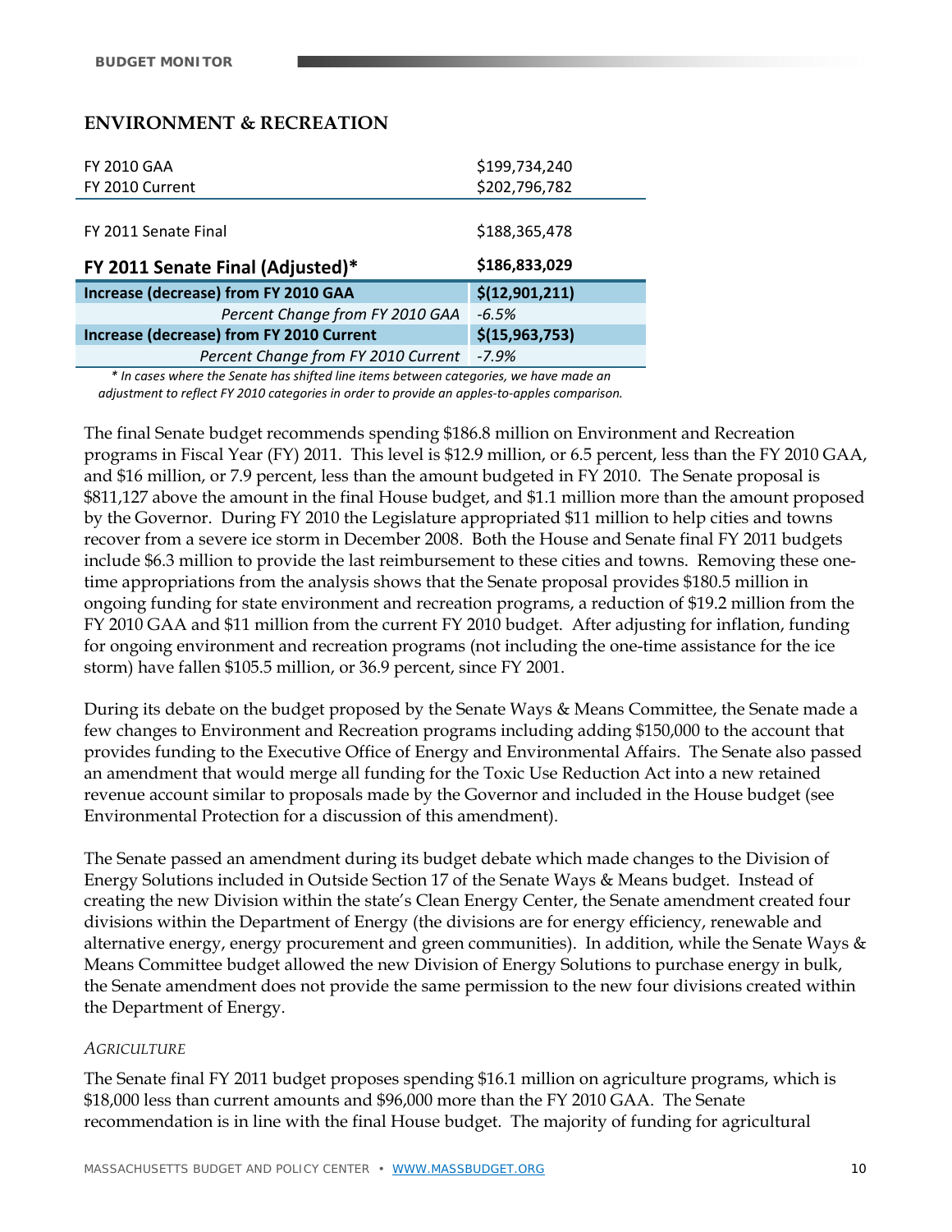## ENVIRONMENT & RECREATION

| | |
|---|---|
| FY 2010 GAA | $199,734,240 |
| FY 2010 Current | $202,796,782 |
| FY 2011 Senate Final | $188,365,478 |
| **FY 2011 Senate Final (Adjusted)*** | **$186,833,029** |
| **Increase (decrease) from FY 2010 GAA** | **$(12,901,211)** |
| *Percent Change from FY 2010 GAA* | *-6.5%* |
| **Increase (decrease) from FY 2010 Current** | **$(15,963,753)** |
| *Percent Change from FY 2010 Current* | *-7.9%* |

*\* In cases where the Senate has shifted line items between categories, we have made an adjustment to reflect FY 2010 categories in order to provide an apples-to-apples comparison.*

The final Senate budget recommends spending $186.8 million on Environment and Recreation programs in Fiscal Year (FY) 2011. This level is $12.9 million, or 6.5 percent, less than the FY 2010 GAA, and $16 million, or 7.9 percent, less than the amount budgeted in FY 2010. The Senate proposal is $811,127 above the amount in the final House budget, and $1.1 million more than the amount proposed by the Governor. During FY 2010 the Legislature appropriated $11 million to help cities and towns recover from a severe ice storm in December 2008. Both the House and Senate final FY 2011 budgets include $6.3 million to provide the last reimbursement to these cities and towns. Removing these one-time appropriations from the analysis shows that the Senate proposal provides $180.5 million in ongoing funding for state environment and recreation programs, a reduction of $19.2 million from the FY 2010 GAA and $11 million from the current FY 2010 budget. After adjusting for inflation, funding for ongoing environment and recreation programs (not including the one-time assistance for the ice storm) have fallen $105.5 million, or 36.9 percent, since FY 2001.

During its debate on the budget proposed by the Senate Ways & Means Committee, the Senate made a few changes to Environment and Recreation programs including adding $150,000 to the account that provides funding to the Executive Office of Energy and Environmental Affairs. The Senate also passed an amendment that would merge all funding for the Toxic Use Reduction Act into a new retained revenue account similar to proposals made by the Governor and included in the House budget (see Environmental Protection for a discussion of this amendment).

The Senate passed an amendment during its budget debate which made changes to the Division of Energy Solutions included in Outside Section 17 of the Senate Ways & Means budget. Instead of creating the new Division within the state's Clean Energy Center, the Senate amendment created four divisions within the Department of Energy (the divisions are for energy efficiency, renewable and alternative energy, energy procurement and green communities). In addition, while the Senate Ways & Means Committee budget allowed the new Division of Energy Solutions to purchase energy in bulk, the Senate amendment does not provide the same permission to the new four divisions created within the Department of Energy.

### *AGRICULTURE*

The Senate final FY 2011 budget proposes spending $16.1 million on agriculture programs, which is $18,000 less than current amounts and $96,000 more than the FY 2010 GAA. The Senate recommendation is in line with the final House budget. The majority of funding for agricultural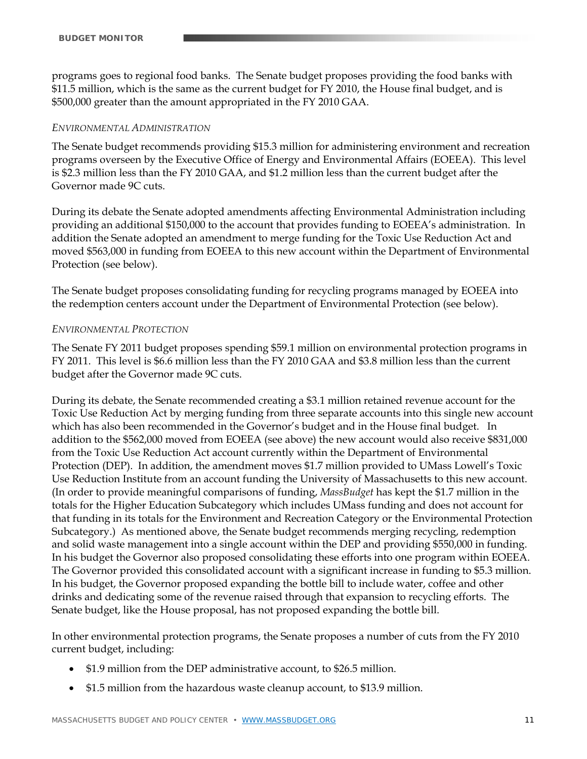programs goes to regional food banks. The Senate budget proposes providing the food banks with $11.5 million, which is the same as the current budget for FY 2010, the House final budget, and is $500,000 greater than the amount appropriated in the FY 2010 GAA.

*ENVIRONMENTAL ADMINISTRATION*

The Senate budget recommends providing $15.3 million for administering environment and recreation programs overseen by the Executive Office of Energy and Environmental Affairs (EOEEA). This level is $2.3 million less than the FY 2010 GAA, and $1.2 million less than the current budget after the Governor made 9C cuts.

During its debate the Senate adopted amendments affecting Environmental Administration including providing an additional $150,000 to the account that provides funding to EOEEA's administration. In addition the Senate adopted an amendment to merge funding for the Toxic Use Reduction Act and moved $563,000 in funding from EOEEA to this new account within the Department of Environmental Protection (see below).

The Senate budget proposes consolidating funding for recycling programs managed by EOEEA into the redemption centers account under the Department of Environmental Protection (see below).

*ENVIRONMENTAL PROTECTION*

The Senate FY 2011 budget proposes spending $59.1 million on environmental protection programs in FY 2011. This level is $6.6 million less than the FY 2010 GAA and $3.8 million less than the current budget after the Governor made 9C cuts.

During its debate, the Senate recommended creating a $3.1 million retained revenue account for the Toxic Use Reduction Act by merging funding from three separate accounts into this single new account which has also been recommended in the Governor's budget and in the House final budget. In addition to the $562,000 moved from EOEEA (see above) the new account would also receive $831,000 from the Toxic Use Reduction Act account currently within the Department of Environmental Protection (DEP). In addition, the amendment moves $1.7 million provided to UMass Lowell's Toxic Use Reduction Institute from an account funding the University of Massachusetts to this new account. (In order to provide meaningful comparisons of funding, *MassBudget* has kept the $1.7 million in the totals for the Higher Education Subcategory which includes UMass funding and does not account for that funding in its totals for the Environment and Recreation Category or the Environmental Protection Subcategory.) As mentioned above, the Senate budget recommends merging recycling, redemption and solid waste management into a single account within the DEP and providing $550,000 in funding. In his budget the Governor also proposed consolidating these efforts into one program within EOEEA. The Governor provided this consolidated account with a significant increase in funding to $5.3 million. In his budget, the Governor proposed expanding the bottle bill to include water, coffee and other drinks and dedicating some of the revenue raised through that expansion to recycling efforts. The Senate budget, like the House proposal, has not proposed expanding the bottle bill.

In other environmental protection programs, the Senate proposes a number of cuts from the FY 2010 current budget, including:

- $1.9 million from the DEP administrative account, to $26.5 million.
- $1.5 million from the hazardous waste cleanup account, to $13.9 million.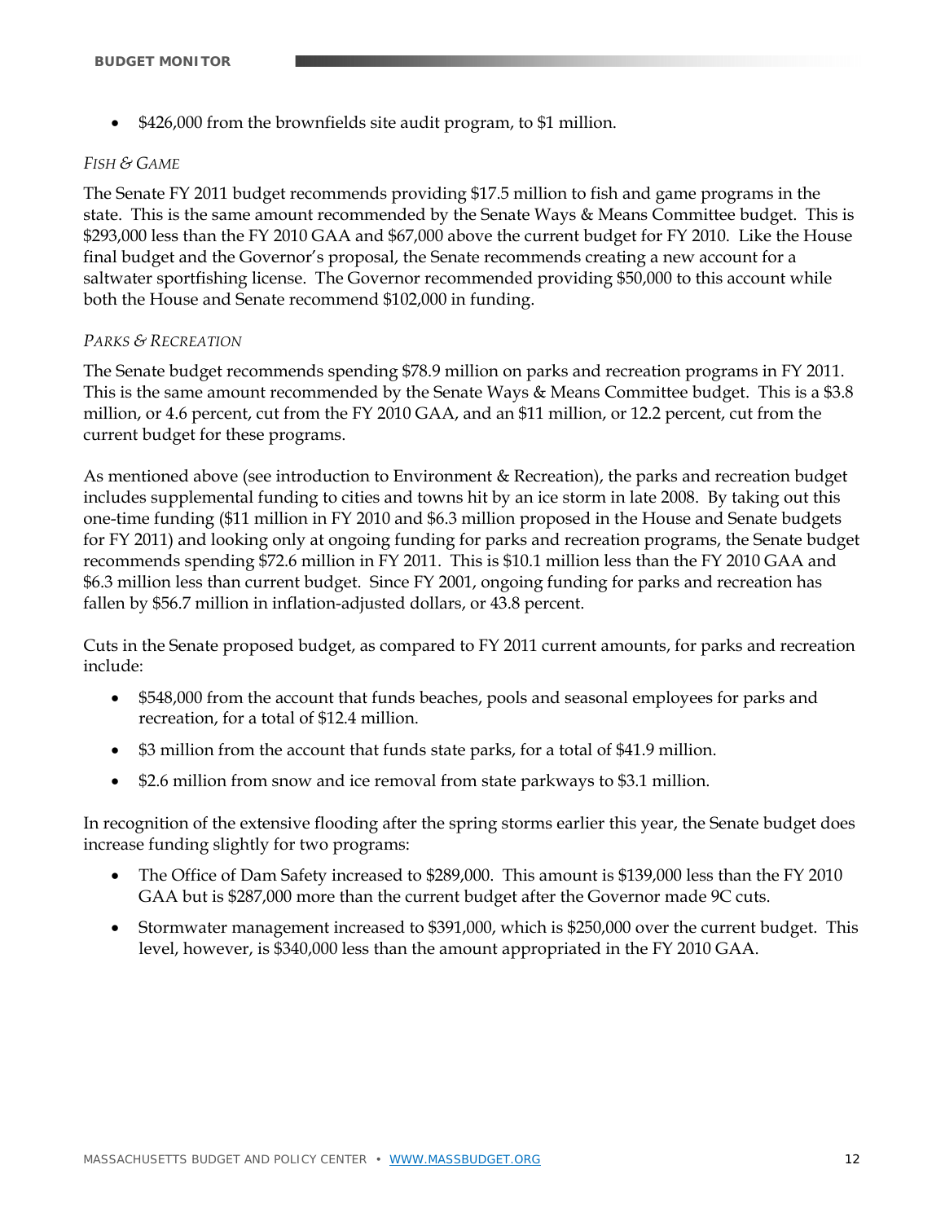- $426,000 from the brownfields site audit program, to $1 million.

*FISH & GAME*

The Senate FY 2011 budget recommends providing $17.5 million to fish and game programs in the state. This is the same amount recommended by the Senate Ways & Means Committee budget. This is $293,000 less than the FY 2010 GAA and $67,000 above the current budget for FY 2010. Like the House final budget and the Governor's proposal, the Senate recommends creating a new account for a saltwater sportfishing license. The Governor recommended providing $50,000 to this account while both the House and Senate recommend $102,000 in funding.

*PARKS & RECREATION*

The Senate budget recommends spending $78.9 million on parks and recreation programs in FY 2011. This is the same amount recommended by the Senate Ways & Means Committee budget. This is a $3.8 million, or 4.6 percent, cut from the FY 2010 GAA, and an $11 million, or 12.2 percent, cut from the current budget for these programs.

As mentioned above (see introduction to Environment & Recreation), the parks and recreation budget includes supplemental funding to cities and towns hit by an ice storm in late 2008. By taking out this one-time funding ($11 million in FY 2010 and $6.3 million proposed in the House and Senate budgets for FY 2011) and looking only at ongoing funding for parks and recreation programs, the Senate budget recommends spending $72.6 million in FY 2011. This is $10.1 million less than the FY 2010 GAA and $6.3 million less than current budget. Since FY 2001, ongoing funding for parks and recreation has fallen by $56.7 million in inflation-adjusted dollars, or 43.8 percent.

Cuts in the Senate proposed budget, as compared to FY 2011 current amounts, for parks and recreation include:

- $548,000 from the account that funds beaches, pools and seasonal employees for parks and recreation, for a total of $12.4 million.
- $3 million from the account that funds state parks, for a total of $41.9 million.
- $2.6 million from snow and ice removal from state parkways to $3.1 million.

In recognition of the extensive flooding after the spring storms earlier this year, the Senate budget does increase funding slightly for two programs:

- The Office of Dam Safety increased to $289,000. This amount is $139,000 less than the FY 2010 GAA but is $287,000 more than the current budget after the Governor made 9C cuts.
- Stormwater management increased to $391,000, which is $250,000 over the current budget. This level, however, is $340,000 less than the amount appropriated in the FY 2010 GAA.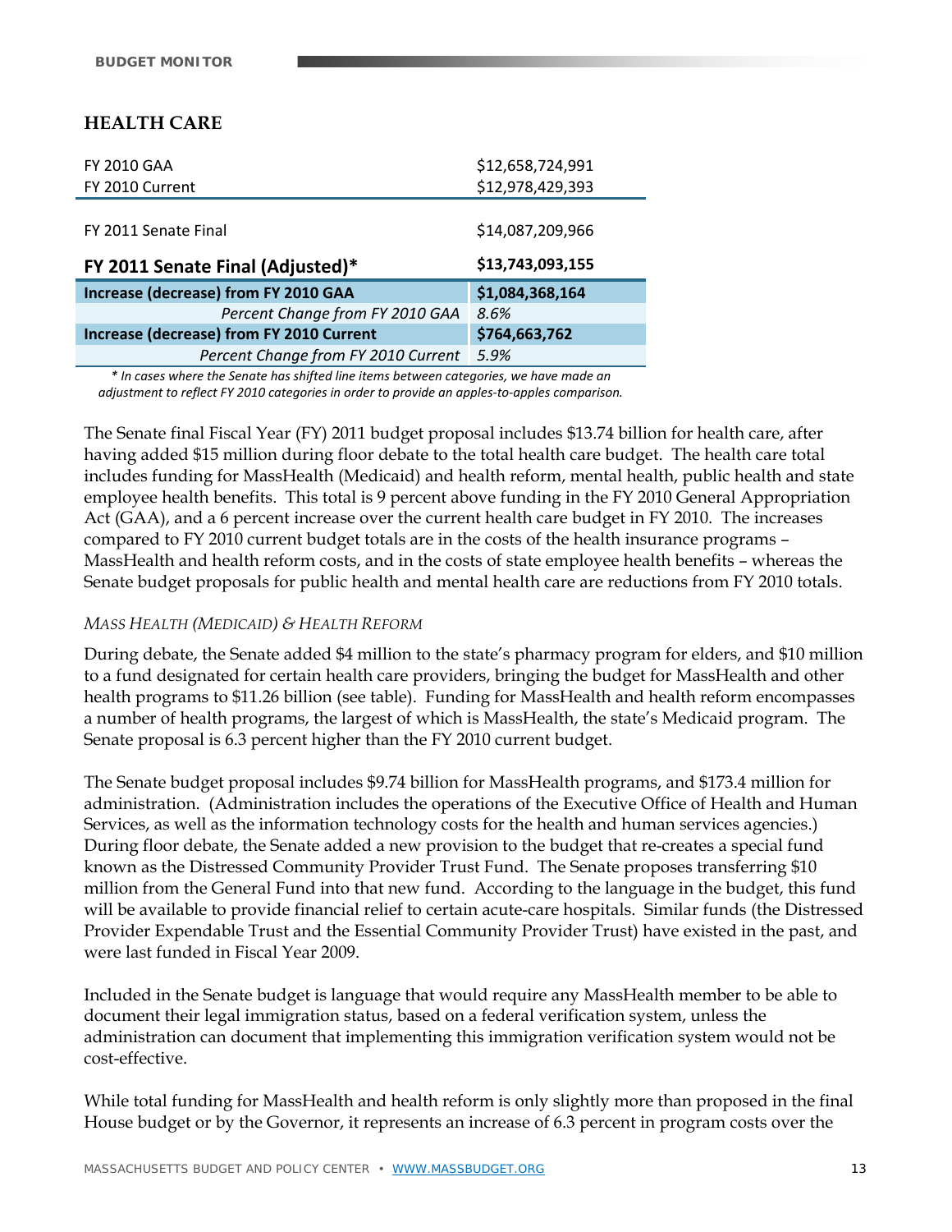## HEALTH CARE

| | |
|---|---|
| FY 2010 GAA | $12,658,724,991 |
| FY 2010 Current | $12,978,429,393 |
| FY 2011 Senate Final | $14,087,209,966 |
| **FY 2011 Senate Final (Adjusted)*** | **$13,743,093,155** |
| **Increase (decrease) from FY 2010 GAA** | **$1,084,368,164** |
| *Percent Change from FY 2010 GAA* | *8.6%* |
| **Increase (decrease) from FY 2010 Current** | **$764,663,762** |
| *Percent Change from FY 2010 Current* | *5.9%* |

*\* In cases where the Senate has shifted line items between categories, we have made an adjustment to reflect FY 2010 categories in order to provide an apples-to-apples comparison.*

The Senate final Fiscal Year (FY) 2011 budget proposal includes $13.74 billion for health care, after having added $15 million during floor debate to the total health care budget. The health care total includes funding for MassHealth (Medicaid) and health reform, mental health, public health and state employee health benefits. This total is 9 percent above funding in the FY 2010 General Appropriation Act (GAA), and a 6 percent increase over the current health care budget in FY 2010. The increases compared to FY 2010 current budget totals are in the costs of the health insurance programs – MassHealth and health reform costs, and in the costs of state employee health benefits – whereas the Senate budget proposals for public health and mental health care are reductions from FY 2010 totals.

### *MASS HEALTH (MEDICAID) & HEALTH REFORM*

During debate, the Senate added $4 million to the state's pharmacy program for elders, and $10 million to a fund designated for certain health care providers, bringing the budget for MassHealth and other health programs to $11.26 billion (see table). Funding for MassHealth and health reform encompasses a number of health programs, the largest of which is MassHealth, the state's Medicaid program. The Senate proposal is 6.3 percent higher than the FY 2010 current budget.

The Senate budget proposal includes $9.74 billion for MassHealth programs, and $173.4 million for administration. (Administration includes the operations of the Executive Office of Health and Human Services, as well as the information technology costs for the health and human services agencies.) During floor debate, the Senate added a new provision to the budget that re-creates a special fund known as the Distressed Community Provider Trust Fund. The Senate proposes transferring $10 million from the General Fund into that new fund. According to the language in the budget, this fund will be available to provide financial relief to certain acute-care hospitals. Similar funds (the Distressed Provider Expendable Trust and the Essential Community Provider Trust) have existed in the past, and were last funded in Fiscal Year 2009.

Included in the Senate budget is language that would require any MassHealth member to be able to document their legal immigration status, based on a federal verification system, unless the administration can document that implementing this immigration verification system would not be cost-effective.

While total funding for MassHealth and health reform is only slightly more than proposed in the final House budget or by the Governor, it represents an increase of 6.3 percent in program costs over the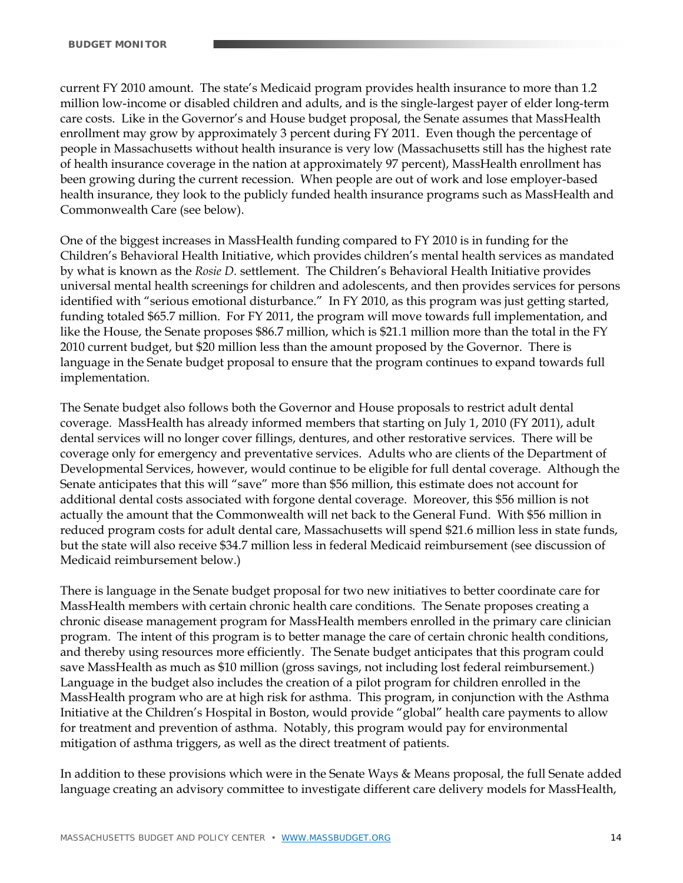current FY 2010 amount. The state's Medicaid program provides health insurance to more than 1.2 million low-income or disabled children and adults, and is the single-largest payer of elder long-term care costs. Like in the Governor's and House budget proposal, the Senate assumes that MassHealth enrollment may grow by approximately 3 percent during FY 2011. Even though the percentage of people in Massachusetts without health insurance is very low (Massachusetts still has the highest rate of health insurance coverage in the nation at approximately 97 percent), MassHealth enrollment has been growing during the current recession. When people are out of work and lose employer-based health insurance, they look to the publicly funded health insurance programs such as MassHealth and Commonwealth Care (see below).

One of the biggest increases in MassHealth funding compared to FY 2010 is in funding for the Children's Behavioral Health Initiative, which provides children's mental health services as mandated by what is known as the *Rosie D.* settlement. The Children's Behavioral Health Initiative provides universal mental health screenings for children and adolescents, and then provides services for persons identified with "serious emotional disturbance." In FY 2010, as this program was just getting started, funding totaled $65.7 million. For FY 2011, the program will move towards full implementation, and like the House, the Senate proposes $86.7 million, which is $21.1 million more than the total in the FY 2010 current budget, but $20 million less than the amount proposed by the Governor. There is language in the Senate budget proposal to ensure that the program continues to expand towards full implementation.

The Senate budget also follows both the Governor and House proposals to restrict adult dental coverage. MassHealth has already informed members that starting on July 1, 2010 (FY 2011), adult dental services will no longer cover fillings, dentures, and other restorative services. There will be coverage only for emergency and preventative services. Adults who are clients of the Department of Developmental Services, however, would continue to be eligible for full dental coverage. Although the Senate anticipates that this will "save" more than $56 million, this estimate does not account for additional dental costs associated with forgone dental coverage. Moreover, this $56 million is not actually the amount that the Commonwealth will net back to the General Fund. With $56 million in reduced program costs for adult dental care, Massachusetts will spend $21.6 million less in state funds, but the state will also receive $34.7 million less in federal Medicaid reimbursement (see discussion of Medicaid reimbursement below.)

There is language in the Senate budget proposal for two new initiatives to better coordinate care for MassHealth members with certain chronic health care conditions. The Senate proposes creating a chronic disease management program for MassHealth members enrolled in the primary care clinician program. The intent of this program is to better manage the care of certain chronic health conditions, and thereby using resources more efficiently. The Senate budget anticipates that this program could save MassHealth as much as $10 million (gross savings, not including lost federal reimbursement.) Language in the budget also includes the creation of a pilot program for children enrolled in the MassHealth program who are at high risk for asthma. This program, in conjunction with the Asthma Initiative at the Children's Hospital in Boston, would provide "global" health care payments to allow for treatment and prevention of asthma. Notably, this program would pay for environmental mitigation of asthma triggers, as well as the direct treatment of patients.

In addition to these provisions which were in the Senate Ways & Means proposal, the full Senate added language creating an advisory committee to investigate different care delivery models for MassHealth,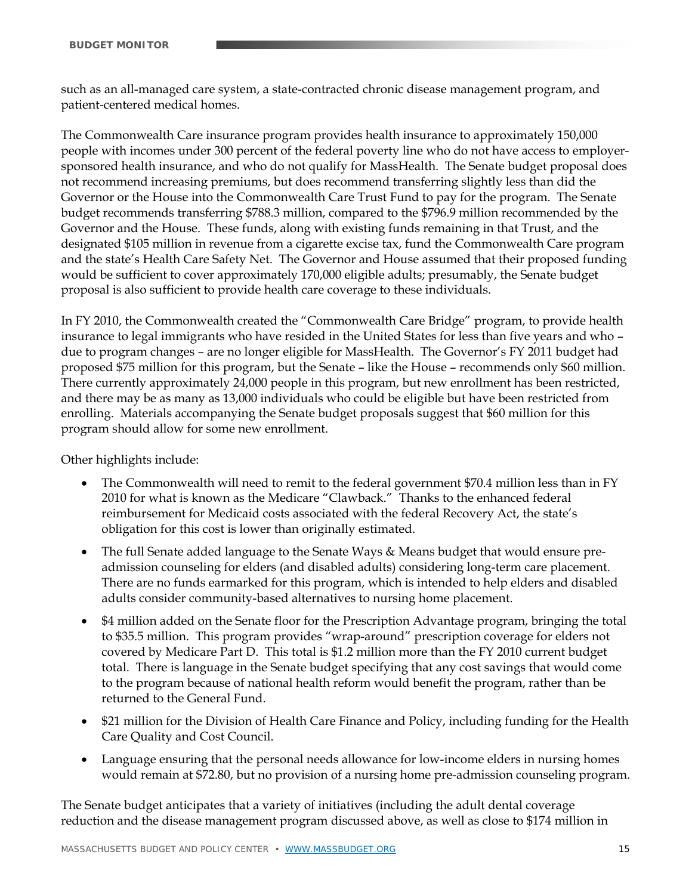such as an all-managed care system, a state-contracted chronic disease management program, and patient-centered medical homes.

The Commonwealth Care insurance program provides health insurance to approximately 150,000 people with incomes under 300 percent of the federal poverty line who do not have access to employer-sponsored health insurance, and who do not qualify for MassHealth. The Senate budget proposal does not recommend increasing premiums, but does recommend transferring slightly less than did the Governor or the House into the Commonwealth Care Trust Fund to pay for the program. The Senate budget recommends transferring $788.3 million, compared to the $796.9 million recommended by the Governor and the House. These funds, along with existing funds remaining in that Trust, and the designated $105 million in revenue from a cigarette excise tax, fund the Commonwealth Care program and the state's Health Care Safety Net. The Governor and House assumed that their proposed funding would be sufficient to cover approximately 170,000 eligible adults; presumably, the Senate budget proposal is also sufficient to provide health care coverage to these individuals.

In FY 2010, the Commonwealth created the "Commonwealth Care Bridge" program, to provide health insurance to legal immigrants who have resided in the United States for less than five years and who – due to program changes – are no longer eligible for MassHealth. The Governor's FY 2011 budget had proposed $75 million for this program, but the Senate – like the House – recommends only $60 million. There currently approximately 24,000 people in this program, but new enrollment has been restricted, and there may be as many as 13,000 individuals who could be eligible but have been restricted from enrolling. Materials accompanying the Senate budget proposals suggest that $60 million for this program should allow for some new enrollment.

Other highlights include:

- The Commonwealth will need to remit to the federal government $70.4 million less than in FY 2010 for what is known as the Medicare "Clawback." Thanks to the enhanced federal reimbursement for Medicaid costs associated with the federal Recovery Act, the state's obligation for this cost is lower than originally estimated.
- The full Senate added language to the Senate Ways & Means budget that would ensure pre-admission counseling for elders (and disabled adults) considering long-term care placement. There are no funds earmarked for this program, which is intended to help elders and disabled adults consider community-based alternatives to nursing home placement.
- $4 million added on the Senate floor for the Prescription Advantage program, bringing the total to $35.5 million. This program provides "wrap-around" prescription coverage for elders not covered by Medicare Part D. This total is $1.2 million more than the FY 2010 current budget total. There is language in the Senate budget specifying that any cost savings that would come to the program because of national health reform would benefit the program, rather than be returned to the General Fund.
- $21 million for the Division of Health Care Finance and Policy, including funding for the Health Care Quality and Cost Council.
- Language ensuring that the personal needs allowance for low-income elders in nursing homes would remain at $72.80, but no provision of a nursing home pre-admission counseling program.

The Senate budget anticipates that a variety of initiatives (including the adult dental coverage reduction and the disease management program discussed above, as well as close to $174 million in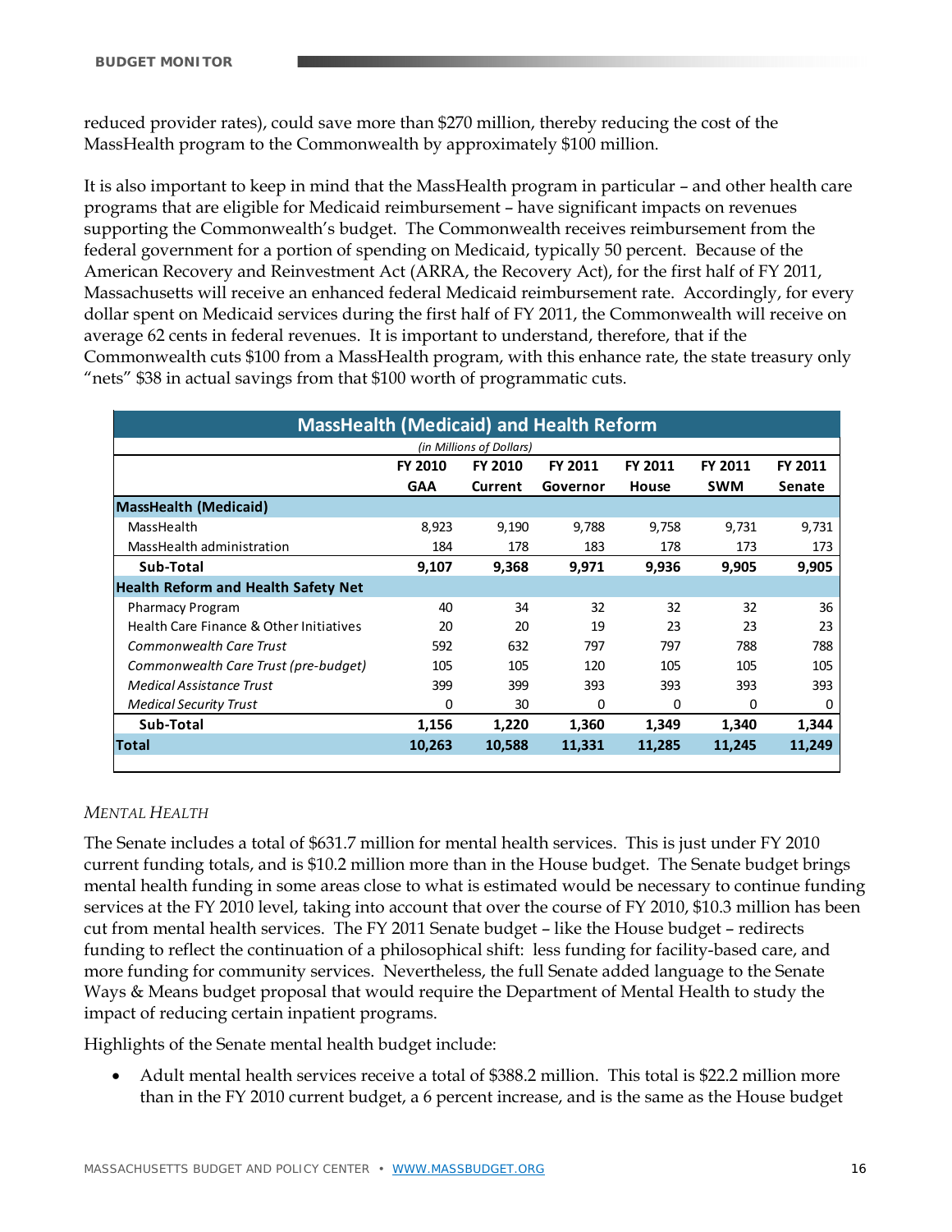reduced provider rates), could save more than $270 million, thereby reducing the cost of the MassHealth program to the Commonwealth by approximately $100 million.

It is also important to keep in mind that the MassHealth program in particular – and other health care programs that are eligible for Medicaid reimbursement – have significant impacts on revenues supporting the Commonwealth's budget. The Commonwealth receives reimbursement from the federal government for a portion of spending on Medicaid, typically 50 percent. Because of the American Recovery and Reinvestment Act (ARRA, the Recovery Act), for the first half of FY 2011, Massachusetts will receive an enhanced federal Medicaid reimbursement rate. Accordingly, for every dollar spent on Medicaid services during the first half of FY 2011, the Commonwealth will receive on average 62 cents in federal revenues. It is important to understand, therefore, that if the Commonwealth cuts $100 from a MassHealth program, with this enhance rate, the state treasury only "nets" $38 in actual savings from that $100 worth of programmatic cuts.

**MassHealth (Medicaid) and Health Reform**

*(in Millions of Dollars)*

| | FY 2010 GAA | FY 2010 Current | FY 2011 Governor | FY 2011 House | FY 2011 SWM | FY 2011 Senate |
|---|---|---|---|---|---|---|
| **MassHealth (Medicaid)** | | | | | | |
| MassHealth | 8,923 | 9,190 | 9,788 | 9,758 | 9,731 | 9,731 |
| MassHealth administration | 184 | 178 | 183 | 178 | 173 | 173 |
| **Sub-Total** | **9,107** | **9,368** | **9,971** | **9,936** | **9,905** | **9,905** |
| **Health Reform and Health Safety Net** | | | | | | |
| Pharmacy Program | 40 | 34 | 32 | 32 | 32 | 36 |
| Health Care Finance & Other Initiatives | 20 | 20 | 19 | 23 | 23 | 23 |
| *Commonwealth Care Trust* | 592 | 632 | 797 | 797 | 788 | 788 |
| *Commonwealth Care Trust (pre-budget)* | 105 | 105 | 120 | 105 | 105 | 105 |
| *Medical Assistance Trust* | 399 | 399 | 393 | 393 | 393 | 393 |
| *Medical Security Trust* | 0 | 30 | 0 | 0 | 0 | 0 |
| **Sub-Total** | **1,156** | **1,220** | **1,360** | **1,349** | **1,340** | **1,344** |
| **Total** | **10,263** | **10,588** | **11,331** | **11,285** | **11,245** | **11,249** |

### *MENTAL HEALTH*

The Senate includes a total of $631.7 million for mental health services. This is just under FY 2010 current funding totals, and is $10.2 million more than in the House budget. The Senate budget brings mental health funding in some areas close to what is estimated would be necessary to continue funding services at the FY 2010 level, taking into account that over the course of FY 2010, $10.3 million has been cut from mental health services. The FY 2011 Senate budget – like the House budget – redirects funding to reflect the continuation of a philosophical shift: less funding for facility-based care, and more funding for community services. Nevertheless, the full Senate added language to the Senate Ways & Means budget proposal that would require the Department of Mental Health to study the impact of reducing certain inpatient programs.

Highlights of the Senate mental health budget include:

- Adult mental health services receive a total of $388.2 million. This total is $22.2 million more than in the FY 2010 current budget, a 6 percent increase, and is the same as the House budget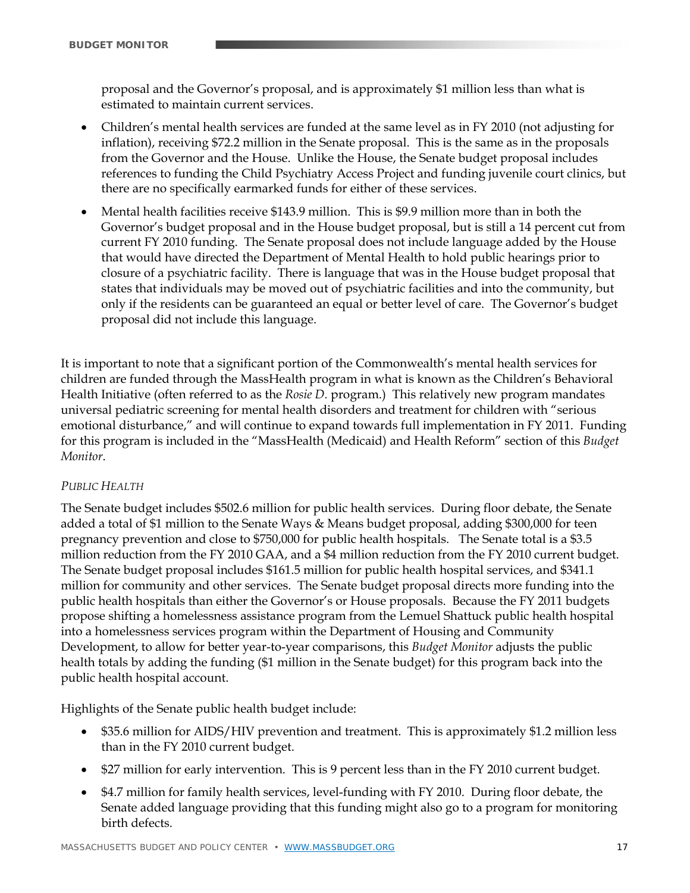proposal and the Governor's proposal, and is approximately $1 million less than what is estimated to maintain current services.

- Children's mental health services are funded at the same level as in FY 2010 (not adjusting for inflation), receiving $72.2 million in the Senate proposal. This is the same as in the proposals from the Governor and the House. Unlike the House, the Senate budget proposal includes references to funding the Child Psychiatry Access Project and funding juvenile court clinics, but there are no specifically earmarked funds for either of these services.
- Mental health facilities receive $143.9 million. This is $9.9 million more than in both the Governor's budget proposal and in the House budget proposal, but is still a 14 percent cut from current FY 2010 funding. The Senate proposal does not include language added by the House that would have directed the Department of Mental Health to hold public hearings prior to closure of a psychiatric facility. There is language that was in the House budget proposal that states that individuals may be moved out of psychiatric facilities and into the community, but only if the residents can be guaranteed an equal or better level of care. The Governor's budget proposal did not include this language.

It is important to note that a significant portion of the Commonwealth's mental health services for children are funded through the MassHealth program in what is known as the Children's Behavioral Health Initiative (often referred to as the *Rosie D.* program.) This relatively new program mandates universal pediatric screening for mental health disorders and treatment for children with "serious emotional disturbance," and will continue to expand towards full implementation in FY 2011. Funding for this program is included in the "MassHealth (Medicaid) and Health Reform" section of this *Budget Monitor*.

*PUBLIC HEALTH*

The Senate budget includes $502.6 million for public health services. During floor debate, the Senate added a total of $1 million to the Senate Ways & Means budget proposal, adding $300,000 for teen pregnancy prevention and close to $750,000 for public health hospitals. The Senate total is a $3.5 million reduction from the FY 2010 GAA, and a $4 million reduction from the FY 2010 current budget. The Senate budget proposal includes $161.5 million for public health hospital services, and $341.1 million for community and other services. The Senate budget proposal directs more funding into the public health hospitals than either the Governor's or House proposals. Because the FY 2011 budgets propose shifting a homelessness assistance program from the Lemuel Shattuck public health hospital into a homelessness services program within the Department of Housing and Community Development, to allow for better year-to-year comparisons, this *Budget Monitor* adjusts the public health totals by adding the funding ($1 million in the Senate budget) for this program back into the public health hospital account.

Highlights of the Senate public health budget include:

- $35.6 million for AIDS/HIV prevention and treatment. This is approximately $1.2 million less than in the FY 2010 current budget.
- $27 million for early intervention. This is 9 percent less than in the FY 2010 current budget.
- $4.7 million for family health services, level-funding with FY 2010. During floor debate, the Senate added language providing that this funding might also go to a program for monitoring birth defects.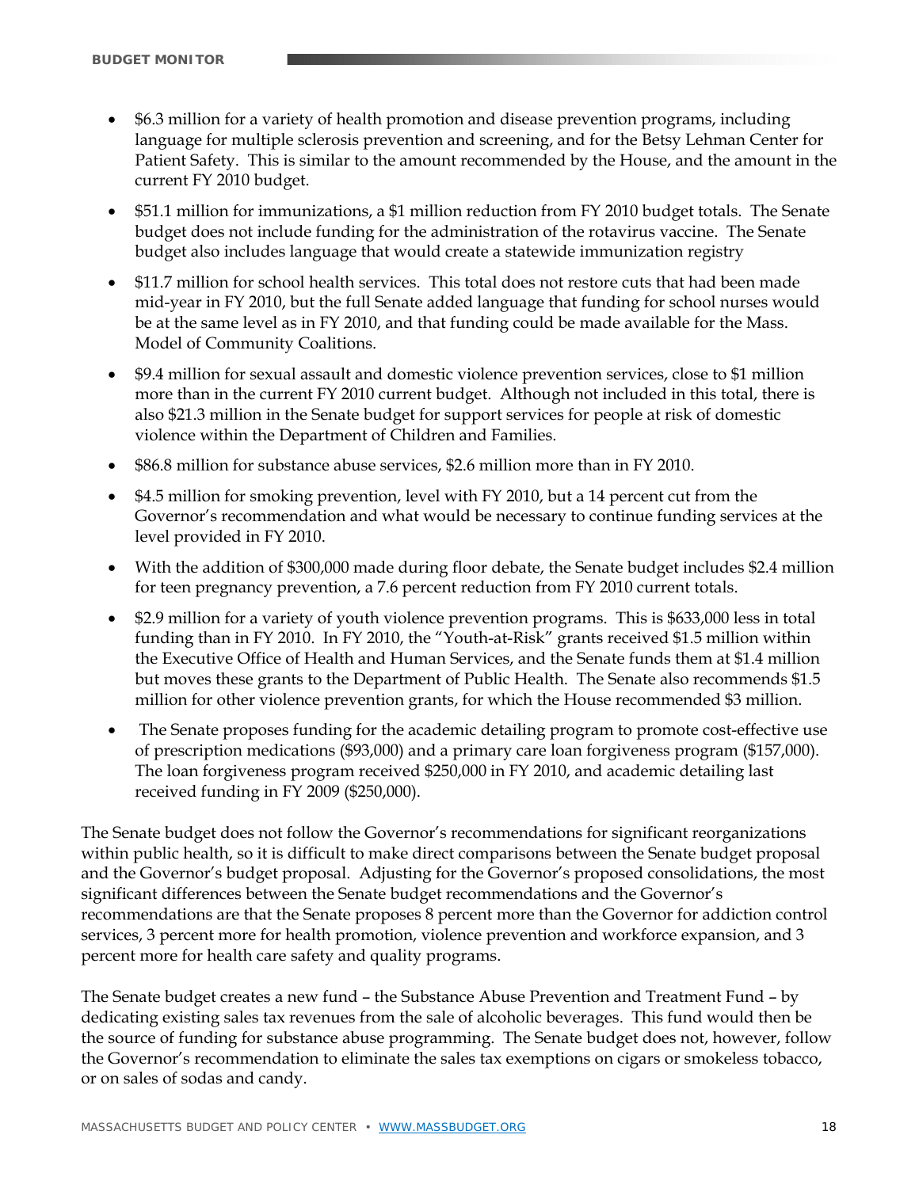- $6.3 million for a variety of health promotion and disease prevention programs, including language for multiple sclerosis prevention and screening, and for the Betsy Lehman Center for Patient Safety. This is similar to the amount recommended by the House, and the amount in the current FY 2010 budget.
- $51.1 million for immunizations, a $1 million reduction from FY 2010 budget totals. The Senate budget does not include funding for the administration of the rotavirus vaccine. The Senate budget also includes language that would create a statewide immunization registry
- $11.7 million for school health services. This total does not restore cuts that had been made mid-year in FY 2010, but the full Senate added language that funding for school nurses would be at the same level as in FY 2010, and that funding could be made available for the Mass. Model of Community Coalitions.
- $9.4 million for sexual assault and domestic violence prevention services, close to $1 million more than in the current FY 2010 current budget. Although not included in this total, there is also $21.3 million in the Senate budget for support services for people at risk of domestic violence within the Department of Children and Families.
- $86.8 million for substance abuse services, $2.6 million more than in FY 2010.
- $4.5 million for smoking prevention, level with FY 2010, but a 14 percent cut from the Governor's recommendation and what would be necessary to continue funding services at the level provided in FY 2010.
- With the addition of $300,000 made during floor debate, the Senate budget includes $2.4 million for teen pregnancy prevention, a 7.6 percent reduction from FY 2010 current totals.
- $2.9 million for a variety of youth violence prevention programs. This is $633,000 less in total funding than in FY 2010. In FY 2010, the "Youth-at-Risk" grants received $1.5 million within the Executive Office of Health and Human Services, and the Senate funds them at $1.4 million but moves these grants to the Department of Public Health. The Senate also recommends $1.5 million for other violence prevention grants, for which the House recommended $3 million.
- The Senate proposes funding for the academic detailing program to promote cost-effective use of prescription medications ($93,000) and a primary care loan forgiveness program ($157,000). The loan forgiveness program received $250,000 in FY 2010, and academic detailing last received funding in FY 2009 ($250,000).

The Senate budget does not follow the Governor's recommendations for significant reorganizations within public health, so it is difficult to make direct comparisons between the Senate budget proposal and the Governor's budget proposal. Adjusting for the Governor's proposed consolidations, the most significant differences between the Senate budget recommendations and the Governor's recommendations are that the Senate proposes 8 percent more than the Governor for addiction control services, 3 percent more for health promotion, violence prevention and workforce expansion, and 3 percent more for health care safety and quality programs.

The Senate budget creates a new fund – the Substance Abuse Prevention and Treatment Fund – by dedicating existing sales tax revenues from the sale of alcoholic beverages. This fund would then be the source of funding for substance abuse programming. The Senate budget does not, however, follow the Governor's recommendation to eliminate the sales tax exemptions on cigars or smokeless tobacco, or on sales of sodas and candy.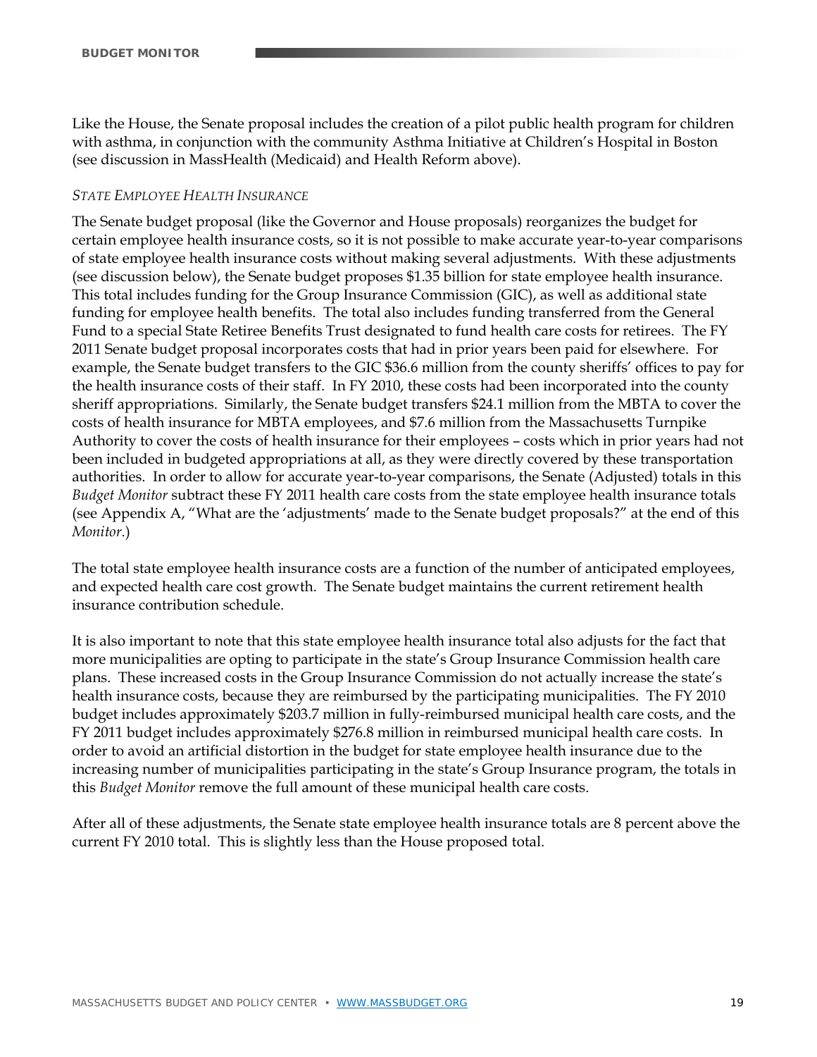Like the House, the Senate proposal includes the creation of a pilot public health program for children with asthma, in conjunction with the community Asthma Initiative at Children's Hospital in Boston (see discussion in MassHealth (Medicaid) and Health Reform above).

*STATE EMPLOYEE HEALTH INSURANCE*

The Senate budget proposal (like the Governor and House proposals) reorganizes the budget for certain employee health insurance costs, so it is not possible to make accurate year-to-year comparisons of state employee health insurance costs without making several adjustments. With these adjustments (see discussion below), the Senate budget proposes $1.35 billion for state employee health insurance. This total includes funding for the Group Insurance Commission (GIC), as well as additional state funding for employee health benefits. The total also includes funding transferred from the General Fund to a special State Retiree Benefits Trust designated to fund health care costs for retirees. The FY 2011 Senate budget proposal incorporates costs that had in prior years been paid for elsewhere. For example, the Senate budget transfers to the GIC $36.6 million from the county sheriffs' offices to pay for the health insurance costs of their staff. In FY 2010, these costs had been incorporated into the county sheriff appropriations. Similarly, the Senate budget transfers $24.1 million from the MBTA to cover the costs of health insurance for MBTA employees, and $7.6 million from the Massachusetts Turnpike Authority to cover the costs of health insurance for their employees – costs which in prior years had not been included in budgeted appropriations at all, as they were directly covered by these transportation authorities. In order to allow for accurate year-to-year comparisons, the Senate (Adjusted) totals in this *Budget Monitor* subtract these FY 2011 health care costs from the state employee health insurance totals (see Appendix A, "What are the 'adjustments' made to the Senate budget proposals?" at the end of this *Monitor*.)

The total state employee health insurance costs are a function of the number of anticipated employees, and expected health care cost growth. The Senate budget maintains the current retirement health insurance contribution schedule.

It is also important to note that this state employee health insurance total also adjusts for the fact that more municipalities are opting to participate in the state's Group Insurance Commission health care plans. These increased costs in the Group Insurance Commission do not actually increase the state's health insurance costs, because they are reimbursed by the participating municipalities. The FY 2010 budget includes approximately $203.7 million in fully-reimbursed municipal health care costs, and the FY 2011 budget includes approximately $276.8 million in reimbursed municipal health care costs. In order to avoid an artificial distortion in the budget for state employee health insurance due to the increasing number of municipalities participating in the state's Group Insurance program, the totals in this *Budget Monitor* remove the full amount of these municipal health care costs.

After all of these adjustments, the Senate state employee health insurance totals are 8 percent above the current FY 2010 total. This is slightly less than the House proposed total.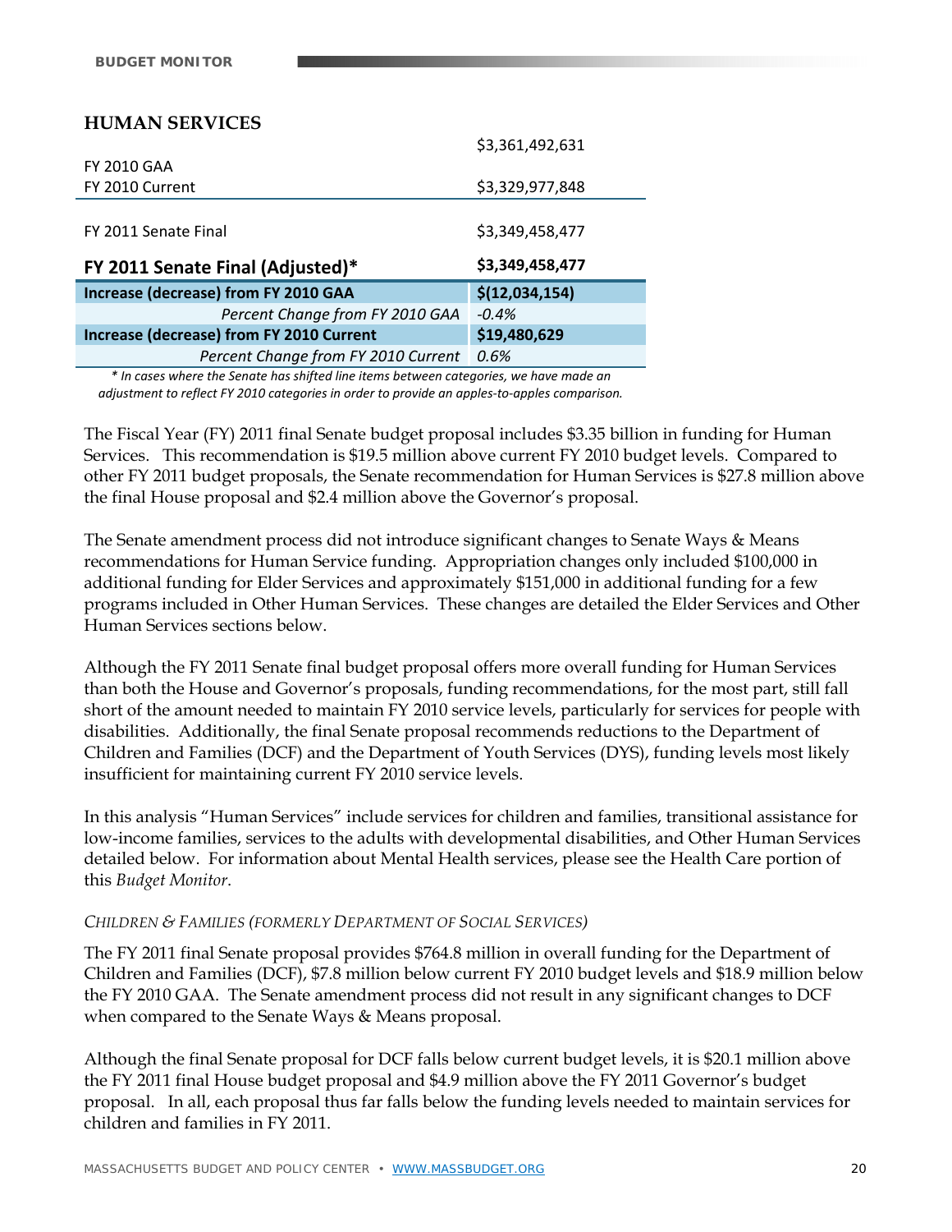## HUMAN SERVICES

| | |
|---|---|
| FY 2010 GAA | $3,361,492,631 |
| FY 2010 Current | $3,329,977,848 |
| FY 2011 Senate Final | $3,349,458,477 |
| **FY 2011 Senate Final (Adjusted)*** | **$3,349,458,477** |
| **Increase (decrease) from FY 2010 GAA** | **$(12,034,154)** |
| *Percent Change from FY 2010 GAA* | *-0.4%* |
| **Increase (decrease) from FY 2010 Current** | **$19,480,629** |
| *Percent Change from FY 2010 Current* | *0.6%* |

*\* In cases where the Senate has shifted line items between categories, we have made an adjustment to reflect FY 2010 categories in order to provide an apples-to-apples comparison.*

The Fiscal Year (FY) 2011 final Senate budget proposal includes $3.35 billion in funding for Human Services. This recommendation is $19.5 million above current FY 2010 budget levels. Compared to other FY 2011 budget proposals, the Senate recommendation for Human Services is $27.8 million above the final House proposal and $2.4 million above the Governor's proposal.

The Senate amendment process did not introduce significant changes to Senate Ways & Means recommendations for Human Service funding. Appropriation changes only included $100,000 in additional funding for Elder Services and approximately $151,000 in additional funding for a few programs included in Other Human Services. These changes are detailed the Elder Services and Other Human Services sections below.

Although the FY 2011 Senate final budget proposal offers more overall funding for Human Services than both the House and Governor's proposals, funding recommendations, for the most part, still fall short of the amount needed to maintain FY 2010 service levels, particularly for services for people with disabilities. Additionally, the final Senate proposal recommends reductions to the Department of Children and Families (DCF) and the Department of Youth Services (DYS), funding levels most likely insufficient for maintaining current FY 2010 service levels.

In this analysis "Human Services" include services for children and families, transitional assistance for low-income families, services to the adults with developmental disabilities, and Other Human Services detailed below. For information about Mental Health services, please see the Health Care portion of this *Budget Monitor*.

### *CHILDREN & FAMILIES (FORMERLY DEPARTMENT OF SOCIAL SERVICES)*

The FY 2011 final Senate proposal provides $764.8 million in overall funding for the Department of Children and Families (DCF), $7.8 million below current FY 2010 budget levels and $18.9 million below the FY 2010 GAA. The Senate amendment process did not result in any significant changes to DCF when compared to the Senate Ways & Means proposal.

Although the final Senate proposal for DCF falls below current budget levels, it is $20.1 million above the FY 2011 final House budget proposal and $4.9 million above the FY 2011 Governor's budget proposal. In all, each proposal thus far falls below the funding levels needed to maintain services for children and families in FY 2011.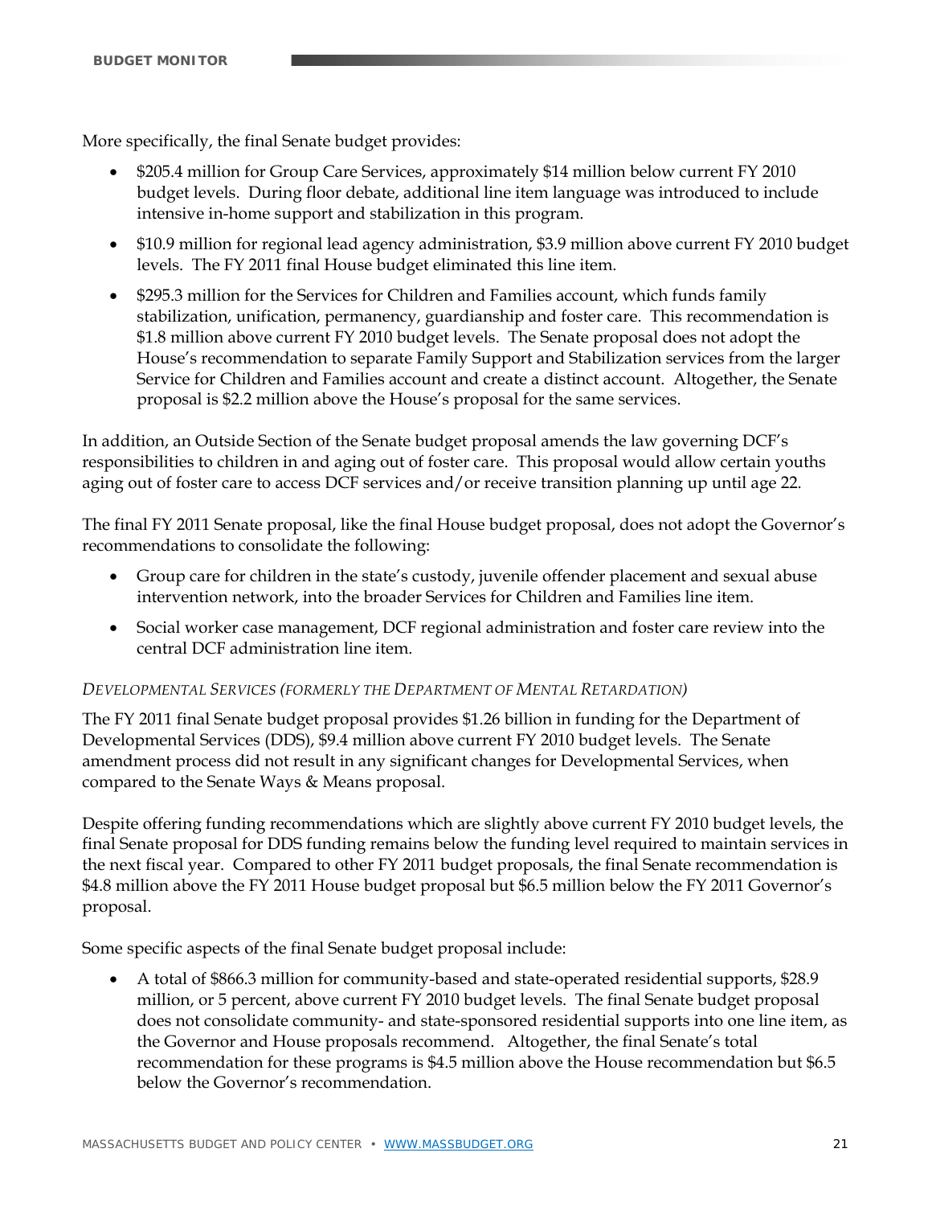More specifically, the final Senate budget provides:

- $205.4 million for Group Care Services, approximately $14 million below current FY 2010 budget levels. During floor debate, additional line item language was introduced to include intensive in-home support and stabilization in this program.
- $10.9 million for regional lead agency administration, $3.9 million above current FY 2010 budget levels. The FY 2011 final House budget eliminated this line item.
- $295.3 million for the Services for Children and Families account, which funds family stabilization, unification, permanency, guardianship and foster care. This recommendation is $1.8 million above current FY 2010 budget levels. The Senate proposal does not adopt the House's recommendation to separate Family Support and Stabilization services from the larger Service for Children and Families account and create a distinct account. Altogether, the Senate proposal is $2.2 million above the House's proposal for the same services.

In addition, an Outside Section of the Senate budget proposal amends the law governing DCF's responsibilities to children in and aging out of foster care. This proposal would allow certain youths aging out of foster care to access DCF services and/or receive transition planning up until age 22.

The final FY 2011 Senate proposal, like the final House budget proposal, does not adopt the Governor's recommendations to consolidate the following:

- Group care for children in the state's custody, juvenile offender placement and sexual abuse intervention network, into the broader Services for Children and Families line item.
- Social worker case management, DCF regional administration and foster care review into the central DCF administration line item.

*DEVELOPMENTAL SERVICES (FORMERLY THE DEPARTMENT OF MENTAL RETARDATION)*

The FY 2011 final Senate budget proposal provides $1.26 billion in funding for the Department of Developmental Services (DDS), $9.4 million above current FY 2010 budget levels. The Senate amendment process did not result in any significant changes for Developmental Services, when compared to the Senate Ways & Means proposal.

Despite offering funding recommendations which are slightly above current FY 2010 budget levels, the final Senate proposal for DDS funding remains below the funding level required to maintain services in the next fiscal year. Compared to other FY 2011 budget proposals, the final Senate recommendation is $4.8 million above the FY 2011 House budget proposal but $6.5 million below the FY 2011 Governor's proposal.

Some specific aspects of the final Senate budget proposal include:

- A total of $866.3 million for community-based and state-operated residential supports, $28.9 million, or 5 percent, above current FY 2010 budget levels. The final Senate budget proposal does not consolidate community- and state-sponsored residential supports into one line item, as the Governor and House proposals recommend. Altogether, the final Senate's total recommendation for these programs is $4.5 million above the House recommendation but $6.5 below the Governor's recommendation.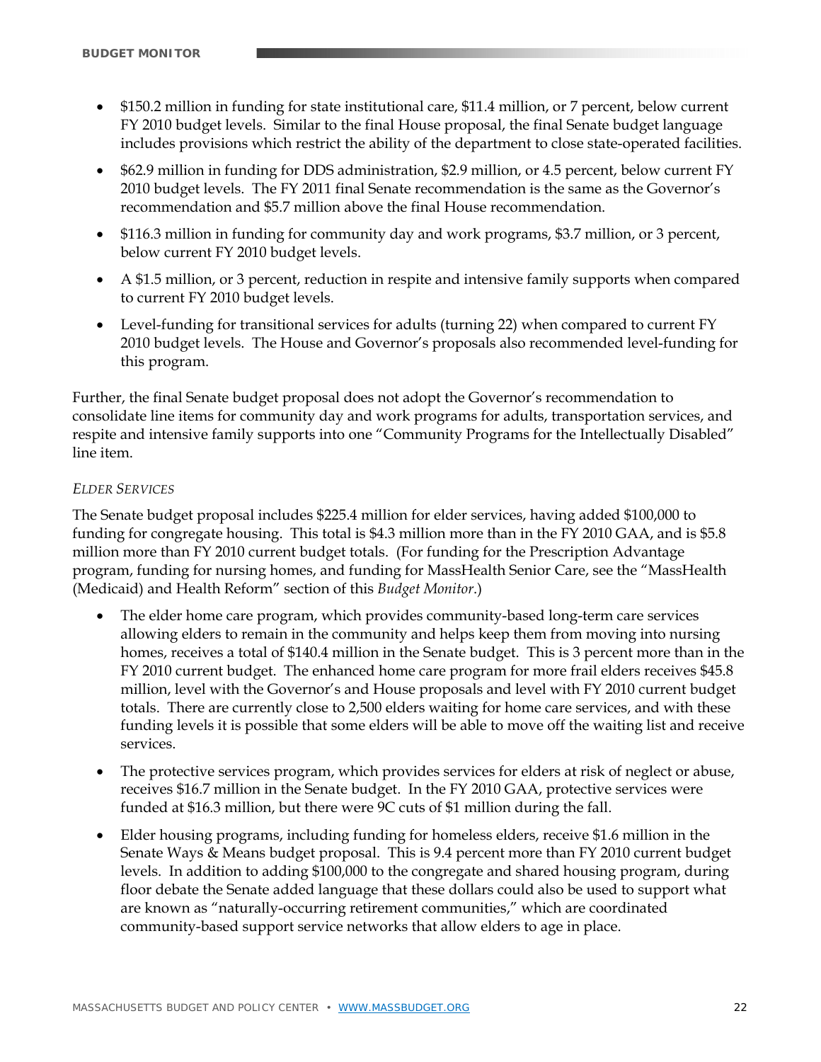- $150.2 million in funding for state institutional care, $11.4 million, or 7 percent, below current FY 2010 budget levels. Similar to the final House proposal, the final Senate budget language includes provisions which restrict the ability of the department to close state-operated facilities.
- $62.9 million in funding for DDS administration, $2.9 million, or 4.5 percent, below current FY 2010 budget levels. The FY 2011 final Senate recommendation is the same as the Governor's recommendation and $5.7 million above the final House recommendation.
- $116.3 million in funding for community day and work programs, $3.7 million, or 3 percent, below current FY 2010 budget levels.
- A $1.5 million, or 3 percent, reduction in respite and intensive family supports when compared to current FY 2010 budget levels.
- Level-funding for transitional services for adults (turning 22) when compared to current FY 2010 budget levels. The House and Governor's proposals also recommended level-funding for this program.

Further, the final Senate budget proposal does not adopt the Governor's recommendation to consolidate line items for community day and work programs for adults, transportation services, and respite and intensive family supports into one "Community Programs for the Intellectually Disabled" line item.

*ELDER SERVICES*

The Senate budget proposal includes $225.4 million for elder services, having added $100,000 to funding for congregate housing. This total is $4.3 million more than in the FY 2010 GAA, and is $5.8 million more than FY 2010 current budget totals. (For funding for the Prescription Advantage program, funding for nursing homes, and funding for MassHealth Senior Care, see the "MassHealth (Medicaid) and Health Reform" section of this *Budget Monitor*.)

- The elder home care program, which provides community-based long-term care services allowing elders to remain in the community and helps keep them from moving into nursing homes, receives a total of $140.4 million in the Senate budget. This is 3 percent more than in the FY 2010 current budget. The enhanced home care program for more frail elders receives $45.8 million, level with the Governor's and House proposals and level with FY 2010 current budget totals. There are currently close to 2,500 elders waiting for home care services, and with these funding levels it is possible that some elders will be able to move off the waiting list and receive services.
- The protective services program, which provides services for elders at risk of neglect or abuse, receives $16.7 million in the Senate budget. In the FY 2010 GAA, protective services were funded at $16.3 million, but there were 9C cuts of $1 million during the fall.
- Elder housing programs, including funding for homeless elders, receive $1.6 million in the Senate Ways & Means budget proposal. This is 9.4 percent more than FY 2010 current budget levels. In addition to adding $100,000 to the congregate and shared housing program, during floor debate the Senate added language that these dollars could also be used to support what are known as "naturally-occurring retirement communities," which are coordinated community-based support service networks that allow elders to age in place.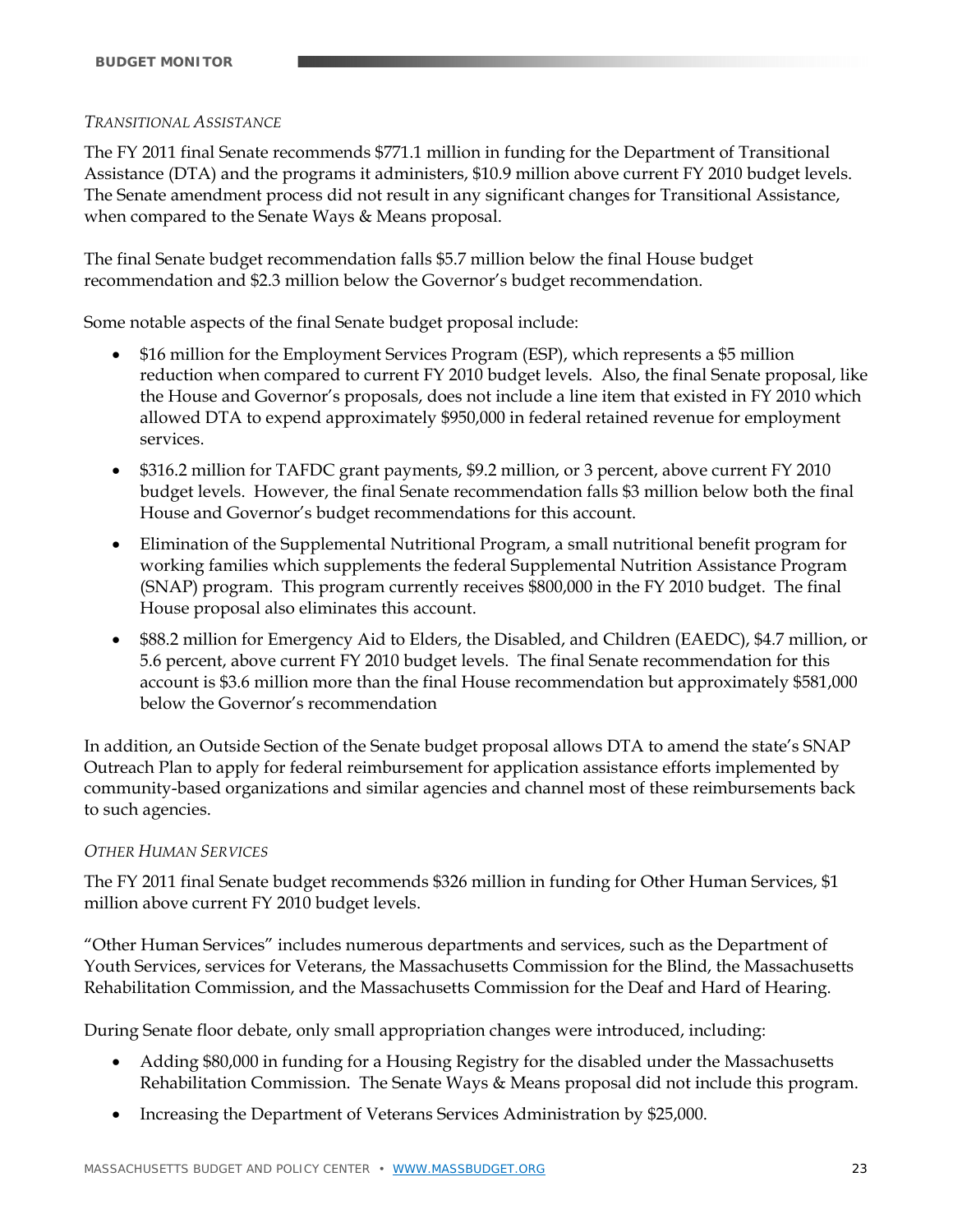*TRANSITIONAL ASSISTANCE*

The FY 2011 final Senate recommends $771.1 million in funding for the Department of Transitional Assistance (DTA) and the programs it administers, $10.9 million above current FY 2010 budget levels. The Senate amendment process did not result in any significant changes for Transitional Assistance, when compared to the Senate Ways & Means proposal.

The final Senate budget recommendation falls $5.7 million below the final House budget recommendation and $2.3 million below the Governor's budget recommendation.

Some notable aspects of the final Senate budget proposal include:

- $16 million for the Employment Services Program (ESP), which represents a $5 million reduction when compared to current FY 2010 budget levels. Also, the final Senate proposal, like the House and Governor's proposals, does not include a line item that existed in FY 2010 which allowed DTA to expend approximately $950,000 in federal retained revenue for employment services.
- $316.2 million for TAFDC grant payments, $9.2 million, or 3 percent, above current FY 2010 budget levels. However, the final Senate recommendation falls $3 million below both the final House and Governor's budget recommendations for this account.
- Elimination of the Supplemental Nutritional Program, a small nutritional benefit program for working families which supplements the federal Supplemental Nutrition Assistance Program (SNAP) program. This program currently receives $800,000 in the FY 2010 budget. The final House proposal also eliminates this account.
- $88.2 million for Emergency Aid to Elders, the Disabled, and Children (EAEDC), $4.7 million, or 5.6 percent, above current FY 2010 budget levels. The final Senate recommendation for this account is $3.6 million more than the final House recommendation but approximately $581,000 below the Governor's recommendation

In addition, an Outside Section of the Senate budget proposal allows DTA to amend the state's SNAP Outreach Plan to apply for federal reimbursement for application assistance efforts implemented by community-based organizations and similar agencies and channel most of these reimbursements back to such agencies.

*OTHER HUMAN SERVICES*

The FY 2011 final Senate budget recommends $326 million in funding for Other Human Services, $1 million above current FY 2010 budget levels.

"Other Human Services" includes numerous departments and services, such as the Department of Youth Services, services for Veterans, the Massachusetts Commission for the Blind, the Massachusetts Rehabilitation Commission, and the Massachusetts Commission for the Deaf and Hard of Hearing.

During Senate floor debate, only small appropriation changes were introduced, including:

- Adding $80,000 in funding for a Housing Registry for the disabled under the Massachusetts Rehabilitation Commission. The Senate Ways & Means proposal did not include this program.
- Increasing the Department of Veterans Services Administration by $25,000.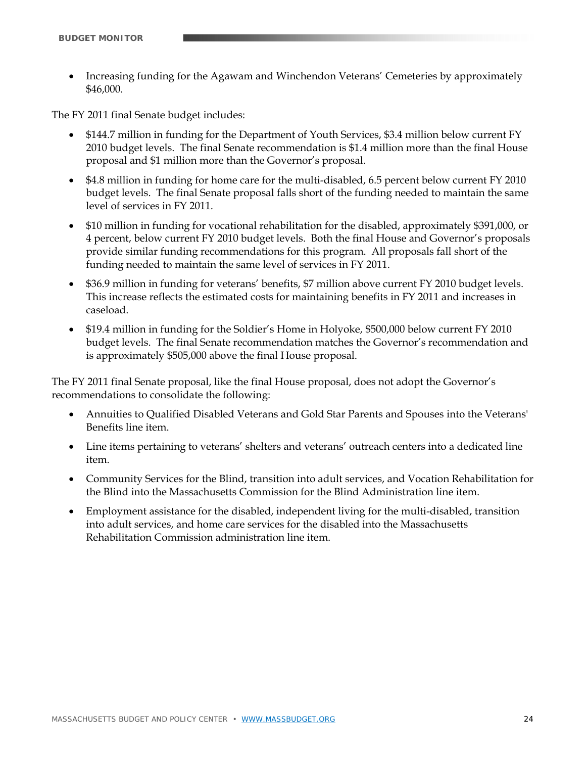- Increasing funding for the Agawam and Winchendon Veterans' Cemeteries by approximately $46,000.

The FY 2011 final Senate budget includes:

- $144.7 million in funding for the Department of Youth Services, $3.4 million below current FY 2010 budget levels. The final Senate recommendation is $1.4 million more than the final House proposal and $1 million more than the Governor's proposal.
- $4.8 million in funding for home care for the multi-disabled, 6.5 percent below current FY 2010 budget levels. The final Senate proposal falls short of the funding needed to maintain the same level of services in FY 2011.
- $10 million in funding for vocational rehabilitation for the disabled, approximately $391,000, or 4 percent, below current FY 2010 budget levels. Both the final House and Governor's proposals provide similar funding recommendations for this program. All proposals fall short of the funding needed to maintain the same level of services in FY 2011.
- $36.9 million in funding for veterans' benefits, $7 million above current FY 2010 budget levels. This increase reflects the estimated costs for maintaining benefits in FY 2011 and increases in caseload.
- $19.4 million in funding for the Soldier's Home in Holyoke, $500,000 below current FY 2010 budget levels. The final Senate recommendation matches the Governor's recommendation and is approximately $505,000 above the final House proposal.

The FY 2011 final Senate proposal, like the final House proposal, does not adopt the Governor's recommendations to consolidate the following:

- Annuities to Qualified Disabled Veterans and Gold Star Parents and Spouses into the Veterans' Benefits line item.
- Line items pertaining to veterans' shelters and veterans' outreach centers into a dedicated line item.
- Community Services for the Blind, transition into adult services, and Vocation Rehabilitation for the Blind into the Massachusetts Commission for the Blind Administration line item.
- Employment assistance for the disabled, independent living for the multi-disabled, transition into adult services, and home care services for the disabled into the Massachusetts Rehabilitation Commission administration line item.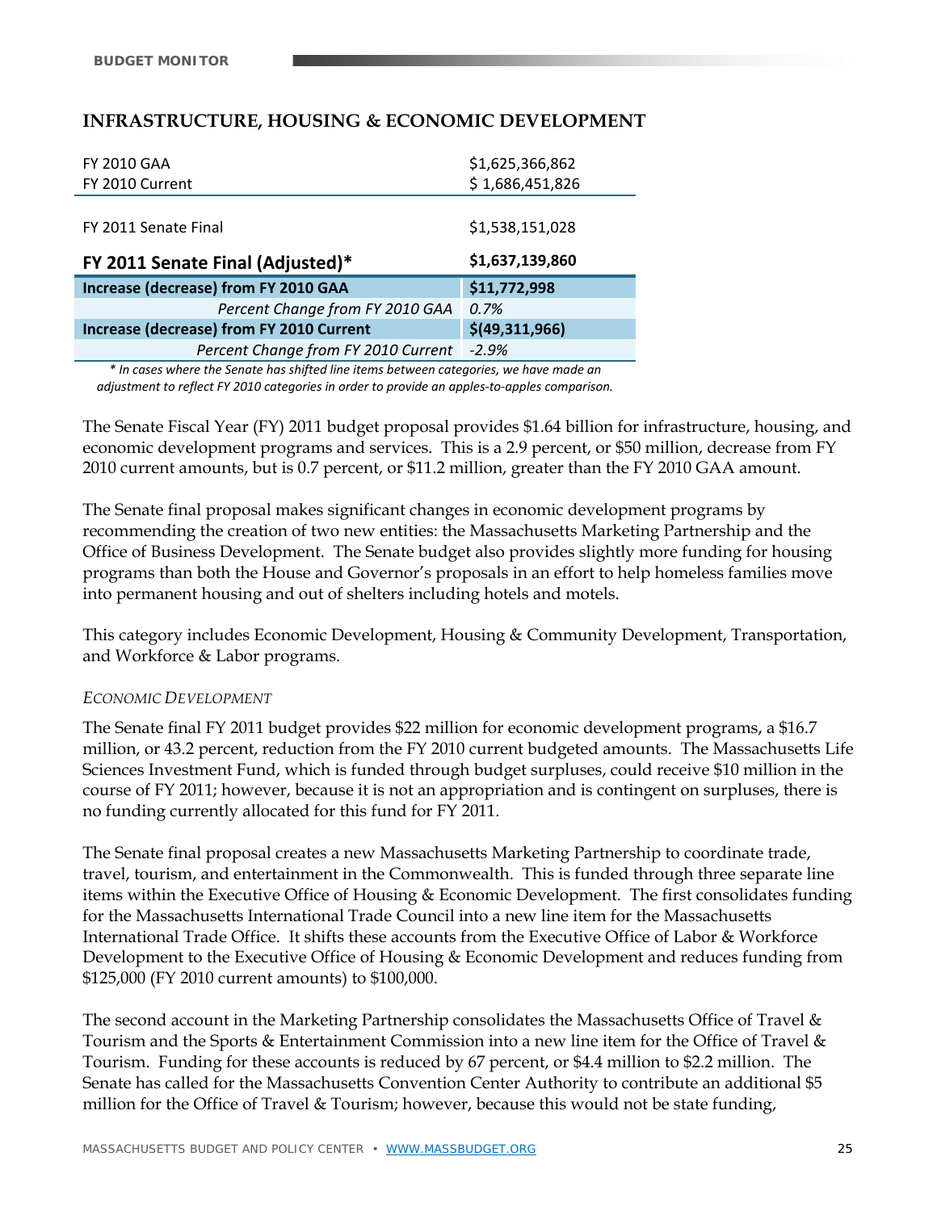## INFRASTRUCTURE, HOUSING & ECONOMIC DEVELOPMENT

| | |
|---|---|
| FY 2010 GAA | $1,625,366,862 |
| FY 2010 Current | $ 1,686,451,826 |
| FY 2011 Senate Final | $1,538,151,028 |
| **FY 2011 Senate Final (Adjusted)*** | **$1,637,139,860** |
| **Increase (decrease) from FY 2010 GAA** | **$11,772,998** |
| *Percent Change from FY 2010 GAA* | *0.7%* |
| **Increase (decrease) from FY 2010 Current** | **$(49,311,966)** |
| *Percent Change from FY 2010 Current* | *-2.9%* |

*\* In cases where the Senate has shifted line items between categories, we have made an adjustment to reflect FY 2010 categories in order to provide an apples-to-apples comparison.*

The Senate Fiscal Year (FY) 2011 budget proposal provides $1.64 billion for infrastructure, housing, and economic development programs and services. This is a 2.9 percent, or $50 million, decrease from FY 2010 current amounts, but is 0.7 percent, or $11.2 million, greater than the FY 2010 GAA amount.

The Senate final proposal makes significant changes in economic development programs by recommending the creation of two new entities: the Massachusetts Marketing Partnership and the Office of Business Development. The Senate budget also provides slightly more funding for housing programs than both the House and Governor's proposals in an effort to help homeless families move into permanent housing and out of shelters including hotels and motels.

This category includes Economic Development, Housing & Community Development, Transportation, and Workforce & Labor programs.

### *ECONOMIC DEVELOPMENT*

The Senate final FY 2011 budget provides $22 million for economic development programs, a $16.7 million, or 43.2 percent, reduction from the FY 2010 current budgeted amounts. The Massachusetts Life Sciences Investment Fund, which is funded through budget surpluses, could receive $10 million in the course of FY 2011; however, because it is not an appropriation and is contingent on surpluses, there is no funding currently allocated for this fund for FY 2011.

The Senate final proposal creates a new Massachusetts Marketing Partnership to coordinate trade, travel, tourism, and entertainment in the Commonwealth. This is funded through three separate line items within the Executive Office of Housing & Economic Development. The first consolidates funding for the Massachusetts International Trade Council into a new line item for the Massachusetts International Trade Office. It shifts these accounts from the Executive Office of Labor & Workforce Development to the Executive Office of Housing & Economic Development and reduces funding from $125,000 (FY 2010 current amounts) to $100,000.

The second account in the Marketing Partnership consolidates the Massachusetts Office of Travel & Tourism and the Sports & Entertainment Commission into a new line item for the Office of Travel & Tourism. Funding for these accounts is reduced by 67 percent, or $4.4 million to $2.2 million. The Senate has called for the Massachusetts Convention Center Authority to contribute an additional $5 million for the Office of Travel & Tourism; however, because this would not be state funding,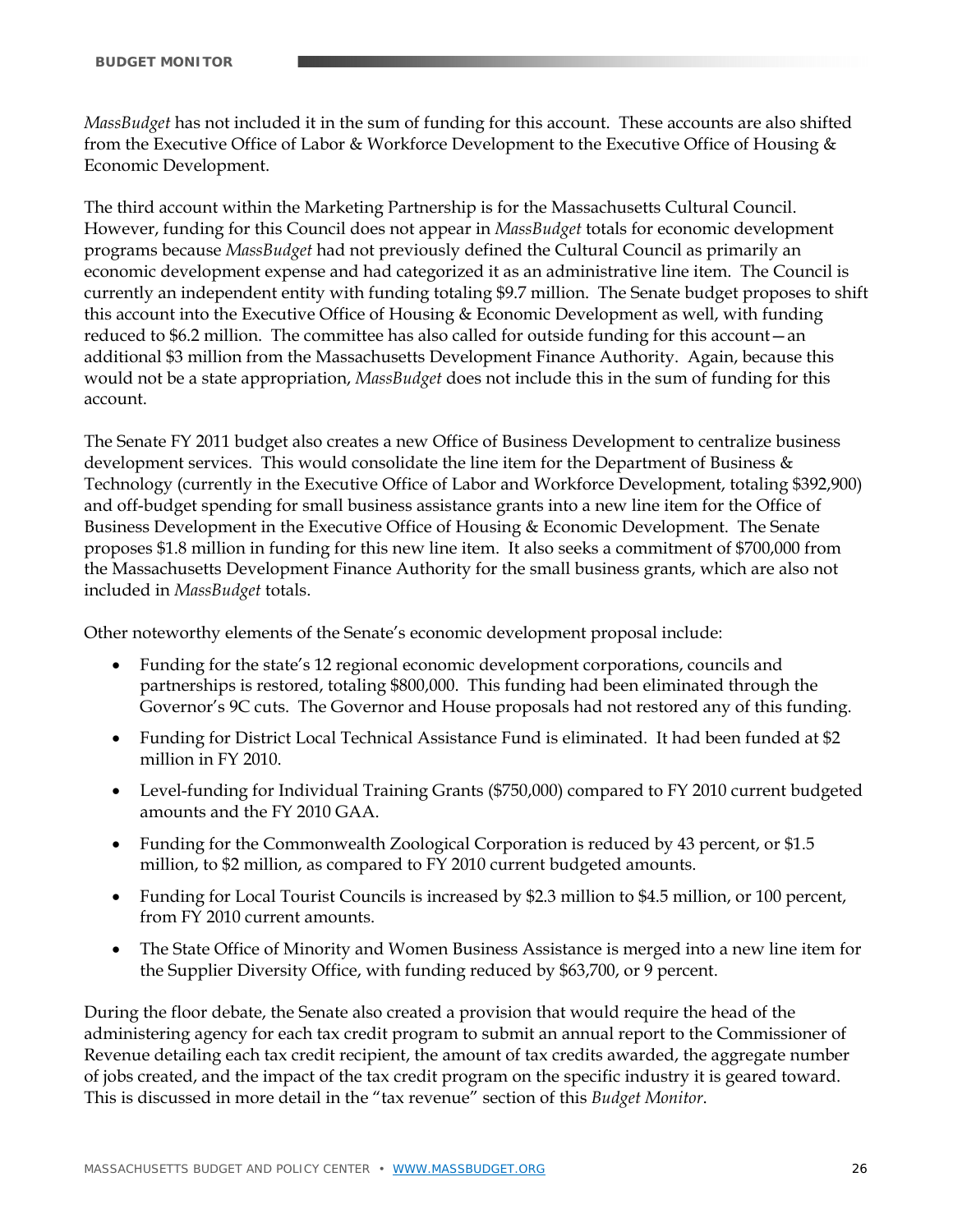*MassBudget* has not included it in the sum of funding for this account. These accounts are also shifted from the Executive Office of Labor & Workforce Development to the Executive Office of Housing & Economic Development.

The third account within the Marketing Partnership is for the Massachusetts Cultural Council. However, funding for this Council does not appear in *MassBudget* totals for economic development programs because *MassBudget* had not previously defined the Cultural Council as primarily an economic development expense and had categorized it as an administrative line item. The Council is currently an independent entity with funding totaling $9.7 million. The Senate budget proposes to shift this account into the Executive Office of Housing & Economic Development as well, with funding reduced to $6.2 million. The committee has also called for outside funding for this account—an additional $3 million from the Massachusetts Development Finance Authority. Again, because this would not be a state appropriation, *MassBudget* does not include this in the sum of funding for this account.

The Senate FY 2011 budget also creates a new Office of Business Development to centralize business development services. This would consolidate the line item for the Department of Business & Technology (currently in the Executive Office of Labor and Workforce Development, totaling $392,900) and off-budget spending for small business assistance grants into a new line item for the Office of Business Development in the Executive Office of Housing & Economic Development. The Senate proposes $1.8 million in funding for this new line item. It also seeks a commitment of $700,000 from the Massachusetts Development Finance Authority for the small business grants, which are also not included in *MassBudget* totals.

Other noteworthy elements of the Senate's economic development proposal include:

- Funding for the state's 12 regional economic development corporations, councils and partnerships is restored, totaling $800,000. This funding had been eliminated through the Governor's 9C cuts. The Governor and House proposals had not restored any of this funding.
- Funding for District Local Technical Assistance Fund is eliminated. It had been funded at $2 million in FY 2010.
- Level-funding for Individual Training Grants ($750,000) compared to FY 2010 current budgeted amounts and the FY 2010 GAA.
- Funding for the Commonwealth Zoological Corporation is reduced by 43 percent, or $1.5 million, to $2 million, as compared to FY 2010 current budgeted amounts.
- Funding for Local Tourist Councils is increased by $2.3 million to $4.5 million, or 100 percent, from FY 2010 current amounts.
- The State Office of Minority and Women Business Assistance is merged into a new line item for the Supplier Diversity Office, with funding reduced by $63,700, or 9 percent.

During the floor debate, the Senate also created a provision that would require the head of the administering agency for each tax credit program to submit an annual report to the Commissioner of Revenue detailing each tax credit recipient, the amount of tax credits awarded, the aggregate number of jobs created, and the impact of the tax credit program on the specific industry it is geared toward. This is discussed in more detail in the "tax revenue" section of this *Budget Monitor*.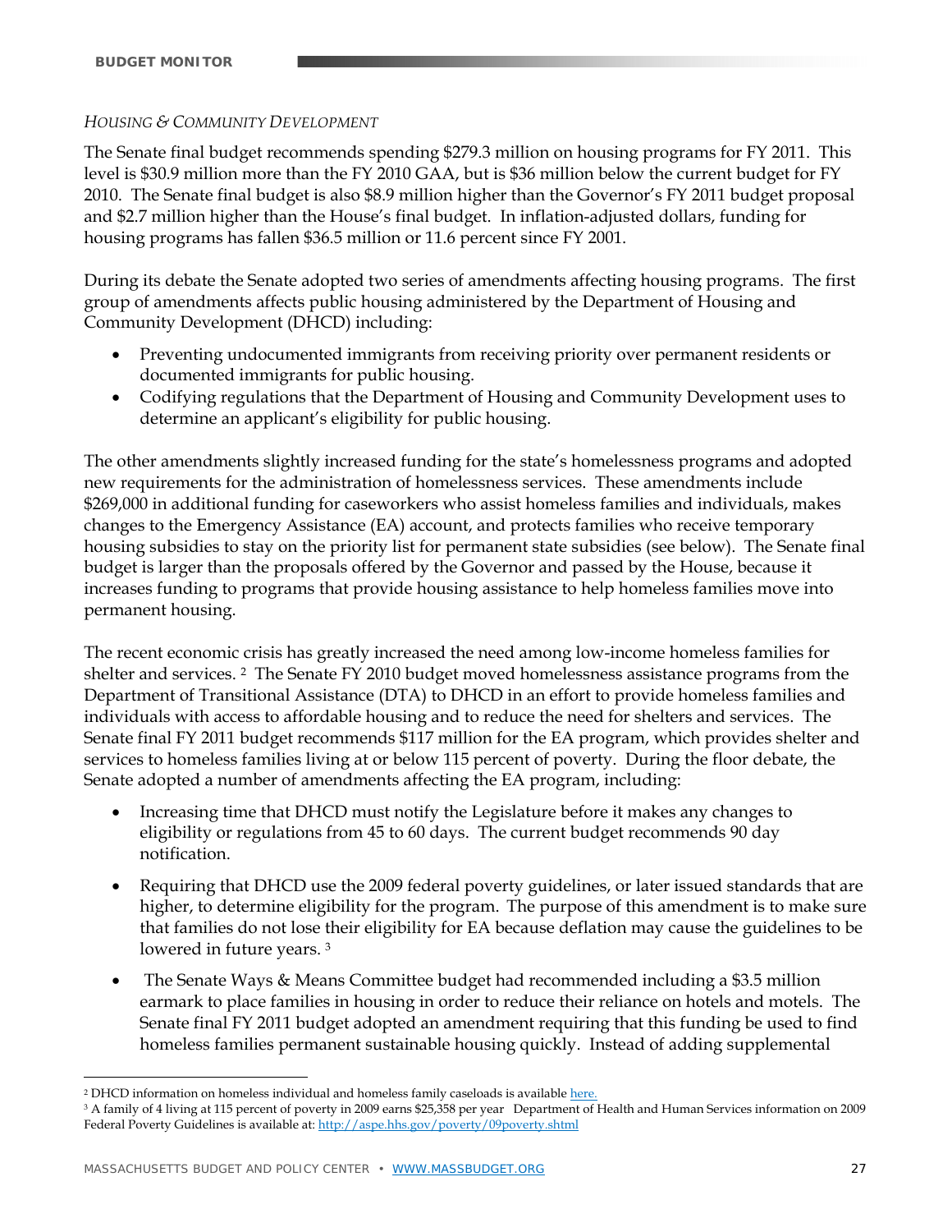*Housing & Community Development*

The Senate final budget recommends spending $279.3 million on housing programs for FY 2011. This level is $30.9 million more than the FY 2010 GAA, but is $36 million below the current budget for FY 2010. The Senate final budget is also $8.9 million higher than the Governor's FY 2011 budget proposal and $2.7 million higher than the House's final budget. In inflation-adjusted dollars, funding for housing programs has fallen $36.5 million or 11.6 percent since FY 2001.

During its debate the Senate adopted two series of amendments affecting housing programs. The first group of amendments affects public housing administered by the Department of Housing and Community Development (DHCD) including:

- Preventing undocumented immigrants from receiving priority over permanent residents or documented immigrants for public housing.
- Codifying regulations that the Department of Housing and Community Development uses to determine an applicant's eligibility for public housing.

The other amendments slightly increased funding for the state's homelessness programs and adopted new requirements for the administration of homelessness services. These amendments include $269,000 in additional funding for caseworkers who assist homeless families and individuals, makes changes to the Emergency Assistance (EA) account, and protects families who receive temporary housing subsidies to stay on the priority list for permanent state subsidies (see below). The Senate final budget is larger than the proposals offered by the Governor and passed by the House, because it increases funding to programs that provide housing assistance to help homeless families move into permanent housing.

The recent economic crisis has greatly increased the need among low-income homeless families for shelter and services. [2] The Senate FY 2010 budget moved homelessness assistance programs from the Department of Transitional Assistance (DTA) to DHCD in an effort to provide homeless families and individuals with access to affordable housing and to reduce the need for shelters and services. The Senate final FY 2011 budget recommends $117 million for the EA program, which provides shelter and services to homeless families living at or below 115 percent of poverty. During the floor debate, the Senate adopted a number of amendments affecting the EA program, including:

- Increasing time that DHCD must notify the Legislature before it makes any changes to eligibility or regulations from 45 to 60 days. The current budget recommends 90 day notification.
- Requiring that DHCD use the 2009 federal poverty guidelines, or later issued standards that are higher, to determine eligibility for the program. The purpose of this amendment is to make sure that families do not lose their eligibility for EA because deflation may cause the guidelines to be lowered in future years. [3]
- The Senate Ways & Means Committee budget had recommended including a $3.5 million earmark to place families in housing in order to reduce their reliance on hotels and motels. The Senate final FY 2011 budget adopted an amendment requiring that this funding be used to find homeless families permanent sustainable housing quickly. Instead of adding supplemental

---

[2] DHCD information on homeless individual and homeless family caseloads is available here.

[3] A family of 4 living at 115 percent of poverty in 2009 earns $25,358 per year Department of Health and Human Services information on 2009 Federal Poverty Guidelines is available at: http://aspe.hhs.gov/poverty/09poverty.shtml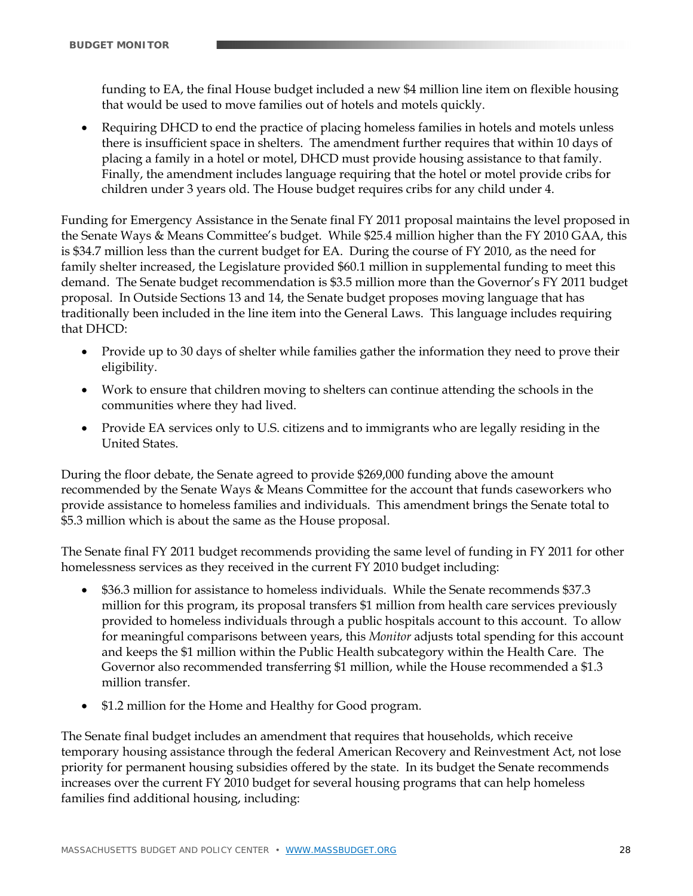funding to EA, the final House budget included a new $4 million line item on flexible housing that would be used to move families out of hotels and motels quickly.

- Requiring DHCD to end the practice of placing homeless families in hotels and motels unless there is insufficient space in shelters. The amendment further requires that within 10 days of placing a family in a hotel or motel, DHCD must provide housing assistance to that family. Finally, the amendment includes language requiring that the hotel or motel provide cribs for children under 3 years old. The House budget requires cribs for any child under 4.

Funding for Emergency Assistance in the Senate final FY 2011 proposal maintains the level proposed in the Senate Ways & Means Committee's budget. While $25.4 million higher than the FY 2010 GAA, this is $34.7 million less than the current budget for EA. During the course of FY 2010, as the need for family shelter increased, the Legislature provided $60.1 million in supplemental funding to meet this demand. The Senate budget recommendation is $3.5 million more than the Governor's FY 2011 budget proposal. In Outside Sections 13 and 14, the Senate budget proposes moving language that has traditionally been included in the line item into the General Laws. This language includes requiring that DHCD:

- Provide up to 30 days of shelter while families gather the information they need to prove their eligibility.
- Work to ensure that children moving to shelters can continue attending the schools in the communities where they had lived.
- Provide EA services only to U.S. citizens and to immigrants who are legally residing in the United States.

During the floor debate, the Senate agreed to provide $269,000 funding above the amount recommended by the Senate Ways & Means Committee for the account that funds caseworkers who provide assistance to homeless families and individuals. This amendment brings the Senate total to $5.3 million which is about the same as the House proposal.

The Senate final FY 2011 budget recommends providing the same level of funding in FY 2011 for other homelessness services as they received in the current FY 2010 budget including:

- $36.3 million for assistance to homeless individuals. While the Senate recommends $37.3 million for this program, its proposal transfers $1 million from health care services previously provided to homeless individuals through a public hospitals account to this account. To allow for meaningful comparisons between years, this *Monitor* adjusts total spending for this account and keeps the $1 million within the Public Health subcategory within the Health Care. The Governor also recommended transferring $1 million, while the House recommended a $1.3 million transfer.
- $1.2 million for the Home and Healthy for Good program.

The Senate final budget includes an amendment that requires that households, which receive temporary housing assistance through the federal American Recovery and Reinvestment Act, not lose priority for permanent housing subsidies offered by the state. In its budget the Senate recommends increases over the current FY 2010 budget for several housing programs that can help homeless families find additional housing, including: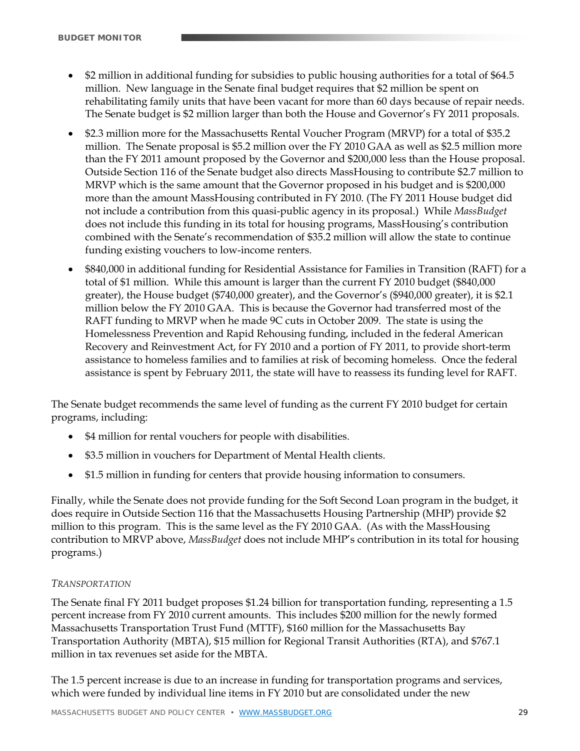- $2 million in additional funding for subsidies to public housing authorities for a total of $64.5 million. New language in the Senate final budget requires that $2 million be spent on rehabilitating family units that have been vacant for more than 60 days because of repair needs. The Senate budget is $2 million larger than both the House and Governor's FY 2011 proposals.
- $2.3 million more for the Massachusetts Rental Voucher Program (MRVP) for a total of $35.2 million. The Senate proposal is $5.2 million over the FY 2010 GAA as well as $2.5 million more than the FY 2011 amount proposed by the Governor and $200,000 less than the House proposal. Outside Section 116 of the Senate budget also directs MassHousing to contribute $2.7 million to MRVP which is the same amount that the Governor proposed in his budget and is $200,000 more than the amount MassHousing contributed in FY 2010. (The FY 2011 House budget did not include a contribution from this quasi-public agency in its proposal.) While *MassBudget* does not include this funding in its total for housing programs, MassHousing's contribution combined with the Senate's recommendation of $35.2 million will allow the state to continue funding existing vouchers to low-income renters.
- $840,000 in additional funding for Residential Assistance for Families in Transition (RAFT) for a total of $1 million. While this amount is larger than the current FY 2010 budget ($840,000 greater), the House budget ($740,000 greater), and the Governor's ($940,000 greater), it is $2.1 million below the FY 2010 GAA. This is because the Governor had transferred most of the RAFT funding to MRVP when he made 9C cuts in October 2009. The state is using the Homelessness Prevention and Rapid Rehousing funding, included in the federal American Recovery and Reinvestment Act, for FY 2010 and a portion of FY 2011, to provide short-term assistance to homeless families and to families at risk of becoming homeless. Once the federal assistance is spent by February 2011, the state will have to reassess its funding level for RAFT.

The Senate budget recommends the same level of funding as the current FY 2010 budget for certain programs, including:

- $4 million for rental vouchers for people with disabilities.
- $3.5 million in vouchers for Department of Mental Health clients.
- $1.5 million in funding for centers that provide housing information to consumers.

Finally, while the Senate does not provide funding for the Soft Second Loan program in the budget, it does require in Outside Section 116 that the Massachusetts Housing Partnership (MHP) provide $2 million to this program. This is the same level as the FY 2010 GAA. (As with the MassHousing contribution to MRVP above, *MassBudget* does not include MHP's contribution in its total for housing programs.)

*TRANSPORTATION*

The Senate final FY 2011 budget proposes $1.24 billion for transportation funding, representing a 1.5 percent increase from FY 2010 current amounts. This includes $200 million for the newly formed Massachusetts Transportation Trust Fund (MTTF), $160 million for the Massachusetts Bay Transportation Authority (MBTA), $15 million for Regional Transit Authorities (RTA), and $767.1 million in tax revenues set aside for the MBTA.

The 1.5 percent increase is due to an increase in funding for transportation programs and services, which were funded by individual line items in FY 2010 but are consolidated under the new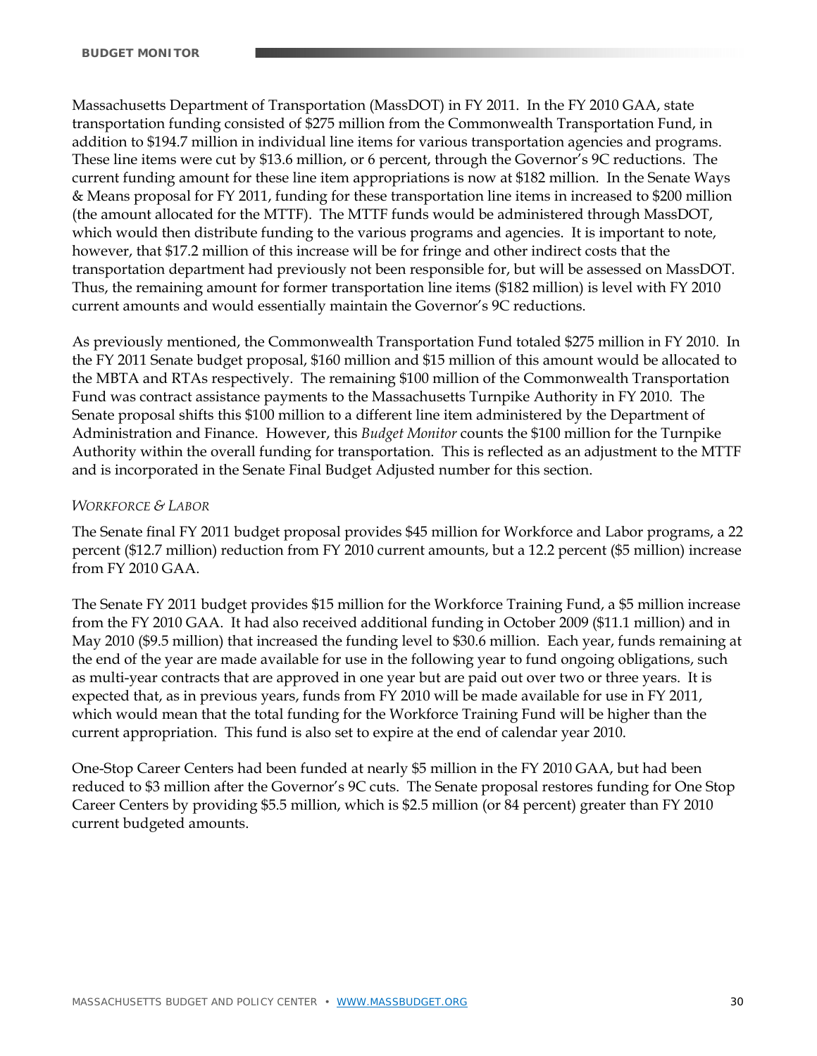Massachusetts Department of Transportation (MassDOT) in FY 2011. In the FY 2010 GAA, state transportation funding consisted of $275 million from the Commonwealth Transportation Fund, in addition to $194.7 million in individual line items for various transportation agencies and programs. These line items were cut by $13.6 million, or 6 percent, through the Governor's 9C reductions. The current funding amount for these line item appropriations is now at $182 million. In the Senate Ways & Means proposal for FY 2011, funding for these transportation line items in increased to $200 million (the amount allocated for the MTTF). The MTTF funds would be administered through MassDOT, which would then distribute funding to the various programs and agencies. It is important to note, however, that $17.2 million of this increase will be for fringe and other indirect costs that the transportation department had previously not been responsible for, but will be assessed on MassDOT. Thus, the remaining amount for former transportation line items ($182 million) is level with FY 2010 current amounts and would essentially maintain the Governor's 9C reductions.

As previously mentioned, the Commonwealth Transportation Fund totaled $275 million in FY 2010. In the FY 2011 Senate budget proposal, $160 million and $15 million of this amount would be allocated to the MBTA and RTAs respectively. The remaining $100 million of the Commonwealth Transportation Fund was contract assistance payments to the Massachusetts Turnpike Authority in FY 2010. The Senate proposal shifts this $100 million to a different line item administered by the Department of Administration and Finance. However, this *Budget Monitor* counts the $100 million for the Turnpike Authority within the overall funding for transportation. This is reflected as an adjustment to the MTTF and is incorporated in the Senate Final Budget Adjusted number for this section.

*WORKFORCE & LABOR*

The Senate final FY 2011 budget proposal provides $45 million for Workforce and Labor programs, a 22 percent ($12.7 million) reduction from FY 2010 current amounts, but a 12.2 percent ($5 million) increase from FY 2010 GAA.

The Senate FY 2011 budget provides $15 million for the Workforce Training Fund, a $5 million increase from the FY 2010 GAA. It had also received additional funding in October 2009 ($11.1 million) and in May 2010 ($9.5 million) that increased the funding level to $30.6 million. Each year, funds remaining at the end of the year are made available for use in the following year to fund ongoing obligations, such as multi-year contracts that are approved in one year but are paid out over two or three years. It is expected that, as in previous years, funds from FY 2010 will be made available for use in FY 2011, which would mean that the total funding for the Workforce Training Fund will be higher than the current appropriation. This fund is also set to expire at the end of calendar year 2010.

One-Stop Career Centers had been funded at nearly $5 million in the FY 2010 GAA, but had been reduced to $3 million after the Governor's 9C cuts. The Senate proposal restores funding for One Stop Career Centers by providing $5.5 million, which is $2.5 million (or 84 percent) greater than FY 2010 current budgeted amounts.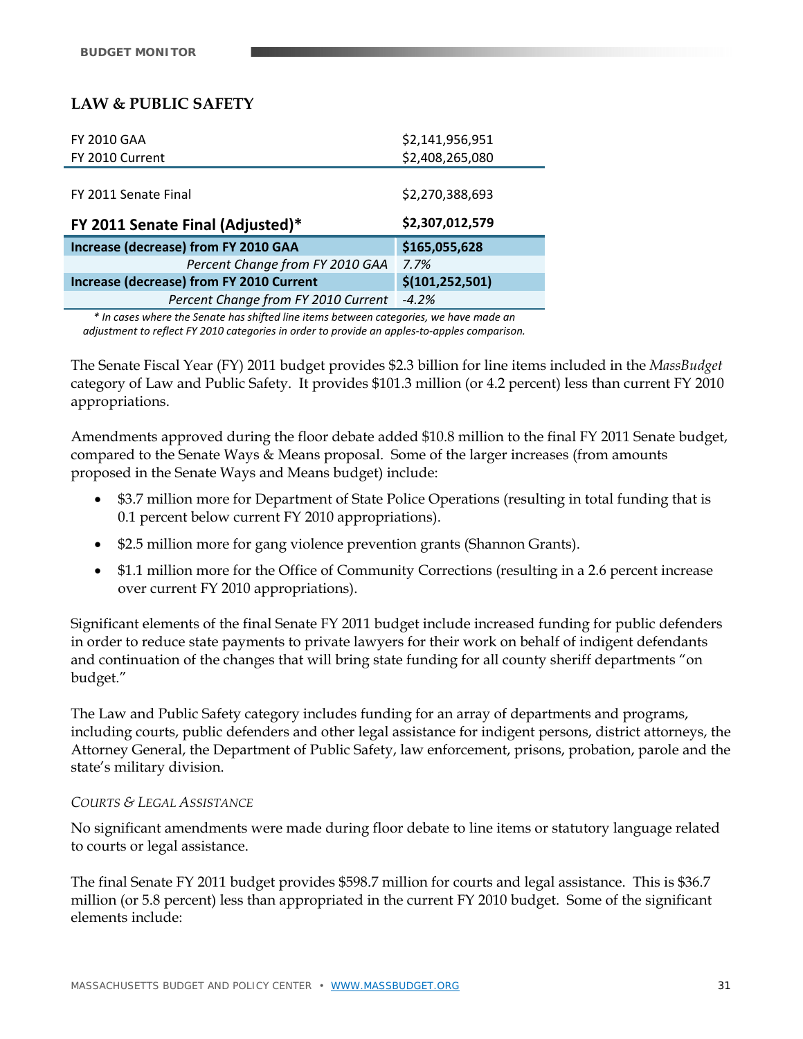## LAW & PUBLIC SAFETY

| | |
|---|---|
| FY 2010 GAA | $2,141,956,951 |
| FY 2010 Current | $2,408,265,080 |
| FY 2011 Senate Final | $2,270,388,693 |
| **FY 2011 Senate Final (Adjusted)*** | **$2,307,012,579** |
| **Increase (decrease) from FY 2010 GAA** | **$165,055,628** |
| *Percent Change from FY 2010 GAA* | *7.7%* |
| **Increase (decrease) from FY 2010 Current** | **$(101,252,501)** |
| *Percent Change from FY 2010 Current* | *-4.2%* |

*\* In cases where the Senate has shifted line items between categories, we have made an adjustment to reflect FY 2010 categories in order to provide an apples-to-apples comparison.*

The Senate Fiscal Year (FY) 2011 budget provides $2.3 billion for line items included in the *MassBudget* category of Law and Public Safety. It provides $101.3 million (or 4.2 percent) less than current FY 2010 appropriations.

Amendments approved during the floor debate added $10.8 million to the final FY 2011 Senate budget, compared to the Senate Ways & Means proposal. Some of the larger increases (from amounts proposed in the Senate Ways and Means budget) include:

- $3.7 million more for Department of State Police Operations (resulting in total funding that is 0.1 percent below current FY 2010 appropriations).
- $2.5 million more for gang violence prevention grants (Shannon Grants).
- $1.1 million more for the Office of Community Corrections (resulting in a 2.6 percent increase over current FY 2010 appropriations).

Significant elements of the final Senate FY 2011 budget include increased funding for public defenders in order to reduce state payments to private lawyers for their work on behalf of indigent defendants and continuation of the changes that will bring state funding for all county sheriff departments "on budget."

The Law and Public Safety category includes funding for an array of departments and programs, including courts, public defenders and other legal assistance for indigent persons, district attorneys, the Attorney General, the Department of Public Safety, law enforcement, prisons, probation, parole and the state's military division.

### *Courts & Legal Assistance*

No significant amendments were made during floor debate to line items or statutory language related to courts or legal assistance.

The final Senate FY 2011 budget provides $598.7 million for courts and legal assistance. This is $36.7 million (or 5.8 percent) less than appropriated in the current FY 2010 budget. Some of the significant elements include: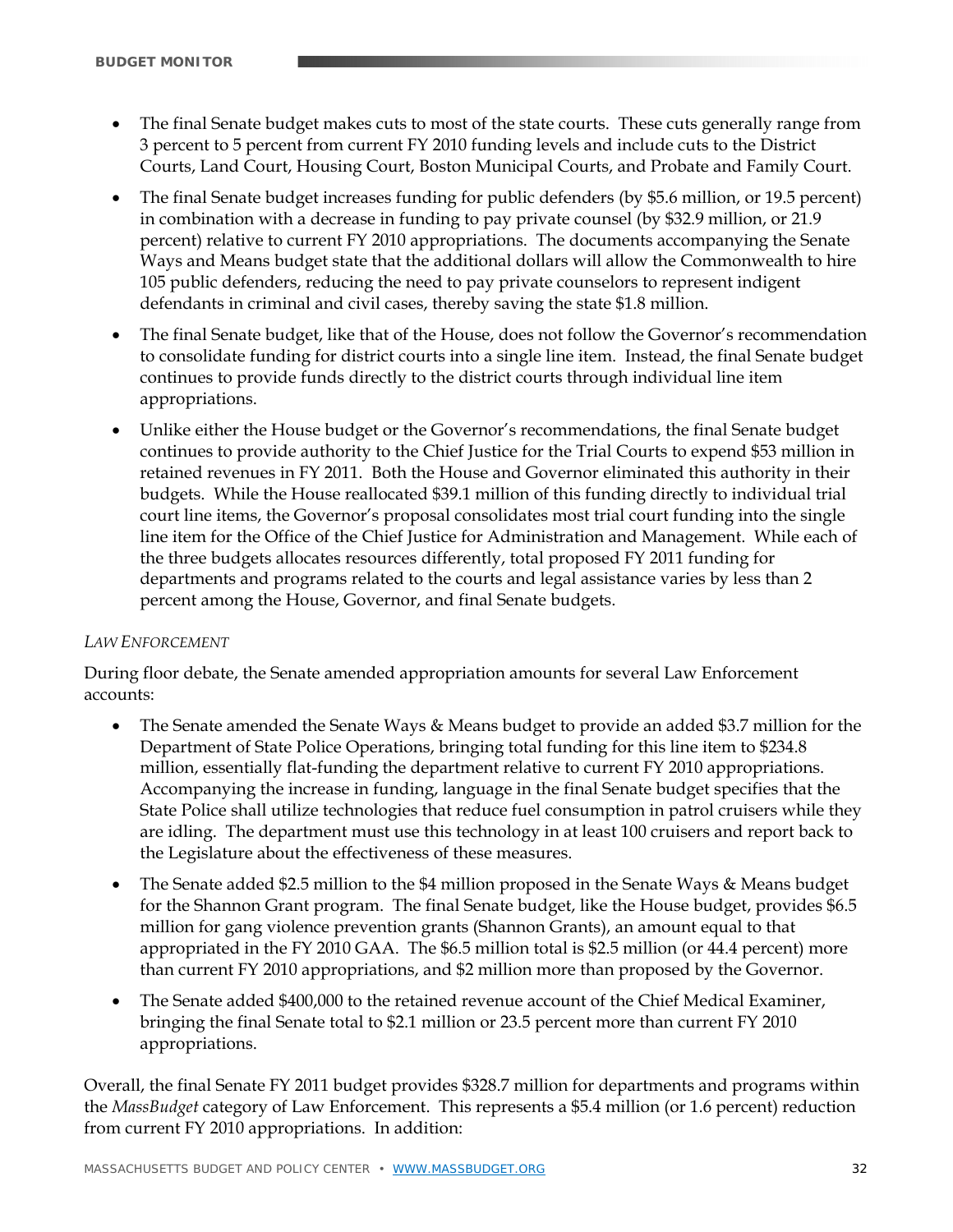- The final Senate budget makes cuts to most of the state courts. These cuts generally range from 3 percent to 5 percent from current FY 2010 funding levels and include cuts to the District Courts, Land Court, Housing Court, Boston Municipal Courts, and Probate and Family Court.
- The final Senate budget increases funding for public defenders (by $5.6 million, or 19.5 percent) in combination with a decrease in funding to pay private counsel (by $32.9 million, or 21.9 percent) relative to current FY 2010 appropriations. The documents accompanying the Senate Ways and Means budget state that the additional dollars will allow the Commonwealth to hire 105 public defenders, reducing the need to pay private counselors to represent indigent defendants in criminal and civil cases, thereby saving the state $1.8 million.
- The final Senate budget, like that of the House, does not follow the Governor's recommendation to consolidate funding for district courts into a single line item. Instead, the final Senate budget continues to provide funds directly to the district courts through individual line item appropriations.
- Unlike either the House budget or the Governor's recommendations, the final Senate budget continues to provide authority to the Chief Justice for the Trial Courts to expend $53 million in retained revenues in FY 2011. Both the House and Governor eliminated this authority in their budgets. While the House reallocated $39.1 million of this funding directly to individual trial court line items, the Governor's proposal consolidates most trial court funding into the single line item for the Office of the Chief Justice for Administration and Management. While each of the three budgets allocates resources differently, total proposed FY 2011 funding for departments and programs related to the courts and legal assistance varies by less than 2 percent among the House, Governor, and final Senate budgets.

*LAW ENFORCEMENT*

During floor debate, the Senate amended appropriation amounts for several Law Enforcement accounts:

- The Senate amended the Senate Ways & Means budget to provide an added $3.7 million for the Department of State Police Operations, bringing total funding for this line item to $234.8 million, essentially flat-funding the department relative to current FY 2010 appropriations. Accompanying the increase in funding, language in the final Senate budget specifies that the State Police shall utilize technologies that reduce fuel consumption in patrol cruisers while they are idling. The department must use this technology in at least 100 cruisers and report back to the Legislature about the effectiveness of these measures.
- The Senate added $2.5 million to the $4 million proposed in the Senate Ways & Means budget for the Shannon Grant program. The final Senate budget, like the House budget, provides $6.5 million for gang violence prevention grants (Shannon Grants), an amount equal to that appropriated in the FY 2010 GAA. The $6.5 million total is $2.5 million (or 44.4 percent) more than current FY 2010 appropriations, and $2 million more than proposed by the Governor.
- The Senate added $400,000 to the retained revenue account of the Chief Medical Examiner, bringing the final Senate total to $2.1 million or 23.5 percent more than current FY 2010 appropriations.

Overall, the final Senate FY 2011 budget provides $328.7 million for departments and programs within the *MassBudget* category of Law Enforcement. This represents a $5.4 million (or 1.6 percent) reduction from current FY 2010 appropriations. In addition: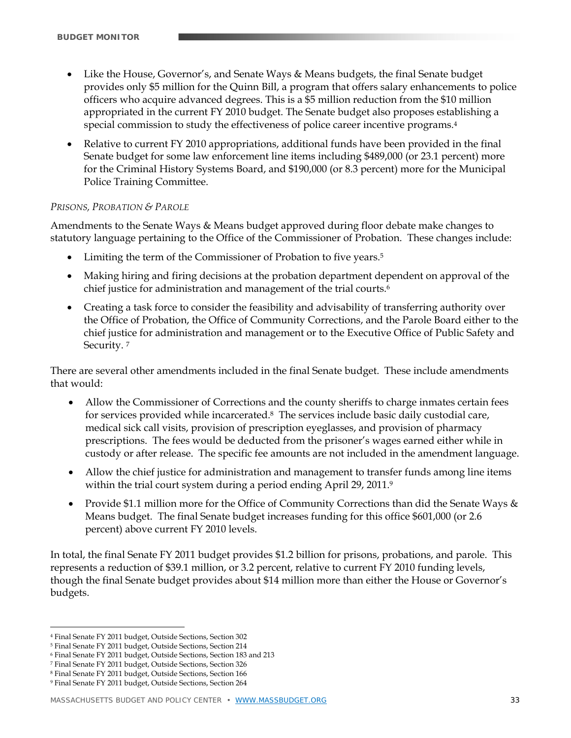- Like the House, Governor's, and Senate Ways & Means budgets, the final Senate budget provides only $5 million for the Quinn Bill, a program that offers salary enhancements to police officers who acquire advanced degrees. This is a $5 million reduction from the $10 million appropriated in the current FY 2010 budget. The Senate budget also proposes establishing a special commission to study the effectiveness of police career incentive programs.[4]
- Relative to current FY 2010 appropriations, additional funds have been provided in the final Senate budget for some law enforcement line items including $489,000 (or 23.1 percent) more for the Criminal History Systems Board, and $190,000 (or 8.3 percent) more for the Municipal Police Training Committee.

*PRISONS, PROBATION & PAROLE*

Amendments to the Senate Ways & Means budget approved during floor debate make changes to statutory language pertaining to the Office of the Commissioner of Probation. These changes include:

- Limiting the term of the Commissioner of Probation to five years.[5]
- Making hiring and firing decisions at the probation department dependent on approval of the chief justice for administration and management of the trial courts.[6]
- Creating a task force to consider the feasibility and advisability of transferring authority over the Office of Probation, the Office of Community Corrections, and the Parole Board either to the chief justice for administration and management or to the Executive Office of Public Safety and Security.[7]

There are several other amendments included in the final Senate budget. These include amendments that would:

- Allow the Commissioner of Corrections and the county sheriffs to charge inmates certain fees for services provided while incarcerated.[8] The services include basic daily custodial care, medical sick call visits, provision of prescription eyeglasses, and provision of pharmacy prescriptions. The fees would be deducted from the prisoner's wages earned either while in custody or after release. The specific fee amounts are not included in the amendment language.
- Allow the chief justice for administration and management to transfer funds among line items within the trial court system during a period ending April 29, 2011.[9]
- Provide $1.1 million more for the Office of Community Corrections than did the Senate Ways & Means budget. The final Senate budget increases funding for this office $601,000 (or 2.6 percent) above current FY 2010 levels.

In total, the final Senate FY 2011 budget provides $1.2 billion for prisons, probations, and parole. This represents a reduction of $39.1 million, or 3.2 percent, relative to current FY 2010 funding levels, though the final Senate budget provides about $14 million more than either the House or Governor's budgets.

---

[4] Final Senate FY 2011 budget, Outside Sections, Section 302
[5] Final Senate FY 2011 budget, Outside Sections, Section 214
[6] Final Senate FY 2011 budget, Outside Sections, Section 183 and 213
[7] Final Senate FY 2011 budget, Outside Sections, Section 326
[8] Final Senate FY 2011 budget, Outside Sections, Section 166
[9] Final Senate FY 2011 budget, Outside Sections, Section 264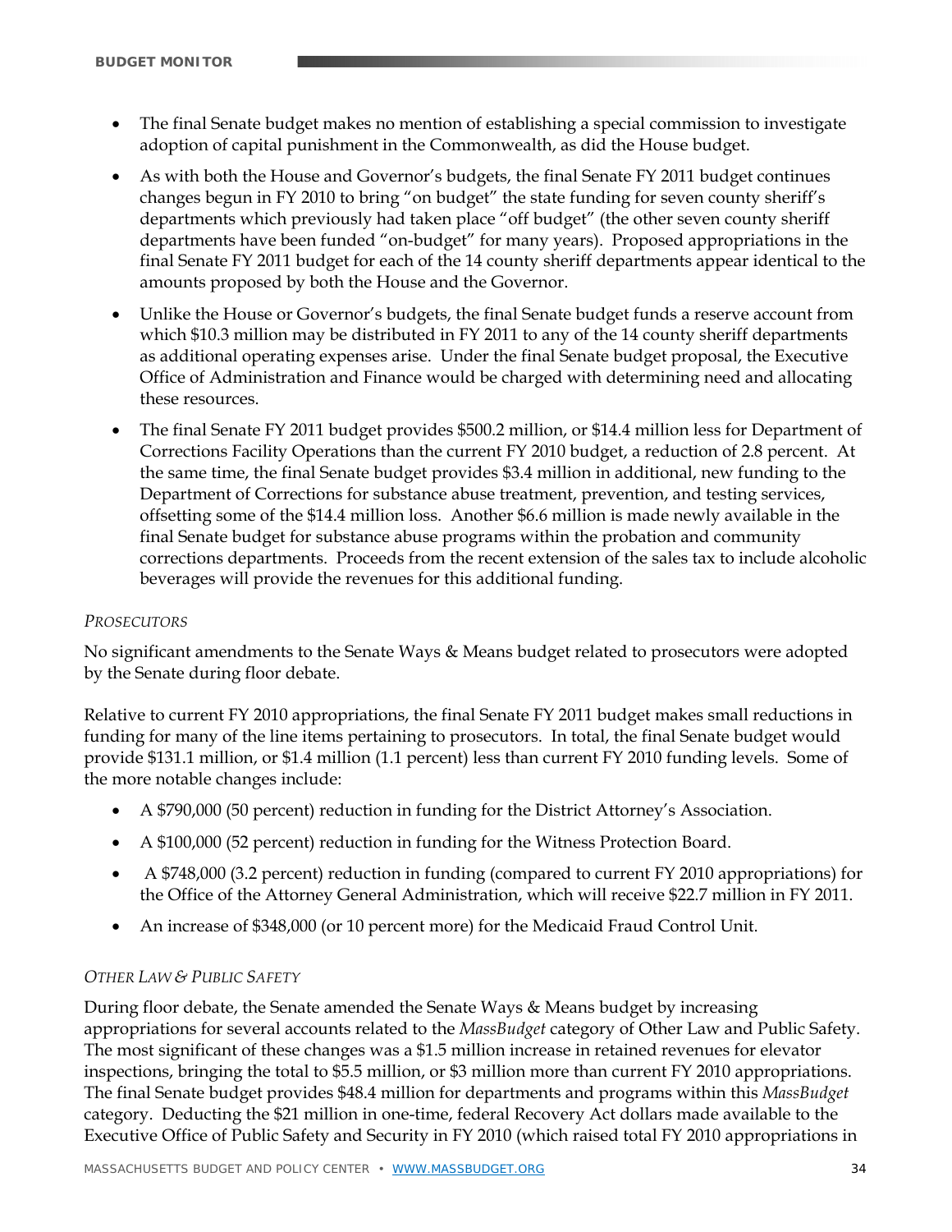- The final Senate budget makes no mention of establishing a special commission to investigate adoption of capital punishment in the Commonwealth, as did the House budget.
- As with both the House and Governor's budgets, the final Senate FY 2011 budget continues changes begun in FY 2010 to bring "on budget" the state funding for seven county sheriff's departments which previously had taken place "off budget" (the other seven county sheriff departments have been funded "on-budget" for many years). Proposed appropriations in the final Senate FY 2011 budget for each of the 14 county sheriff departments appear identical to the amounts proposed by both the House and the Governor.
- Unlike the House or Governor's budgets, the final Senate budget funds a reserve account from which $10.3 million may be distributed in FY 2011 to any of the 14 county sheriff departments as additional operating expenses arise. Under the final Senate budget proposal, the Executive Office of Administration and Finance would be charged with determining need and allocating these resources.
- The final Senate FY 2011 budget provides $500.2 million, or $14.4 million less for Department of Corrections Facility Operations than the current FY 2010 budget, a reduction of 2.8 percent. At the same time, the final Senate budget provides $3.4 million in additional, new funding to the Department of Corrections for substance abuse treatment, prevention, and testing services, offsetting some of the $14.4 million loss. Another $6.6 million is made newly available in the final Senate budget for substance abuse programs within the probation and community corrections departments. Proceeds from the recent extension of the sales tax to include alcoholic beverages will provide the revenues for this additional funding.

*PROSECUTORS*

No significant amendments to the Senate Ways & Means budget related to prosecutors were adopted by the Senate during floor debate.

Relative to current FY 2010 appropriations, the final Senate FY 2011 budget makes small reductions in funding for many of the line items pertaining to prosecutors. In total, the final Senate budget would provide $131.1 million, or $1.4 million (1.1 percent) less than current FY 2010 funding levels. Some of the more notable changes include:

- A $790,000 (50 percent) reduction in funding for the District Attorney's Association.
- A $100,000 (52 percent) reduction in funding for the Witness Protection Board.
- A $748,000 (3.2 percent) reduction in funding (compared to current FY 2010 appropriations) for the Office of the Attorney General Administration, which will receive $22.7 million in FY 2011.
- An increase of $348,000 (or 10 percent more) for the Medicaid Fraud Control Unit.

*OTHER LAW & PUBLIC SAFETY*

During floor debate, the Senate amended the Senate Ways & Means budget by increasing appropriations for several accounts related to the *MassBudget* category of Other Law and Public Safety. The most significant of these changes was a $1.5 million increase in retained revenues for elevator inspections, bringing the total to $5.5 million, or $3 million more than current FY 2010 appropriations. The final Senate budget provides $48.4 million for departments and programs within this *MassBudget* category. Deducting the $21 million in one-time, federal Recovery Act dollars made available to the Executive Office of Public Safety and Security in FY 2010 (which raised total FY 2010 appropriations in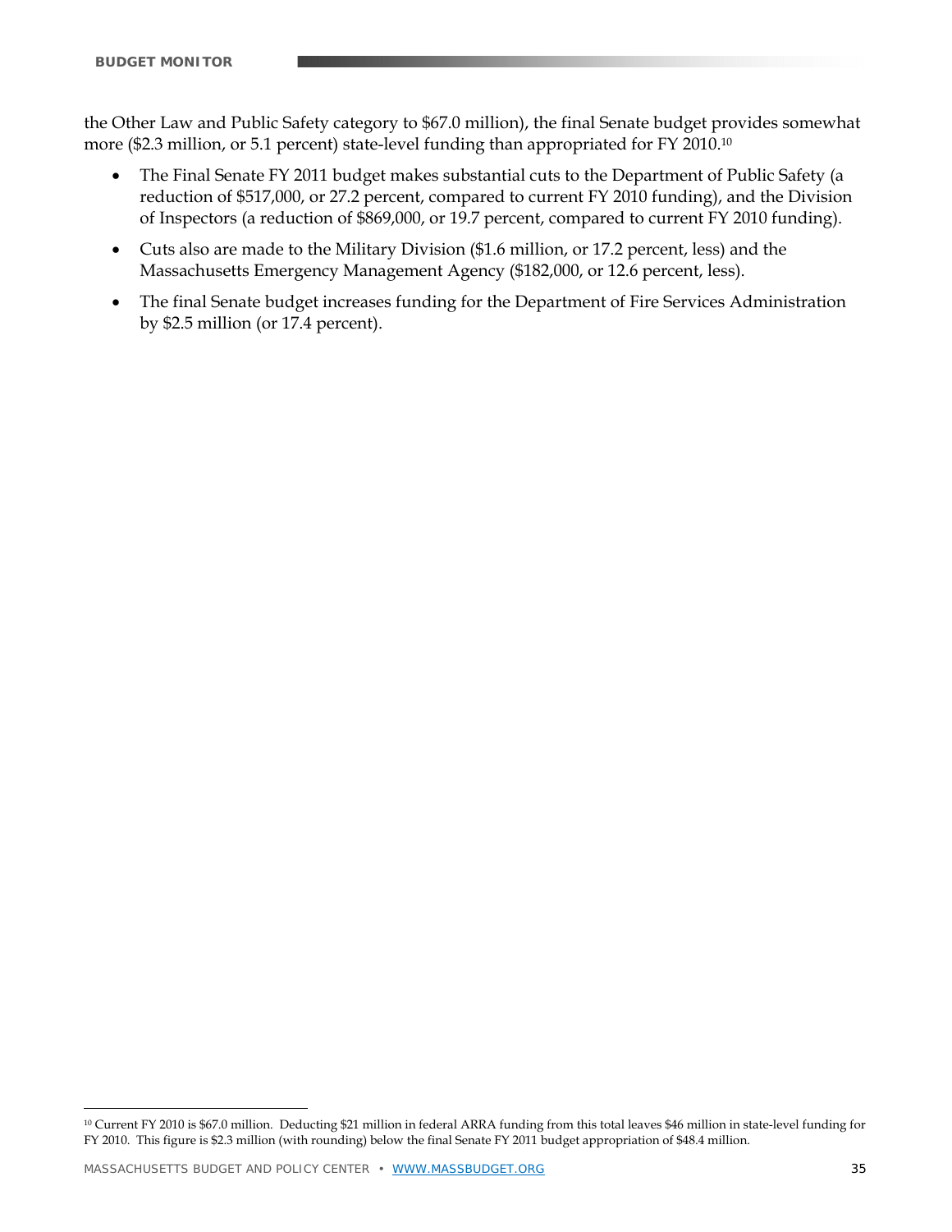the Other Law and Public Safety category to $67.0 million), the final Senate budget provides somewhat more ($2.3 million, or 5.1 percent) state-level funding than appropriated for FY 2010.[10]

- The Final Senate FY 2011 budget makes substantial cuts to the Department of Public Safety (a reduction of $517,000, or 27.2 percent, compared to current FY 2010 funding), and the Division of Inspectors (a reduction of $869,000, or 19.7 percent, compared to current FY 2010 funding).
- Cuts also are made to the Military Division ($1.6 million, or 17.2 percent, less) and the Massachusetts Emergency Management Agency ($182,000, or 12.6 percent, less).
- The final Senate budget increases funding for the Department of Fire Services Administration by $2.5 million (or 17.4 percent).

---

[10] Current FY 2010 is $67.0 million. Deducting $21 million in federal ARRA funding from this total leaves $46 million in state-level funding for FY 2010. This figure is $2.3 million (with rounding) below the final Senate FY 2011 budget appropriation of $48.4 million.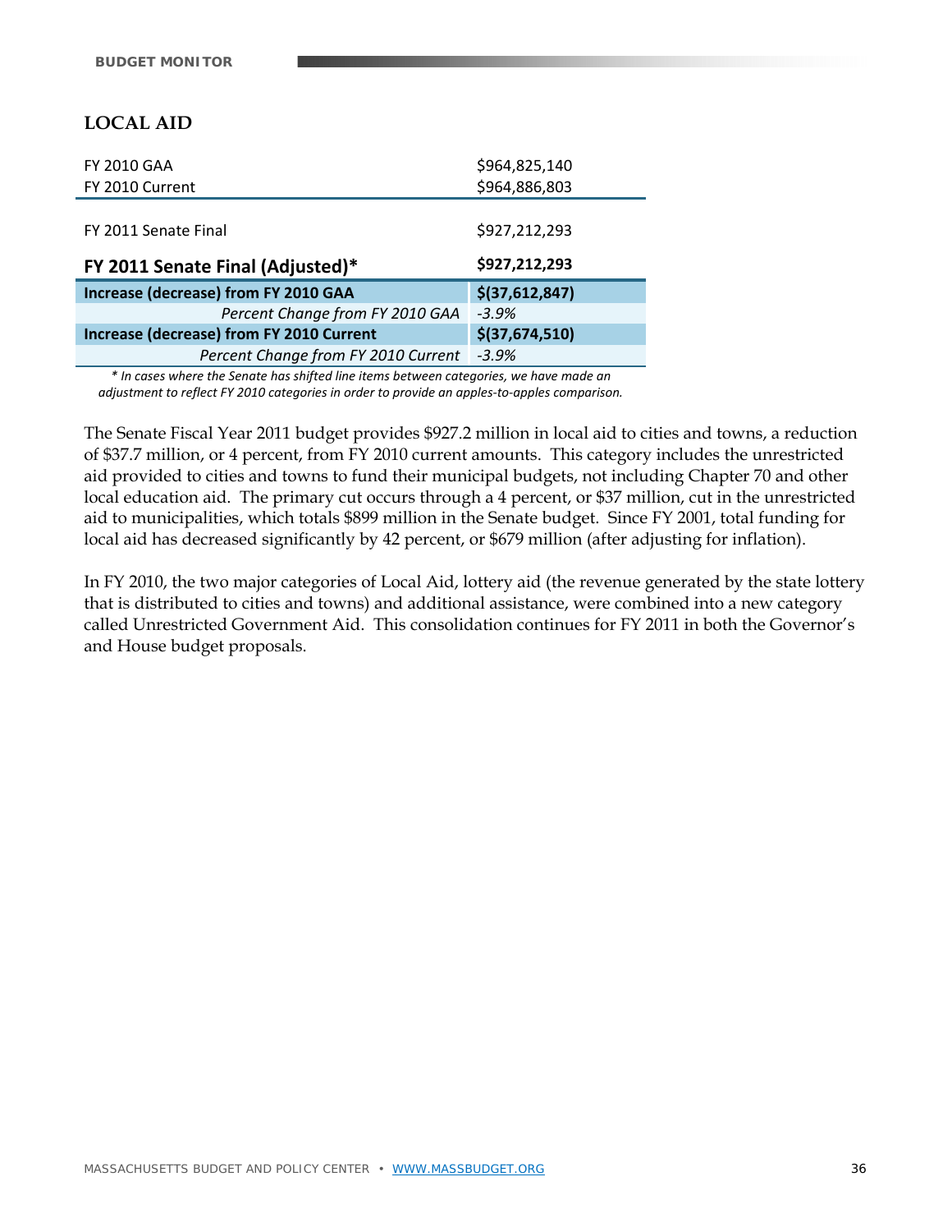## LOCAL AID

| | |
|---|---|
| FY 2010 GAA | $964,825,140 |
| FY 2010 Current | $964,886,803 |
| FY 2011 Senate Final | $927,212,293 |
| **FY 2011 Senate Final (Adjusted)*** | **$927,212,293** |
| **Increase (decrease) from FY 2010 GAA** | **$(37,612,847)** |
| *Percent Change from FY 2010 GAA* | *-3.9%* |
| **Increase (decrease) from FY 2010 Current** | **$(37,674,510)** |
| *Percent Change from FY 2010 Current* | *-3.9%* |

*\* In cases where the Senate has shifted line items between categories, we have made an adjustment to reflect FY 2010 categories in order to provide an apples-to-apples comparison.*

The Senate Fiscal Year 2011 budget provides $927.2 million in local aid to cities and towns, a reduction of $37.7 million, or 4 percent, from FY 2010 current amounts. This category includes the unrestricted aid provided to cities and towns to fund their municipal budgets, not including Chapter 70 and other local education aid. The primary cut occurs through a 4 percent, or $37 million, cut in the unrestricted aid to municipalities, which totals $899 million in the Senate budget. Since FY 2001, total funding for local aid has decreased significantly by 42 percent, or $679 million (after adjusting for inflation).

In FY 2010, the two major categories of Local Aid, lottery aid (the revenue generated by the state lottery that is distributed to cities and towns) and additional assistance, were combined into a new category called Unrestricted Government Aid. This consolidation continues for FY 2011 in both the Governor's and House budget proposals.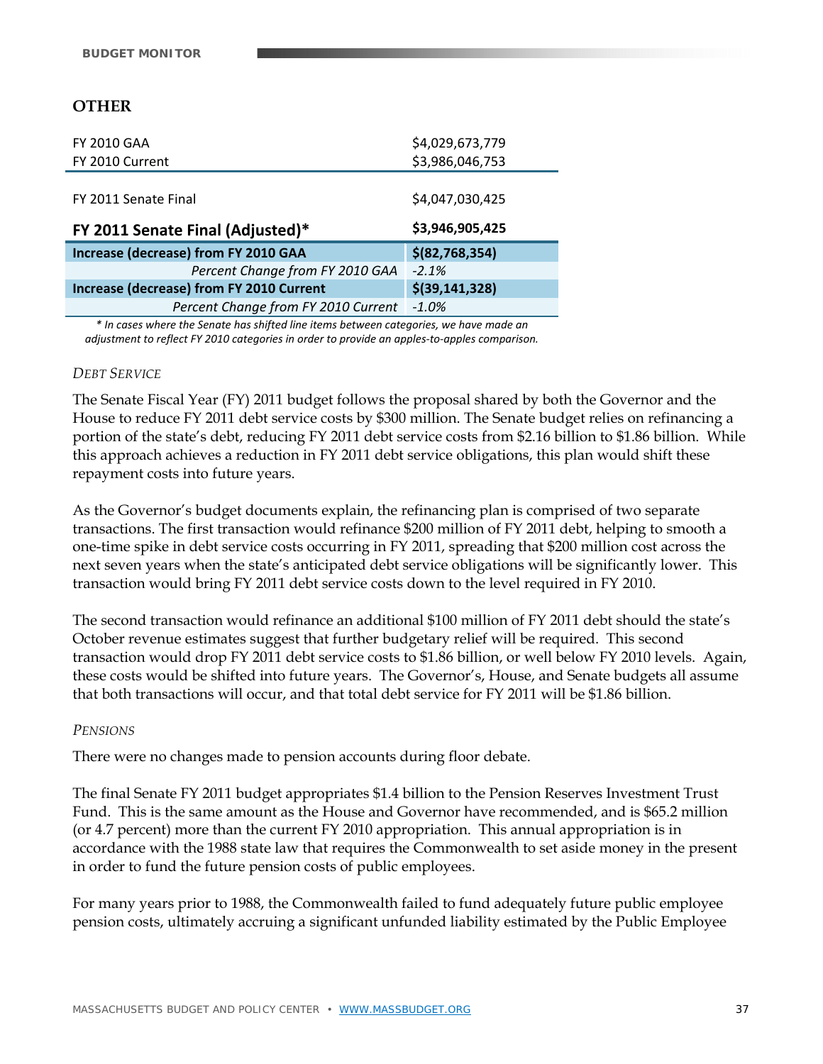## OTHER

| | |
|---|---|
| FY 2010 GAA | $4,029,673,779 |
| FY 2010 Current | $3,986,046,753 |
| FY 2011 Senate Final | $4,047,030,425 |
| **FY 2011 Senate Final (Adjusted)*** | **$3,946,905,425** |
| **Increase (decrease) from FY 2010 GAA** | **$(82,768,354)** |
| *Percent Change from FY 2010 GAA* | *-2.1%* |
| **Increase (decrease) from FY 2010 Current** | **$(39,141,328)** |
| *Percent Change from FY 2010 Current* | *-1.0%* |

*\* In cases where the Senate has shifted line items between categories, we have made an adjustment to reflect FY 2010 categories in order to provide an apples-to-apples comparison.*

### *DEBT SERVICE*

The Senate Fiscal Year (FY) 2011 budget follows the proposal shared by both the Governor and the House to reduce FY 2011 debt service costs by $300 million. The Senate budget relies on refinancing a portion of the state's debt, reducing FY 2011 debt service costs from $2.16 billion to $1.86 billion. While this approach achieves a reduction in FY 2011 debt service obligations, this plan would shift these repayment costs into future years.

As the Governor's budget documents explain, the refinancing plan is comprised of two separate transactions. The first transaction would refinance $200 million of FY 2011 debt, helping to smooth a one-time spike in debt service costs occurring in FY 2011, spreading that $200 million cost across the next seven years when the state's anticipated debt service obligations will be significantly lower. This transaction would bring FY 2011 debt service costs down to the level required in FY 2010.

The second transaction would refinance an additional $100 million of FY 2011 debt should the state's October revenue estimates suggest that further budgetary relief will be required. This second transaction would drop FY 2011 debt service costs to $1.86 billion, or well below FY 2010 levels. Again, these costs would be shifted into future years. The Governor's, House, and Senate budgets all assume that both transactions will occur, and that total debt service for FY 2011 will be $1.86 billion.

### *PENSIONS*

There were no changes made to pension accounts during floor debate.

The final Senate FY 2011 budget appropriates $1.4 billion to the Pension Reserves Investment Trust Fund. This is the same amount as the House and Governor have recommended, and is $65.2 million (or 4.7 percent) more than the current FY 2010 appropriation. This annual appropriation is in accordance with the 1988 state law that requires the Commonwealth to set aside money in the present in order to fund the future pension costs of public employees.

For many years prior to 1988, the Commonwealth failed to fund adequately future public employee pension costs, ultimately accruing a significant unfunded liability estimated by the Public Employee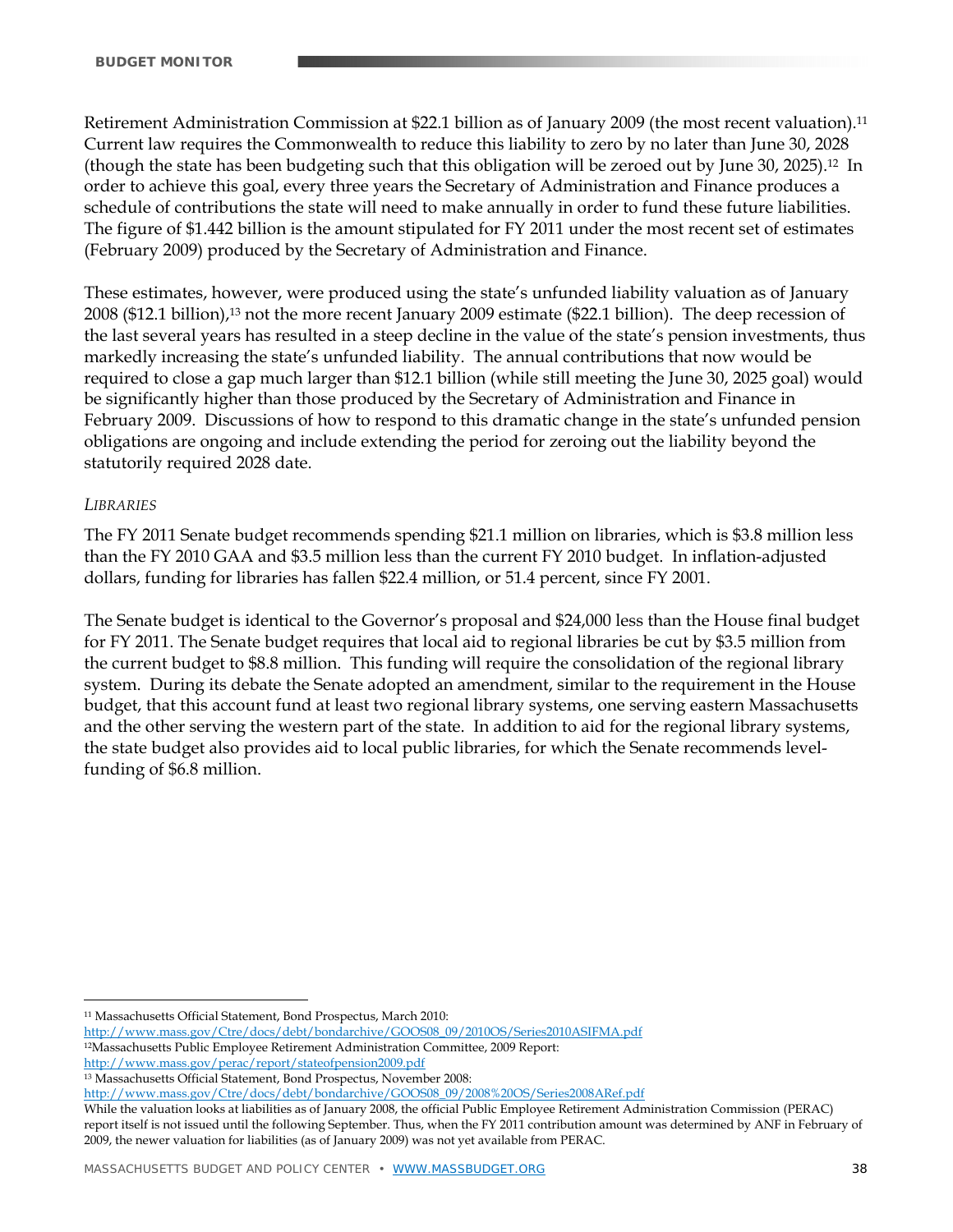Retirement Administration Commission at $22.1 billion as of January 2009 (the most recent valuation).[11] Current law requires the Commonwealth to reduce this liability to zero by no later than June 30, 2028 (though the state has been budgeting such that this obligation will be zeroed out by June 30, 2025).[12] In order to achieve this goal, every three years the Secretary of Administration and Finance produces a schedule of contributions the state will need to make annually in order to fund these future liabilities. The figure of $1.442 billion is the amount stipulated for FY 2011 under the most recent set of estimates (February 2009) produced by the Secretary of Administration and Finance.

These estimates, however, were produced using the state's unfunded liability valuation as of January 2008 ($12.1 billion),[13] not the more recent January 2009 estimate ($22.1 billion). The deep recession of the last several years has resulted in a steep decline in the value of the state's pension investments, thus markedly increasing the state's unfunded liability. The annual contributions that now would be required to close a gap much larger than $12.1 billion (while still meeting the June 30, 2025 goal) would be significantly higher than those produced by the Secretary of Administration and Finance in February 2009. Discussions of how to respond to this dramatic change in the state's unfunded pension obligations are ongoing and include extending the period for zeroing out the liability beyond the statutorily required 2028 date.

*LIBRARIES*

The FY 2011 Senate budget recommends spending $21.1 million on libraries, which is $3.8 million less than the FY 2010 GAA and $3.5 million less than the current FY 2010 budget. In inflation-adjusted dollars, funding for libraries has fallen $22.4 million, or 51.4 percent, since FY 2001.

The Senate budget is identical to the Governor's proposal and $24,000 less than the House final budget for FY 2011. The Senate budget requires that local aid to regional libraries be cut by $3.5 million from the current budget to $8.8 million. This funding will require the consolidation of the regional library system. During its debate the Senate adopted an amendment, similar to the requirement in the House budget, that this account fund at least two regional library systems, one serving eastern Massachusetts and the other serving the western part of the state. In addition to aid for the regional library systems, the state budget also provides aid to local public libraries, for which the Senate recommends level-funding of $6.8 million.

---

[11] Massachusetts Official Statement, Bond Prospectus, March 2010: http://www.mass.gov/Ctre/docs/debt/bondarchive/GOOS08_09/2010OS/Series2010ASIFMA.pdf

[12] Massachusetts Public Employee Retirement Administration Committee, 2009 Report: http://www.mass.gov/perac/report/stateofpension2009.pdf

[13] Massachusetts Official Statement, Bond Prospectus, November 2008: http://www.mass.gov/Ctre/docs/debt/bondarchive/GOOS08_09/2008%20OS/Series2008ARef.pdf

While the valuation looks at liabilities as of January 2008, the official Public Employee Retirement Administration Commission (PERAC) report itself is not issued until the following September. Thus, when the FY 2011 contribution amount was determined by ANF in February of 2009, the newer valuation for liabilities (as of January 2009) was not yet available from PERAC.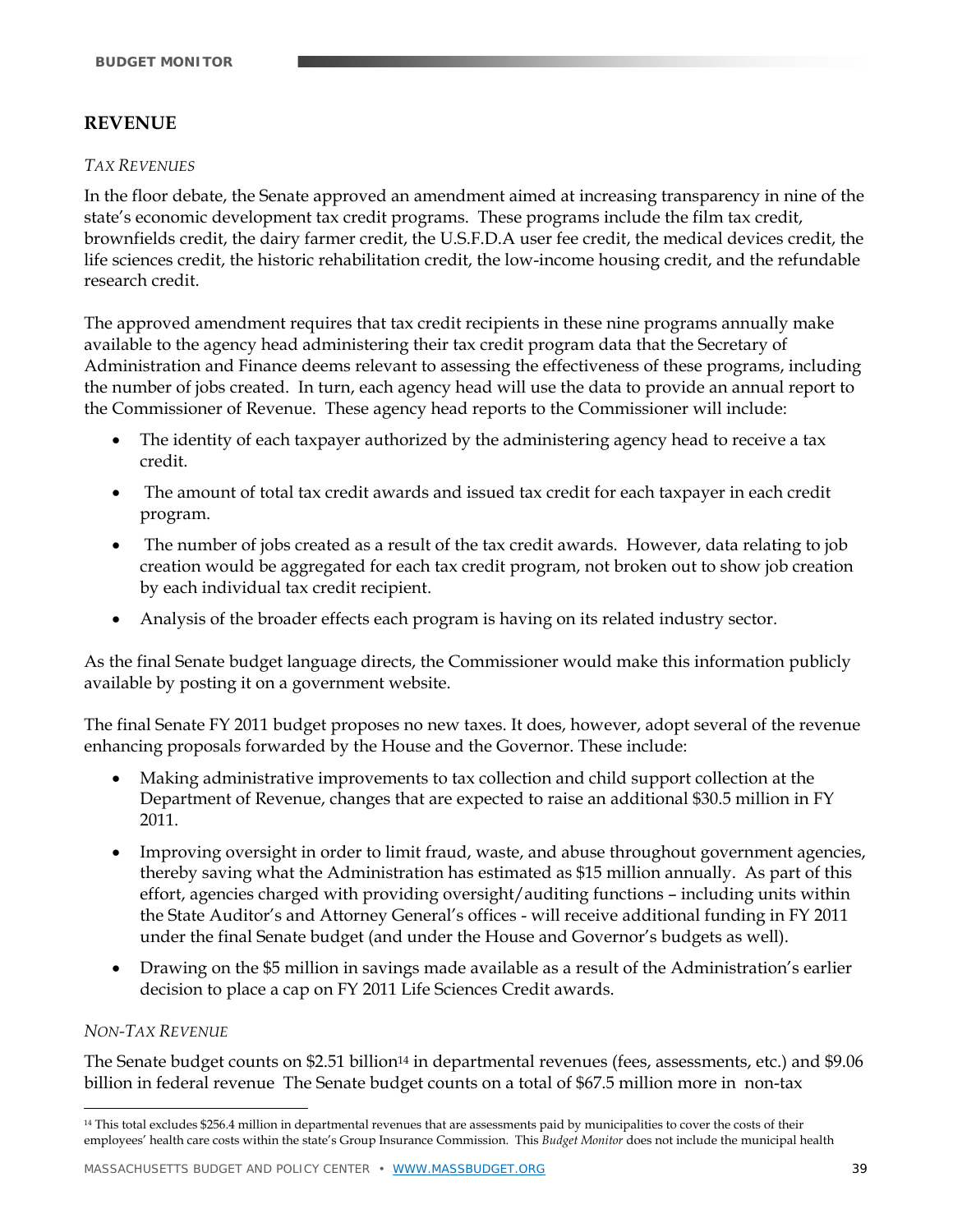## REVENUE

### *TAX REVENUES*

In the floor debate, the Senate approved an amendment aimed at increasing transparency in nine of the state's economic development tax credit programs. These programs include the film tax credit, brownfields credit, the dairy farmer credit, the U.S.F.D.A user fee credit, the medical devices credit, the life sciences credit, the historic rehabilitation credit, the low-income housing credit, and the refundable research credit.

The approved amendment requires that tax credit recipients in these nine programs annually make available to the agency head administering their tax credit program data that the Secretary of Administration and Finance deems relevant to assessing the effectiveness of these programs, including the number of jobs created. In turn, each agency head will use the data to provide an annual report to the Commissioner of Revenue. These agency head reports to the Commissioner will include:

- The identity of each taxpayer authorized by the administering agency head to receive a tax credit.
- The amount of total tax credit awards and issued tax credit for each taxpayer in each credit program.
- The number of jobs created as a result of the tax credit awards. However, data relating to job creation would be aggregated for each tax credit program, not broken out to show job creation by each individual tax credit recipient.
- Analysis of the broader effects each program is having on its related industry sector.

As the final Senate budget language directs, the Commissioner would make this information publicly available by posting it on a government website.

The final Senate FY 2011 budget proposes no new taxes. It does, however, adopt several of the revenue enhancing proposals forwarded by the House and the Governor. These include:

- Making administrative improvements to tax collection and child support collection at the Department of Revenue, changes that are expected to raise an additional $30.5 million in FY 2011.
- Improving oversight in order to limit fraud, waste, and abuse throughout government agencies, thereby saving what the Administration has estimated as $15 million annually. As part of this effort, agencies charged with providing oversight/auditing functions – including units within the State Auditor's and Attorney General's offices - will receive additional funding in FY 2011 under the final Senate budget (and under the House and Governor's budgets as well).
- Drawing on the $5 million in savings made available as a result of the Administration's earlier decision to place a cap on FY 2011 Life Sciences Credit awards.

### *NON-TAX REVENUE*

The Senate budget counts on $2.51 billion[14] in departmental revenues (fees, assessments, etc.) and $9.06 billion in federal revenue The Senate budget counts on a total of $67.5 million more in non-tax

---

[14] This total excludes $256.4 million in departmental revenues that are assessments paid by municipalities to cover the costs of their employees' health care costs within the state's Group Insurance Commission. This *Budget Monitor* does not include the municipal health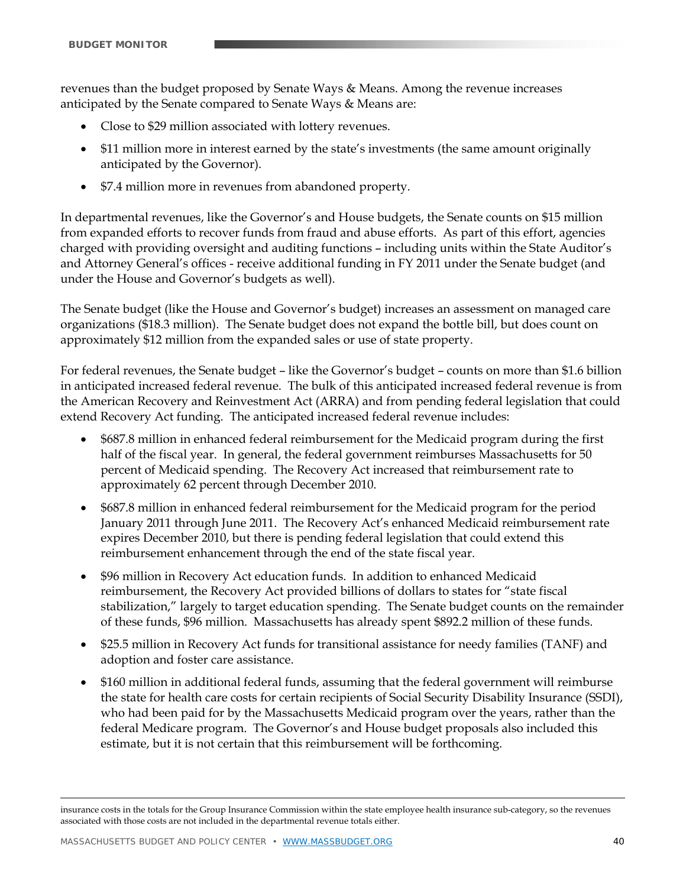revenues than the budget proposed by Senate Ways & Means. Among the revenue increases anticipated by the Senate compared to Senate Ways & Means are:

- Close to $29 million associated with lottery revenues.
- $11 million more in interest earned by the state's investments (the same amount originally anticipated by the Governor).
- $7.4 million more in revenues from abandoned property.

In departmental revenues, like the Governor's and House budgets, the Senate counts on $15 million from expanded efforts to recover funds from fraud and abuse efforts. As part of this effort, agencies charged with providing oversight and auditing functions – including units within the State Auditor's and Attorney General's offices - receive additional funding in FY 2011 under the Senate budget (and under the House and Governor's budgets as well).

The Senate budget (like the House and Governor's budget) increases an assessment on managed care organizations ($18.3 million). The Senate budget does not expand the bottle bill, but does count on approximately $12 million from the expanded sales or use of state property.

For federal revenues, the Senate budget – like the Governor's budget – counts on more than $1.6 billion in anticipated increased federal revenue. The bulk of this anticipated increased federal revenue is from the American Recovery and Reinvestment Act (ARRA) and from pending federal legislation that could extend Recovery Act funding. The anticipated increased federal revenue includes:

- $687.8 million in enhanced federal reimbursement for the Medicaid program during the first half of the fiscal year. In general, the federal government reimburses Massachusetts for 50 percent of Medicaid spending. The Recovery Act increased that reimbursement rate to approximately 62 percent through December 2010.
- $687.8 million in enhanced federal reimbursement for the Medicaid program for the period January 2011 through June 2011. The Recovery Act's enhanced Medicaid reimbursement rate expires December 2010, but there is pending federal legislation that could extend this reimbursement enhancement through the end of the state fiscal year.
- $96 million in Recovery Act education funds. In addition to enhanced Medicaid reimbursement, the Recovery Act provided billions of dollars to states for "state fiscal stabilization," largely to target education spending. The Senate budget counts on the remainder of these funds, $96 million. Massachusetts has already spent $892.2 million of these funds.
- $25.5 million in Recovery Act funds for transitional assistance for needy families (TANF) and adoption and foster care assistance.
- $160 million in additional federal funds, assuming that the federal government will reimburse the state for health care costs for certain recipients of Social Security Disability Insurance (SSDI), who had been paid for by the Massachusetts Medicaid program over the years, rather than the federal Medicare program. The Governor's and House budget proposals also included this estimate, but it is not certain that this reimbursement will be forthcoming.

---

insurance costs in the totals for the Group Insurance Commission within the state employee health insurance sub-category, so the revenues associated with those costs are not included in the departmental revenue totals either.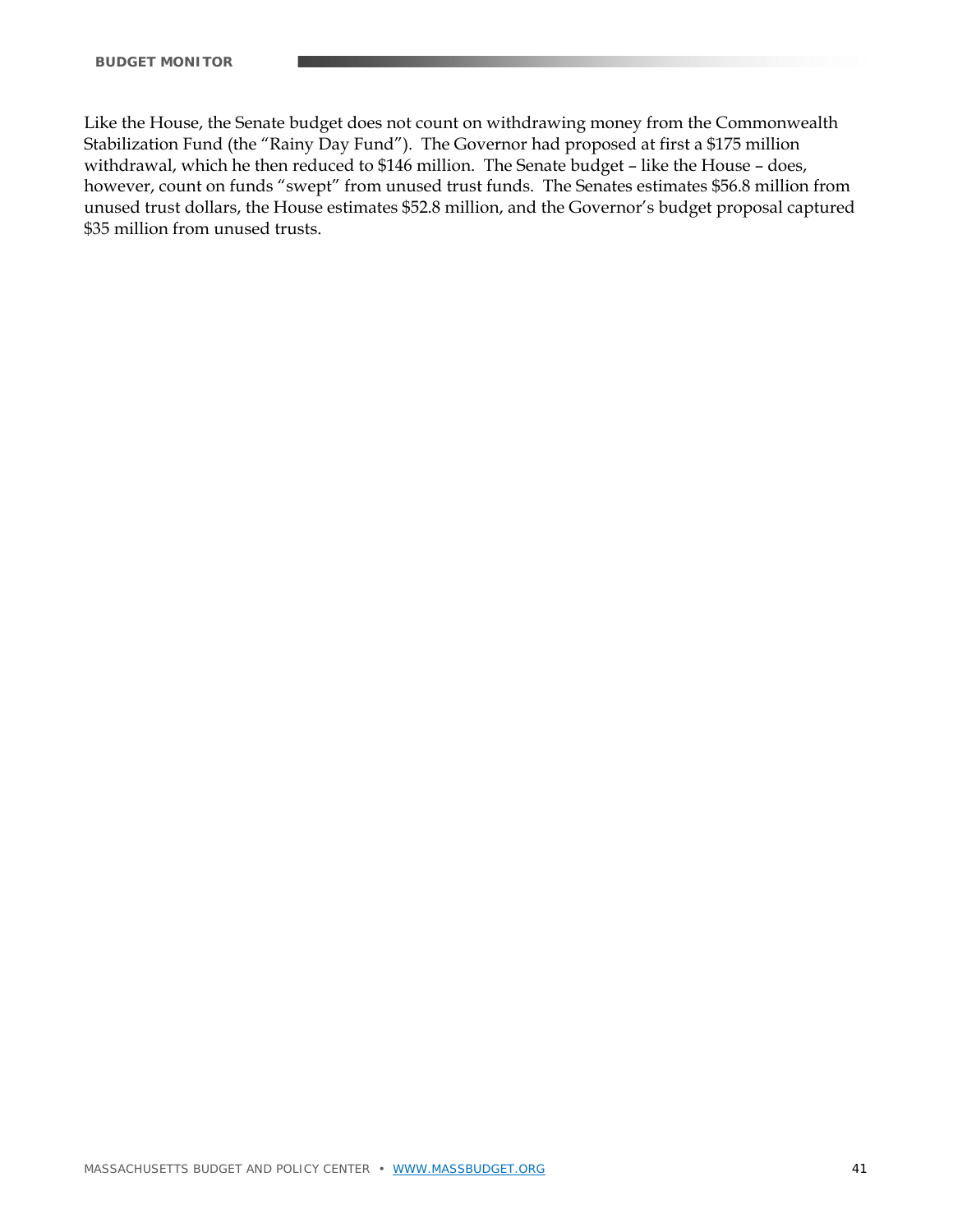Like the House, the Senate budget does not count on withdrawing money from the Commonwealth Stabilization Fund (the "Rainy Day Fund"). The Governor had proposed at first a $175 million withdrawal, which he then reduced to $146 million. The Senate budget – like the House – does, however, count on funds "swept" from unused trust funds. The Senates estimates $56.8 million from unused trust dollars, the House estimates $52.8 million, and the Governor's budget proposal captured $35 million from unused trusts.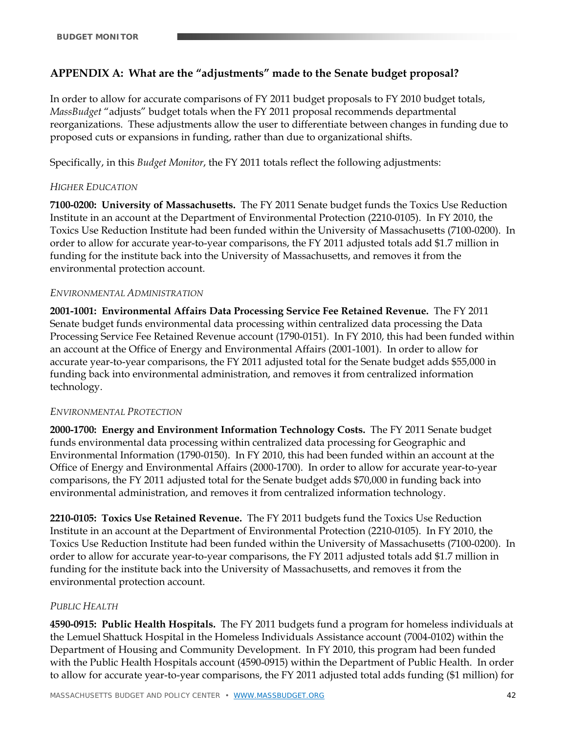## APPENDIX A: What are the "adjustments" made to the Senate budget proposal?

In order to allow for accurate comparisons of FY 2011 budget proposals to FY 2010 budget totals, *MassBudget* "adjusts" budget totals when the FY 2011 proposal recommends departmental reorganizations. These adjustments allow the user to differentiate between changes in funding due to proposed cuts or expansions in funding, rather than due to organizational shifts.

Specifically, in this *Budget Monitor*, the FY 2011 totals reflect the following adjustments:

*HIGHER EDUCATION*

**7100-0200: University of Massachusetts.** The FY 2011 Senate budget funds the Toxics Use Reduction Institute in an account at the Department of Environmental Protection (2210-0105). In FY 2010, the Toxics Use Reduction Institute had been funded within the University of Massachusetts (7100-0200). In order to allow for accurate year-to-year comparisons, the FY 2011 adjusted totals add $1.7 million in funding for the institute back into the University of Massachusetts, and removes it from the environmental protection account.

*ENVIRONMENTAL ADMINISTRATION*

**2001-1001: Environmental Affairs Data Processing Service Fee Retained Revenue.** The FY 2011 Senate budget funds environmental data processing within centralized data processing the Data Processing Service Fee Retained Revenue account (1790-0151). In FY 2010, this had been funded within an account at the Office of Energy and Environmental Affairs (2001-1001). In order to allow for accurate year-to-year comparisons, the FY 2011 adjusted total for the Senate budget adds $55,000 in funding back into environmental administration, and removes it from centralized information technology.

*ENVIRONMENTAL PROTECTION*

**2000-1700: Energy and Environment Information Technology Costs.** The FY 2011 Senate budget funds environmental data processing within centralized data processing for Geographic and Environmental Information (1790-0150). In FY 2010, this had been funded within an account at the Office of Energy and Environmental Affairs (2000-1700). In order to allow for accurate year-to-year comparisons, the FY 2011 adjusted total for the Senate budget adds $70,000 in funding back into environmental administration, and removes it from centralized information technology.

**2210-0105: Toxics Use Retained Revenue.** The FY 2011 budgets fund the Toxics Use Reduction Institute in an account at the Department of Environmental Protection (2210-0105). In FY 2010, the Toxics Use Reduction Institute had been funded within the University of Massachusetts (7100-0200). In order to allow for accurate year-to-year comparisons, the FY 2011 adjusted totals add $1.7 million in funding for the institute back into the University of Massachusetts, and removes it from the environmental protection account.

*PUBLIC HEALTH*

**4590-0915: Public Health Hospitals.** The FY 2011 budgets fund a program for homeless individuals at the Lemuel Shattuck Hospital in the Homeless Individuals Assistance account (7004-0102) within the Department of Housing and Community Development. In FY 2010, this program had been funded with the Public Health Hospitals account (4590-0915) within the Department of Public Health. In order to allow for accurate year-to-year comparisons, the FY 2011 adjusted total adds funding ($1 million) for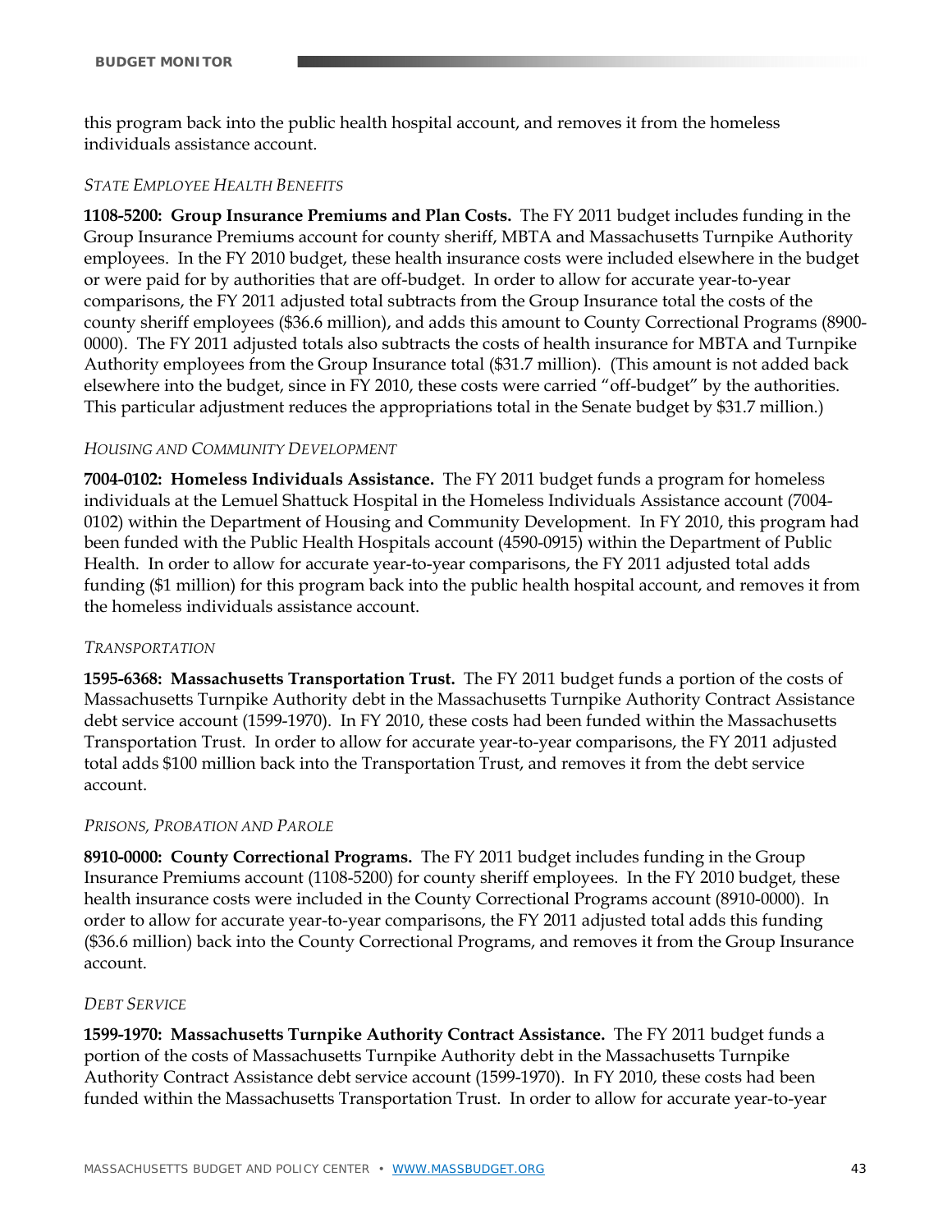this program back into the public health hospital account, and removes it from the homeless individuals assistance account.

*STATE EMPLOYEE HEALTH BENEFITS*

**1108-5200: Group Insurance Premiums and Plan Costs.** The FY 2011 budget includes funding in the Group Insurance Premiums account for county sheriff, MBTA and Massachusetts Turnpike Authority employees. In the FY 2010 budget, these health insurance costs were included elsewhere in the budget or were paid for by authorities that are off-budget. In order to allow for accurate year-to-year comparisons, the FY 2011 adjusted total subtracts from the Group Insurance total the costs of the county sheriff employees ($36.6 million), and adds this amount to County Correctional Programs (8900-0000). The FY 2011 adjusted totals also subtracts the costs of health insurance for MBTA and Turnpike Authority employees from the Group Insurance total ($31.7 million). (This amount is not added back elsewhere into the budget, since in FY 2010, these costs were carried "off-budget" by the authorities. This particular adjustment reduces the appropriations total in the Senate budget by $31.7 million.)

*HOUSING AND COMMUNITY DEVELOPMENT*

**7004-0102: Homeless Individuals Assistance.** The FY 2011 budget funds a program for homeless individuals at the Lemuel Shattuck Hospital in the Homeless Individuals Assistance account (7004-0102) within the Department of Housing and Community Development. In FY 2010, this program had been funded with the Public Health Hospitals account (4590-0915) within the Department of Public Health. In order to allow for accurate year-to-year comparisons, the FY 2011 adjusted total adds funding ($1 million) for this program back into the public health hospital account, and removes it from the homeless individuals assistance account.

*TRANSPORTATION*

**1595-6368: Massachusetts Transportation Trust.** The FY 2011 budget funds a portion of the costs of Massachusetts Turnpike Authority debt in the Massachusetts Turnpike Authority Contract Assistance debt service account (1599-1970). In FY 2010, these costs had been funded within the Massachusetts Transportation Trust. In order to allow for accurate year-to-year comparisons, the FY 2011 adjusted total adds $100 million back into the Transportation Trust, and removes it from the debt service account.

*PRISONS, PROBATION AND PAROLE*

**8910-0000: County Correctional Programs.** The FY 2011 budget includes funding in the Group Insurance Premiums account (1108-5200) for county sheriff employees. In the FY 2010 budget, these health insurance costs were included in the County Correctional Programs account (8910-0000). In order to allow for accurate year-to-year comparisons, the FY 2011 adjusted total adds this funding ($36.6 million) back into the County Correctional Programs, and removes it from the Group Insurance account.

*DEBT SERVICE*

**1599-1970: Massachusetts Turnpike Authority Contract Assistance.** The FY 2011 budget funds a portion of the costs of Massachusetts Turnpike Authority debt in the Massachusetts Turnpike Authority Contract Assistance debt service account (1599-1970). In FY 2010, these costs had been funded within the Massachusetts Transportation Trust. In order to allow for accurate year-to-year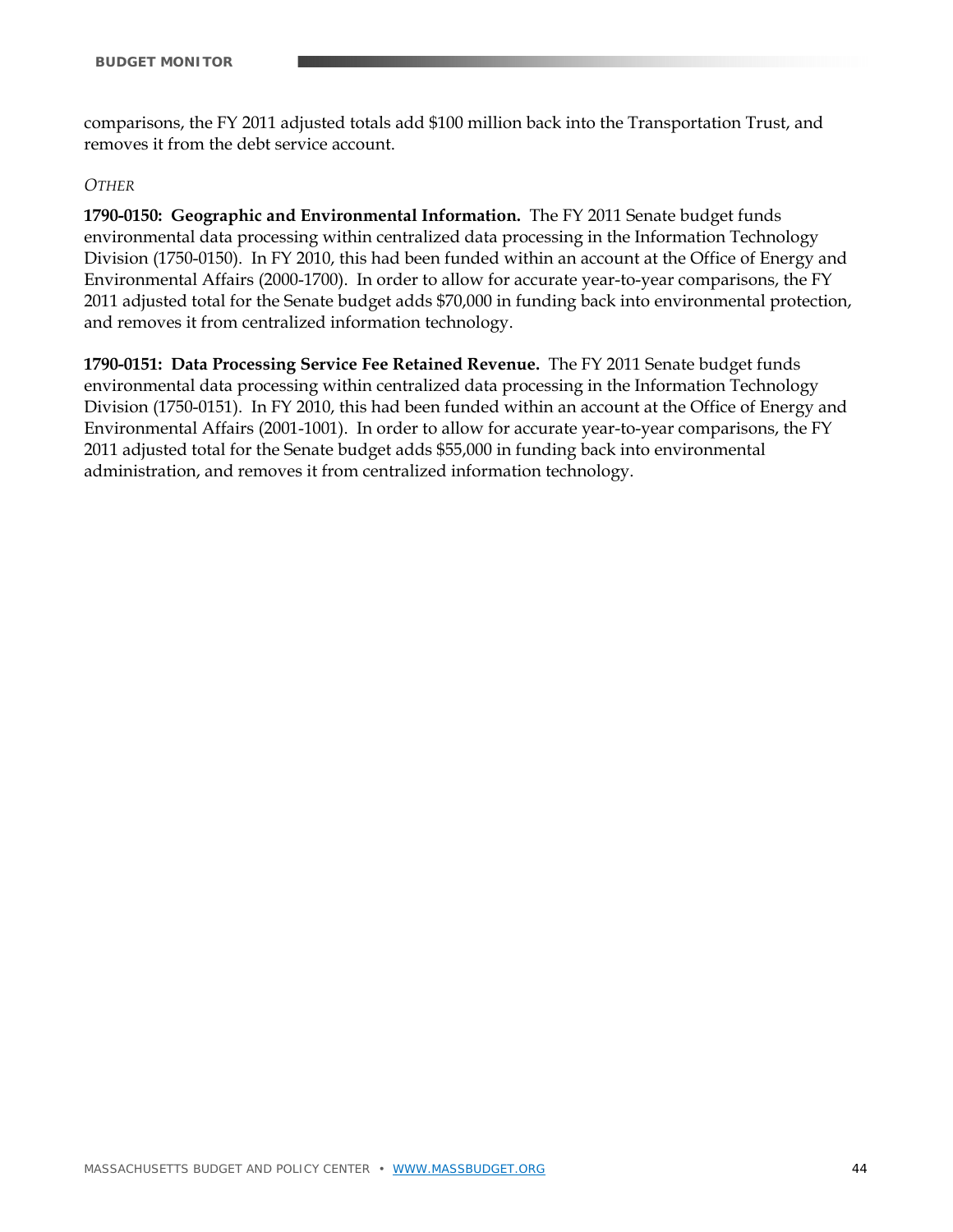comparisons, the FY 2011 adjusted totals add $100 million back into the Transportation Trust, and removes it from the debt service account.

*OTHER*

**1790-0150: Geographic and Environmental Information.** The FY 2011 Senate budget funds environmental data processing within centralized data processing in the Information Technology Division (1750-0150). In FY 2010, this had been funded within an account at the Office of Energy and Environmental Affairs (2000-1700). In order to allow for accurate year-to-year comparisons, the FY 2011 adjusted total for the Senate budget adds $70,000 in funding back into environmental protection, and removes it from centralized information technology.

**1790-0151: Data Processing Service Fee Retained Revenue.** The FY 2011 Senate budget funds environmental data processing within centralized data processing in the Information Technology Division (1750-0151). In FY 2010, this had been funded within an account at the Office of Energy and Environmental Affairs (2001-1001). In order to allow for accurate year-to-year comparisons, the FY 2011 adjusted total for the Senate budget adds $55,000 in funding back into environmental administration, and removes it from centralized information technology.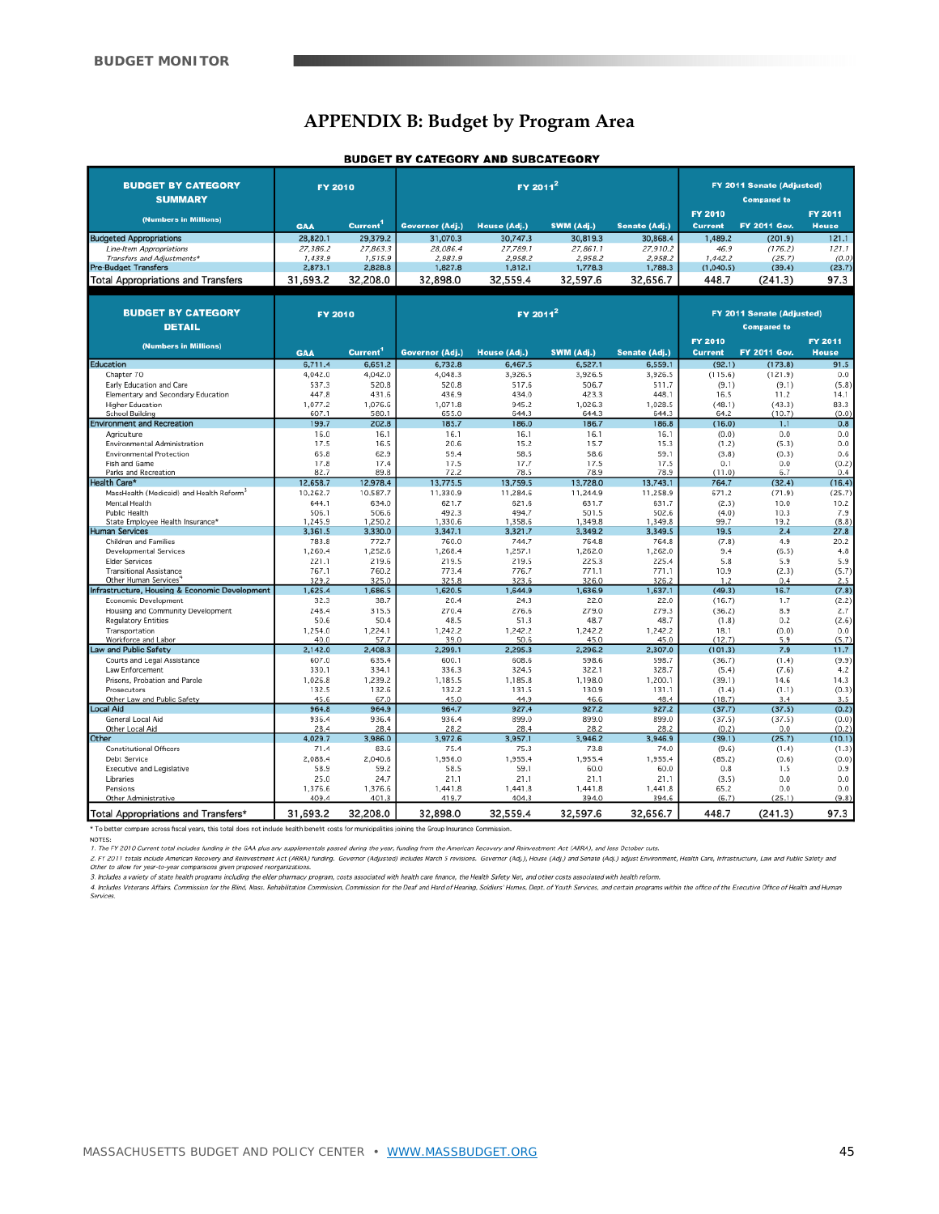# APPENDIX B: Budget by Program Area

**BUDGET BY CATEGORY AND SUBCATEGORY**

| BUDGET BY CATEGORY SUMMARY (Numbers in Millions) | FY 2010 | | FY 2011[2] | | | | FY 2011 Senate (Adjusted) Compared to | | |
|---|---|---|---|---|---|---|---|---|---|
| | GAA | Current[1] | Governor (Adj.) | House (Adj.) | SWM (Adj.) | Senate (Adj.) | FY 2010 Current | FY 2011 Gov. | FY 2011 House |
| Budgeted Appropriations | 28,820.1 | 29,379.2 | 31,070.3 | 30,747.3 | 30,819.3 | 30,868.4 | 1,489.2 | (201.9) | 121.1 |
| *Line-Item Appropriations* | *27,386.2* | *27,863.3* | *28,086.4* | *27,789.1* | *27,861.1* | *27,910.2* | *46.9* | *(176.2)* | *121.1* |
| *Transfers and Adjustments** | *1,433.9* | *1,515.9* | *2,983.9* | *2,958.2* | *2,958.2* | *2,958.2* | *1,442.2* | *(25.7)* | *(0.0)* |
| Pre-Budget Transfers | 2,873.1 | 2,828.8 | 1,827.8 | 1,812.1 | 1,778.3 | 1,788.3 | (1,040.5) | (39.4) | (23.7) |
| Total Appropriations and Transfers | 31,693.2 | 32,208.0 | 32,898.0 | 32,559.4 | 32,597.6 | 32,656.7 | 448.7 | (241.3) | 97.3 |

| BUDGET BY CATEGORY DETAIL (Numbers in Millions) | FY 2010 | | FY 2011[2] | | | | FY 2011 Senate (Adjusted) Compared to | | |
|---|---|---|---|---|---|---|---|---|---|
| | GAA | Current[1] | Governor (Adj.) | House (Adj.) | SWM (Adj.) | Senate (Adj.) | FY 2010 Current | FY 2011 Gov. | FY 2011 House |
| **Education** | 6,711.4 | 6,651.2 | 6,732.8 | 6,467.5 | 6,527.1 | 6,559.1 | (92.1) | (173.8) | 91.5 |
| Chapter 70 | 4,042.0 | 4,042.0 | 4,048.3 | 3,926.5 | 3,926.5 | 3,926.5 | (115.6) | (121.9) | 0.0 |
| Early Education and Care | 537.3 | 520.8 | 520.8 | 517.5 | 506.7 | 511.7 | (9.1) | (9.1) | (5.8) |
| Elementary and Secondary Education | 447.8 | 431.6 | 436.9 | 434.0 | 423.3 | 448.1 | 16.5 | 11.2 | 14.1 |
| Higher Education | 1,077.2 | 1,076.6 | 1,071.8 | 945.2 | 1,026.3 | 1,028.5 | (48.1) | (43.3) | 83.3 |
| School Building | 607.1 | 580.1 | 655.0 | 644.3 | 644.3 | 644.3 | 64.2 | (10.7) | (0.0) |
| **Environment and Recreation** | 199.7 | 202.8 | 185.7 | 186.0 | 186.7 | 186.8 | (16.0) | 1.1 | 0.8 |
| Agriculture | 16.0 | 16.1 | 16.1 | 16.1 | 16.1 | 16.1 | (0.0) | 0.0 | 0.0 |
| Environmental Administration | 17.5 | 16.5 | 20.6 | 15.2 | 15.7 | 15.3 | (1.2) | (5.3) | 0.0 |
| Environmental Protection | 65.8 | 62.9 | 59.4 | 58.5 | 58.6 | 59.1 | (3.8) | (0.3) | 0.6 |
| Fish and Game | 17.8 | 17.4 | 17.5 | 17.7 | 17.5 | 17.5 | 0.1 | 0.0 | (0.2) |
| Parks and Recreation | 82.7 | 89.8 | 72.2 | 78.5 | 78.9 | 78.9 | (11.0) | 6.7 | 0.4 |
| **Health Care*** | 12,658.7 | 12,978.4 | 13,775.5 | 13,759.5 | 13,728.0 | 13,743.1 | 764.7 | (32.4) | (16.4) |
| MassHealth (Medicaid) and Health Reform[3] | 10,262.7 | 10,587.7 | 11,330.9 | 11,284.6 | 11,244.9 | 11,258.9 | 671.2 | (71.9) | (25.7) |
| Mental Health | 644.1 | 634.0 | 621.7 | 621.6 | 631.7 | 631.7 | (2.3) | 10.0 | 10.2 |
| Public Health | 506.1 | 506.6 | 492.3 | 494.7 | 501.5 | 502.6 | (4.0) | 10.3 | 7.9 |
| State Employee Health Insurance* | 1,245.9 | 1,250.2 | 1,330.6 | 1,358.6 | 1,349.8 | 1,349.8 | 99.7 | 19.2 | (8.8) |
| **Human Services** | 3,361.5 | 3,330.0 | 3,347.1 | 3,321.7 | 3,349.2 | 3,349.5 | 19.5 | 2.4 | 27.8 |
| Children and Families | 783.8 | 772.7 | 760.0 | 744.7 | 764.8 | 764.8 | (7.8) | 4.9 | 20.2 |
| Developmental Services | 1,260.4 | 1,252.6 | 1,268.4 | 1,257.1 | 1,262.0 | 1,262.0 | 9.4 | (6.5) | 4.8 |
| Elder Services | 221.1 | 219.6 | 219.5 | 219.5 | 225.3 | 225.4 | 5.8 | 5.9 | 5.9 |
| Transitional Assistance | 767.1 | 760.2 | 773.4 | 776.7 | 771.1 | 771.1 | 10.9 | (2.3) | (5.7) |
| Other Human Services[4] | 329.2 | 325.0 | 325.8 | 323.6 | 326.0 | 326.2 | 1.2 | 0.4 | 2.5 |
| **Infrastructure, Housing & Economic Development** | 1,625.4 | 1,686.5 | 1,620.5 | 1,644.9 | 1,636.9 | 1,637.1 | (49.3) | 16.7 | (7.8) |
| Economic Development | 32.3 | 38.7 | 20.4 | 24.3 | 22.0 | 22.0 | (16.7) | 1.7 | (2.2) |
| Housing and Community Development | 248.4 | 315.5 | 270.4 | 276.6 | 279.0 | 279.3 | (36.2) | 8.9 | 2.7 |
| Regulatory Entities | 50.6 | 50.4 | 48.5 | 51.3 | 48.7 | 48.7 | (1.8) | 0.2 | (2.6) |
| Transportation | 1,254.0 | 1,224.1 | 1,242.2 | 1,242.2 | 1,242.2 | 1,242.2 | 18.1 | (0.0) | 0.0 |
| Workforce and Labor | 40.0 | 57.7 | 39.0 | 50.6 | 45.0 | 45.0 | (12.7) | 5.9 | (5.7) |
| **Law and Public Safety** | 2,142.0 | 2,408.3 | 2,299.1 | 2,295.3 | 2,296.2 | 2,307.0 | (101.3) | 7.9 | 11.7 |
| Courts and Legal Assistance | 607.0 | 635.4 | 600.1 | 608.6 | 598.6 | 598.7 | (36.7) | (1.4) | (9.9) |
| Law Enforcement | 330.1 | 334.1 | 336.3 | 324.5 | 322.1 | 328.7 | (5.4) | (7.6) | 4.2 |
| Prisons, Probation and Parole | 1,026.8 | 1,239.2 | 1,185.5 | 1,185.8 | 1,198.0 | 1,200.1 | (39.1) | 14.6 | 14.3 |
| Prosecutors | 132.5 | 132.6 | 132.2 | 131.5 | 130.9 | 131.1 | (1.4) | (1.1) | (0.3) |
| Other Law and Public Safety | 45.6 | 67.0 | 45.0 | 44.9 | 46.6 | 48.4 | (18.7) | 3.4 | 3.5 |
| **Local Aid** | 964.8 | 964.9 | 964.7 | 927.4 | 927.2 | 927.2 | (37.7) | (37.5) | (0.2) |
| General Local Aid | 936.4 | 936.4 | 936.4 | 899.0 | 899.0 | 899.0 | (37.5) | (37.5) | (0.0) |
| Other Local Aid | 28.4 | 28.4 | 28.2 | 28.4 | 28.2 | 28.2 | (0.2) | 0.0 | (0.2) |
| **Other** | 4,029.7 | 3,986.0 | 3,972.6 | 3,957.1 | 3,946.2 | 3,946.9 | (39.1) | (25.7) | (10.1) |
| Constitutional Officers | 71.4 | 83.6 | 75.4 | 75.3 | 73.8 | 74.0 | (9.6) | (1.4) | (1.3) |
| Debt Service | 2,088.4 | 2,040.6 | 1,956.0 | 1,955.4 | 1,955.4 | 1,955.4 | (85.2) | (0.6) | (0.0) |
| Executive and Legislative | 58.9 | 59.2 | 58.5 | 59.1 | 60.0 | 60.0 | 0.8 | 1.5 | 0.9 |
| Libraries | 25.0 | 24.7 | 21.1 | 21.1 | 21.1 | 21.1 | (3.5) | 0.0 | 0.0 |
| Pensions | 1,376.6 | 1,376.6 | 1,441.8 | 1,441.8 | 1,441.8 | 1,441.8 | 65.2 | 0.0 | 0.0 |
| Other Administrative | 409.4 | 401.3 | 419.7 | 404.3 | 394.0 | 394.6 | (6.7) | (25.1) | (9.8) |
| **Total Appropriations and Transfers*** | 31,693.2 | 32,208.0 | 32,898.0 | 32,559.4 | 32,597.6 | 32,656.7 | 448.7 | (241.3) | 97.3 |

\* To better compare across fiscal years, this total does not include health benefit costs for municipalities joining the Group Insurance Commission.

NOTES:

1. The FY 2010 Current total includes funding in the GAA plus any supplementals passed during the year, funding from the American Recovery and Reinvestment Act (ARRA), and less October cuts.

2. FY 2011 totals include American Recovery and Reinvestment Act (ARRA) funding. Governor (Adjusted) includes March 5 revisions. Governor (Adj.), House (Adj.) and Senate (Adj.) adjust Environment, Health Care, Infrastructure, Law and Public Safety and Other to allow for year-to-year comparisons given proposed reorganizations.

3. Includes a variety of state health programs including the elder pharmacy program, costs associated with health care finance, the Health Safety Net, and other costs associated with health reform.

4. Includes Veterans Affairs, Commission for the Blind, Mass. Rehabilitation Commission, Commission for the Deaf and Hard of Hearing, Soldiers' Homes, Dept. of Youth Services, and certain programs within the office of the Executive Office of Health and Human Services.